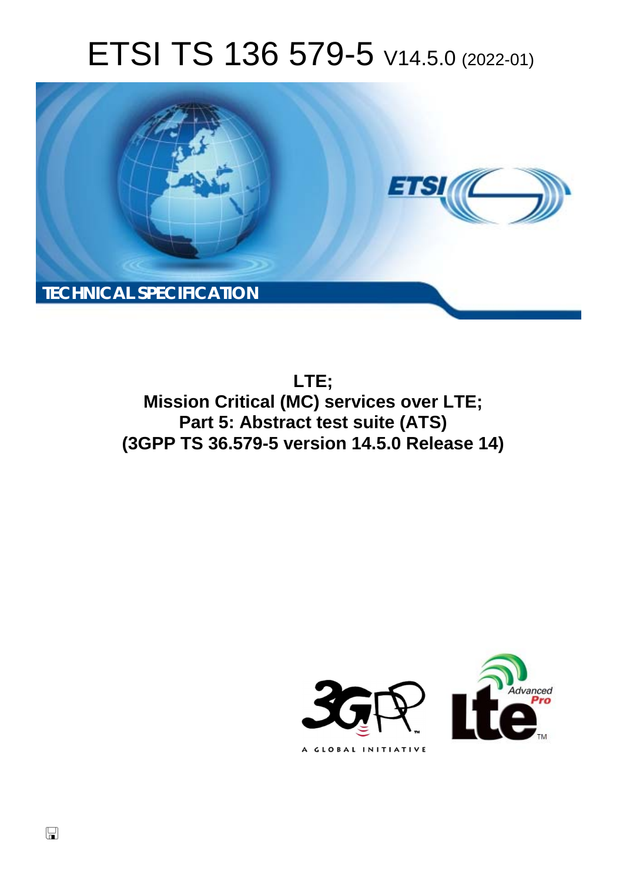# ETSI TS 136 579-5 V14.5.0 (2022-01)

**TECHNICAL SPECIFICATION**

**LTE;**
**Mission Critical (MC) services over LTE;**
**Part 5: Abstract test suite (ATS)**
**(3GPP TS 36.579-5 version 14.5.0 Release 14)**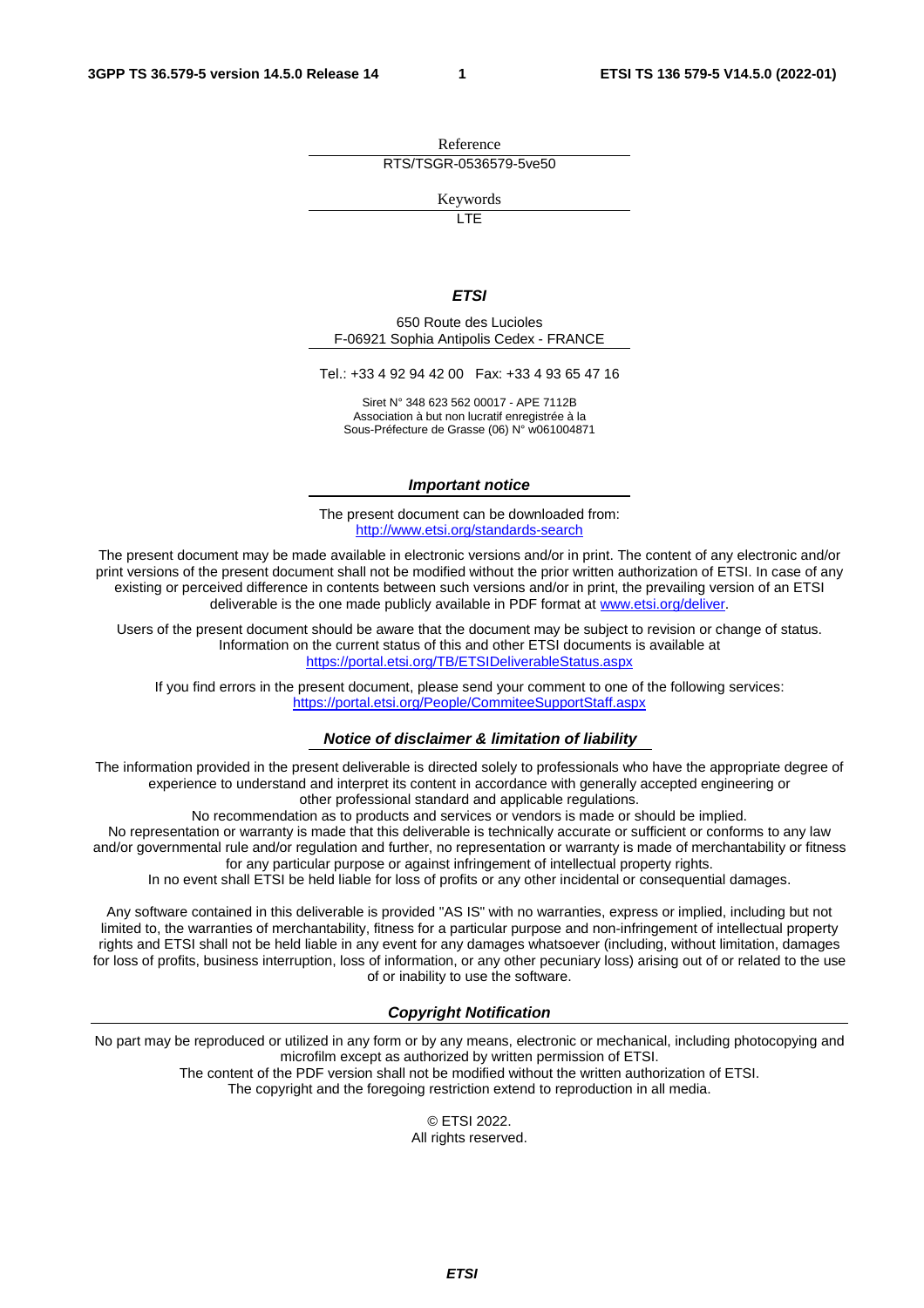Reference

RTS/TSGR-0536579-5ve50

Keywords

LTE

***ETSI***

650 Route des Lucioles
F-06921 Sophia Antipolis Cedex - FRANCE

Tel.: +33 4 92 94 42 00   Fax: +33 4 93 65 47 16

Siret N° 348 623 562 00017 - APE 7112B
Association à but non lucratif enregistrée à la
Sous-Préfecture de Grasse (06) N° w061004871

***Important notice***

The present document can be downloaded from:
http://www.etsi.org/standards-search

The present document may be made available in electronic versions and/or in print. The content of any electronic and/or print versions of the present document shall not be modified without the prior written authorization of ETSI. In case of any existing or perceived difference in contents between such versions and/or in print, the prevailing version of an ETSI deliverable is the one made publicly available in PDF format at www.etsi.org/deliver.

Users of the present document should be aware that the document may be subject to revision or change of status. Information on the current status of this and other ETSI documents is available at
https://portal.etsi.org/TB/ETSIDeliverableStatus.aspx

If you find errors in the present document, please send your comment to one of the following services:
https://portal.etsi.org/People/CommiteeSupportStaff.aspx

***Notice of disclaimer & limitation of liability***

The information provided in the present deliverable is directed solely to professionals who have the appropriate degree of experience to understand and interpret its content in accordance with generally accepted engineering or other professional standard and applicable regulations.
No recommendation as to products and services or vendors is made or should be implied.
No representation or warranty is made that this deliverable is technically accurate or sufficient or conforms to any law and/or governmental rule and/or regulation and further, no representation or warranty is made of merchantability or fitness for any particular purpose or against infringement of intellectual property rights.
In no event shall ETSI be held liable for loss of profits or any other incidental or consequential damages.

Any software contained in this deliverable is provided "AS IS" with no warranties, express or implied, including but not limited to, the warranties of merchantability, fitness for a particular purpose and non-infringement of intellectual property rights and ETSI shall not be held liable in any event for any damages whatsoever (including, without limitation, damages for loss of profits, business interruption, loss of information, or any other pecuniary loss) arising out of or related to the use of or inability to use the software.

***Copyright Notification***

No part may be reproduced or utilized in any form or by any means, electronic or mechanical, including photocopying and microfilm except as authorized by written permission of ETSI.
The content of the PDF version shall not be modified without the written authorization of ETSI.
The copyright and the foregoing restriction extend to reproduction in all media.

© ETSI 2022.
All rights reserved.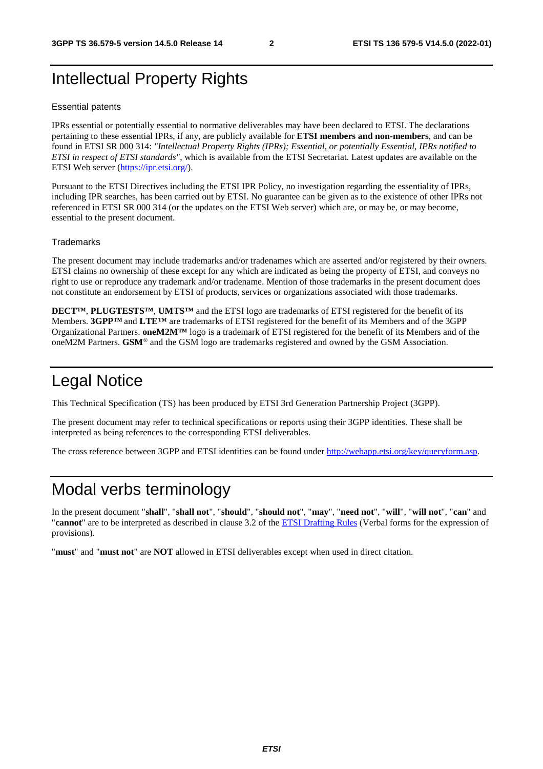# Intellectual Property Rights

## Essential patents

IPRs essential or potentially essential to normative deliverables may have been declared to ETSI. The declarations pertaining to these essential IPRs, if any, are publicly available for **ETSI members and non-members**, and can be found in ETSI SR 000 314: *"Intellectual Property Rights (IPRs); Essential, or potentially Essential, IPRs notified to ETSI in respect of ETSI standards"*, which is available from the ETSI Secretariat. Latest updates are available on the ETSI Web server (https://ipr.etsi.org/).

Pursuant to the ETSI Directives including the ETSI IPR Policy, no investigation regarding the essentiality of IPRs, including IPR searches, has been carried out by ETSI. No guarantee can be given as to the existence of other IPRs not referenced in ETSI SR 000 314 (or the updates on the ETSI Web server) which are, or may be, or may become, essential to the present document.

## Trademarks

The present document may include trademarks and/or tradenames which are asserted and/or registered by their owners. ETSI claims no ownership of these except for any which are indicated as being the property of ETSI, and conveys no right to use or reproduce any trademark and/or tradename. Mention of those trademarks in the present document does not constitute an endorsement by ETSI of products, services or organizations associated with those trademarks.

**DECT™**, **PLUGTESTS™**, **UMTS™** and the ETSI logo are trademarks of ETSI registered for the benefit of its Members. **3GPP™** and **LTE™** are trademarks of ETSI registered for the benefit of its Members and of the 3GPP Organizational Partners. **oneM2M™** logo is a trademark of ETSI registered for the benefit of its Members and of the oneM2M Partners. **GSM**® and the GSM logo are trademarks registered and owned by the GSM Association.

# Legal Notice

This Technical Specification (TS) has been produced by ETSI 3rd Generation Partnership Project (3GPP).

The present document may refer to technical specifications or reports using their 3GPP identities. These shall be interpreted as being references to the corresponding ETSI deliverables.

The cross reference between 3GPP and ETSI identities can be found under http://webapp.etsi.org/key/queryform.asp.

# Modal verbs terminology

In the present document "**shall**", "**shall not**", "**should**", "**should not**", "**may**", "**need not**", "**will**", "**will not**", "**can**" and "**cannot**" are to be interpreted as described in clause 3.2 of the ETSI Drafting Rules (Verbal forms for the expression of provisions).

"**must**" and "**must not**" are **NOT** allowed in ETSI deliverables except when used in direct citation.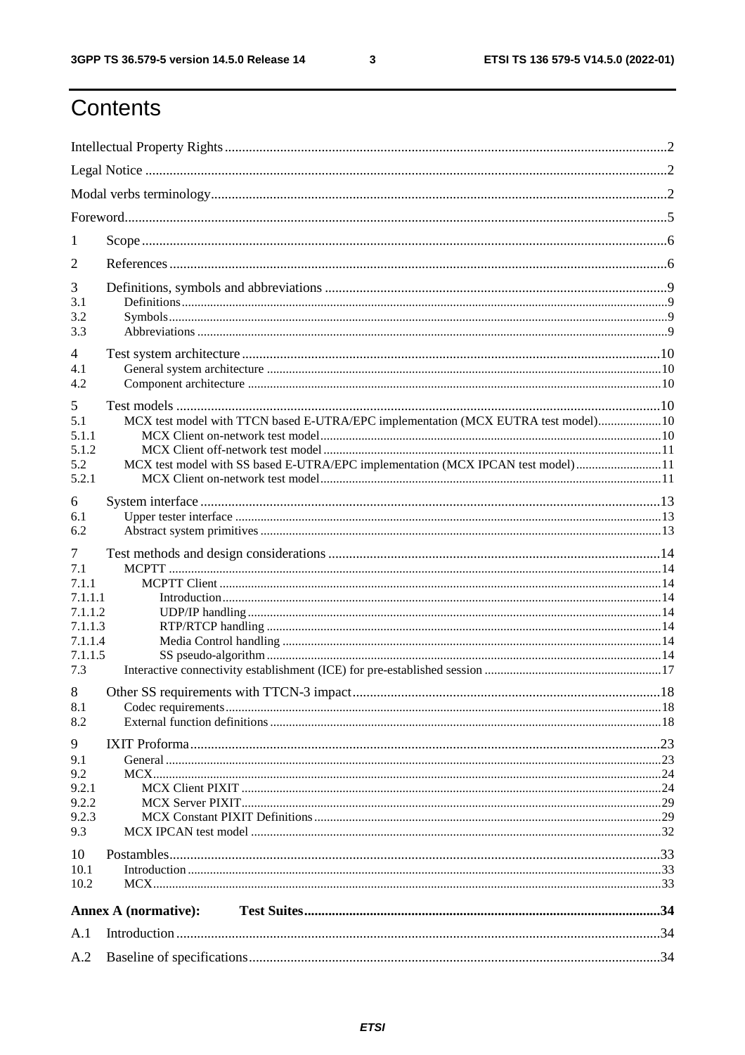# Contents

Intellectual Property Rights ....................................................................................................................2

Legal Notice ....................................................................................................................2

Modal verbs terminology....................................................................................................................2

Foreword....................................................................................................................5

1 Scope ....................................................................................................................6

2 References ....................................................................................................................6

3 Definitions, symbols and abbreviations ....................................................................................................................9
3.1 Definitions....................................................................................................................9
3.2 Symbols....................................................................................................................9
3.3 Abbreviations ....................................................................................................................9

4 Test system architecture ....................................................................................................................10
4.1 General system architecture ....................................................................................................................10
4.2 Component architecture ....................................................................................................................10

5 Test models ....................................................................................................................10
5.1 MCX test model with TTCN based E-UTRA/EPC implementation (MCX EUTRA test model)....................10
5.1.1 MCX Client on-network test model....................................................................................................................10
5.1.2 MCX Client off-network test model ....................................................................................................................11
5.2 MCX test model with SS based E-UTRA/EPC implementation (MCX IPCAN test model) ....................11
5.2.1 MCX Client on-network test model....................................................................................................................11

6 System interface ....................................................................................................................13
6.1 Upper tester interface ....................................................................................................................13
6.2 Abstract system primitives ....................................................................................................................13

7 Test methods and design considerations ....................................................................................................................14
7.1 MCPTT ....................................................................................................................14
7.1.1 MCPTT Client ....................................................................................................................14
7.1.1.1 Introduction....................................................................................................................14
7.1.1.2 UDP/IP handling....................................................................................................................14
7.1.1.3 RTP/RTCP handling ....................................................................................................................14
7.1.1.4 Media Control handling ....................................................................................................................14
7.1.1.5 SS pseudo-algorithm....................................................................................................................14
7.3 Interactive connectivity establishment (ICE) for pre-established session ....................................................................................................................17

8 Other SS requirements with TTCN-3 impact....................................................................................................................18
8.1 Codec requirements....................................................................................................................18
8.2 External function definitions ....................................................................................................................18

9 IXIT Proforma....................................................................................................................23
9.1 General ....................................................................................................................23
9.2 MCX....................................................................................................................24
9.2.1 MCX Client PIXIT ....................................................................................................................24
9.2.2 MCX Server PIXIT....................................................................................................................29
9.2.3 MCX Constant PIXIT Definitions ....................................................................................................................29
9.3 MCX IPCAN test model ....................................................................................................................32

10 Postambles....................................................................................................................33
10.1 Introduction ....................................................................................................................33
10.2 MCX....................................................................................................................33

**Annex A (normative): Test Suites....................................................................................................................34**

A.1 Introduction ....................................................................................................................34

A.2 Baseline of specifications....................................................................................................................34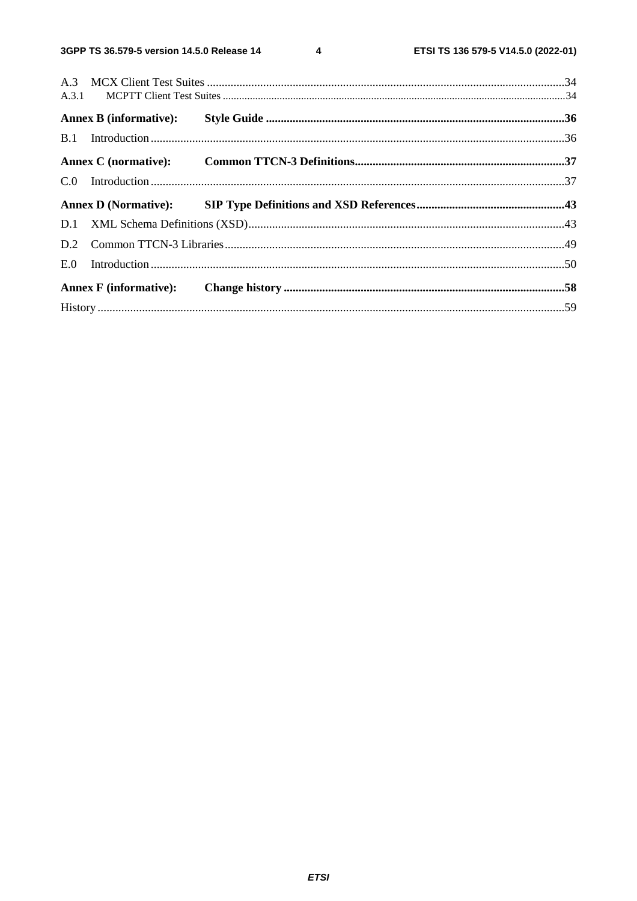A.3 MCX Client Test Suites ........................................................................................................................34
A.3.1 MCPTT Client Test Suites ..............................................................................................................................34

**Annex B (informative): Style Guide ....................................................................................................36**

B.1 Introduction ...........................................................................................................................................36

**Annex C (normative): Common TTCN-3 Definitions......................................................................37**

C.0 Introduction ...........................................................................................................................................37

**Annex D (Normative): SIP Type Definitions and XSD References..................................................43**

D.1 XML Schema Definitions (XSD)..........................................................................................................43
D.2 Common TTCN-3 Libraries..................................................................................................................49
E.0 Introduction ...........................................................................................................................................50

**Annex F (informative): Change history ..............................................................................................58**

History .............................................................................................................................................................59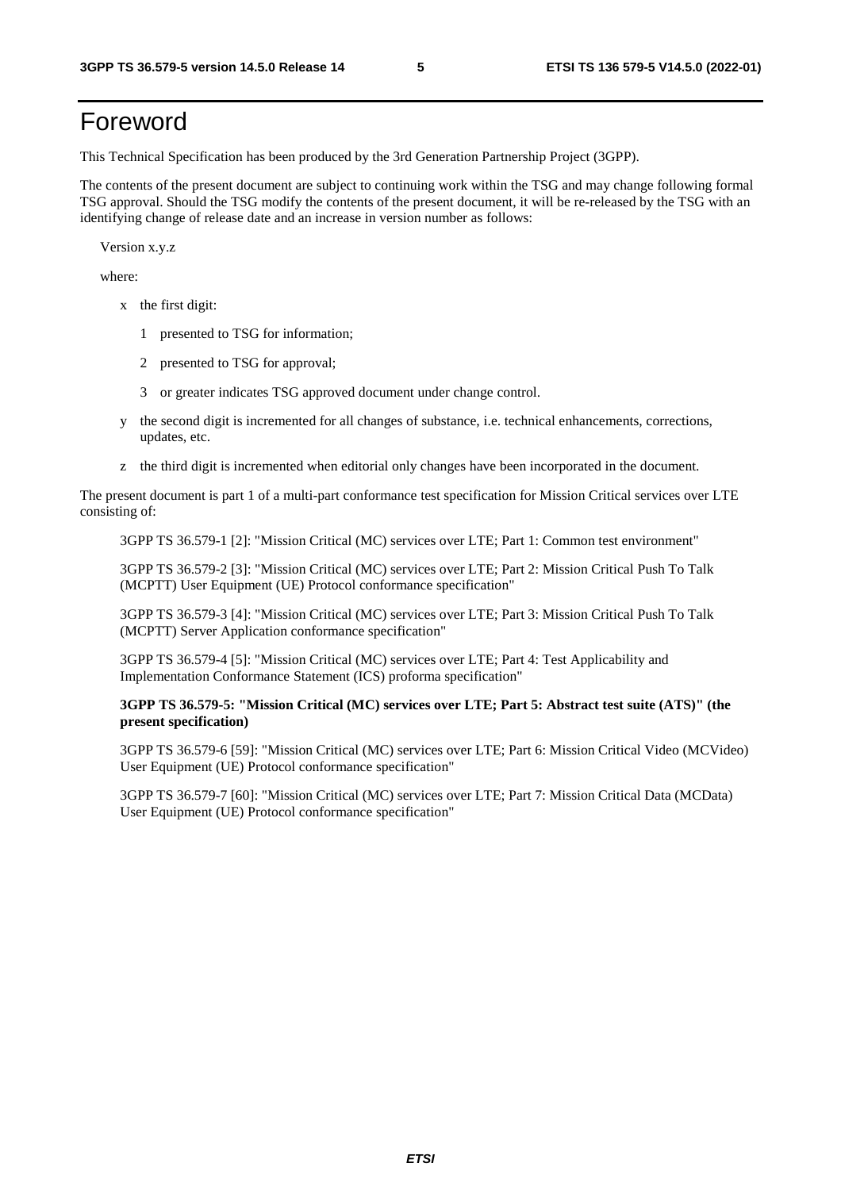# Foreword

This Technical Specification has been produced by the 3rd Generation Partnership Project (3GPP).

The contents of the present document are subject to continuing work within the TSG and may change following formal TSG approval. Should the TSG modify the contents of the present document, it will be re-released by the TSG with an identifying change of release date and an increase in version number as follows:

Version x.y.z

where:

- x the first digit:
  - 1 presented to TSG for information;
  - 2 presented to TSG for approval;
  - 3 or greater indicates TSG approved document under change control.
- y the second digit is incremented for all changes of substance, i.e. technical enhancements, corrections, updates, etc.
- z the third digit is incremented when editorial only changes have been incorporated in the document.

The present document is part 1 of a multi-part conformance test specification for Mission Critical services over LTE consisting of:

3GPP TS 36.579-1 [2]: "Mission Critical (MC) services over LTE; Part 1: Common test environment"

3GPP TS 36.579-2 [3]: "Mission Critical (MC) services over LTE; Part 2: Mission Critical Push To Talk (MCPTT) User Equipment (UE) Protocol conformance specification"

3GPP TS 36.579-3 [4]: "Mission Critical (MC) services over LTE; Part 3: Mission Critical Push To Talk (MCPTT) Server Application conformance specification"

3GPP TS 36.579-4 [5]: "Mission Critical (MC) services over LTE; Part 4: Test Applicability and Implementation Conformance Statement (ICS) proforma specification"

**3GPP TS 36.579-5: "Mission Critical (MC) services over LTE; Part 5: Abstract test suite (ATS)" (the present specification)**

3GPP TS 36.579-6 [59]: "Mission Critical (MC) services over LTE; Part 6: Mission Critical Video (MCVideo) User Equipment (UE) Protocol conformance specification"

3GPP TS 36.579-7 [60]: "Mission Critical (MC) services over LTE; Part 7: Mission Critical Data (MCData) User Equipment (UE) Protocol conformance specification"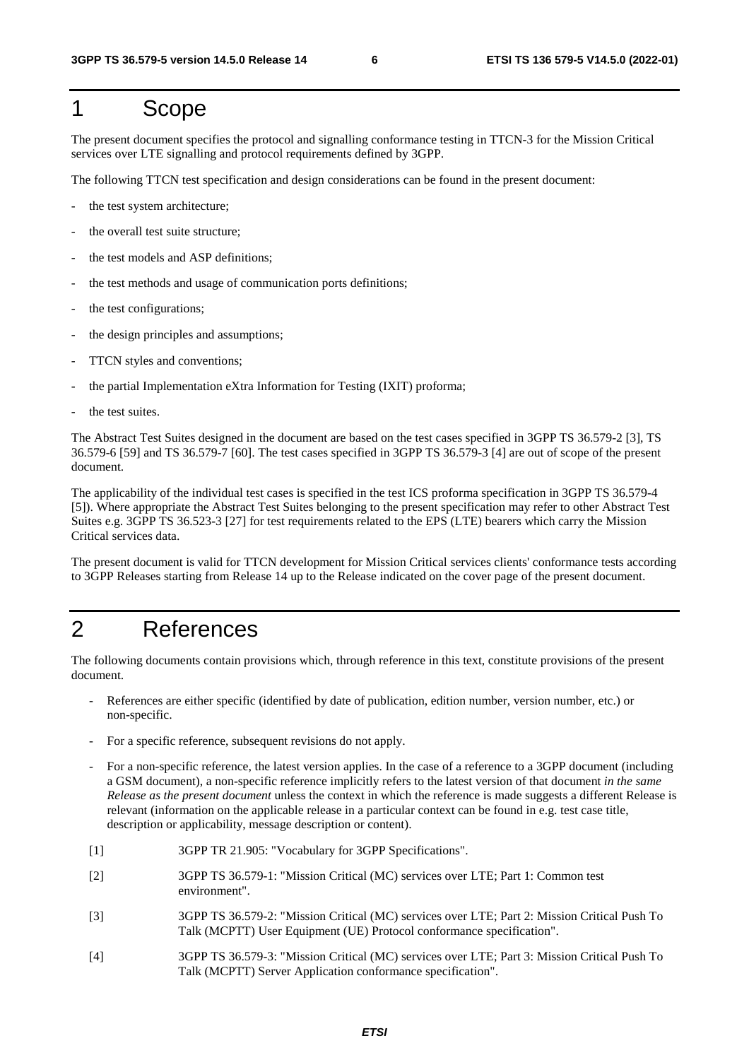# 1 Scope

The present document specifies the protocol and signalling conformance testing in TTCN-3 for the Mission Critical services over LTE signalling and protocol requirements defined by 3GPP.

The following TTCN test specification and design considerations can be found in the present document:

- the test system architecture;
- the overall test suite structure;
- the test models and ASP definitions;
- the test methods and usage of communication ports definitions;
- the test configurations;
- the design principles and assumptions;
- TTCN styles and conventions;
- the partial Implementation eXtra Information for Testing (IXIT) proforma;
- the test suites.

The Abstract Test Suites designed in the document are based on the test cases specified in 3GPP TS 36.579-2 [3], TS 36.579-6 [59] and TS 36.579-7 [60]. The test cases specified in 3GPP TS 36.579-3 [4] are out of scope of the present document.

The applicability of the individual test cases is specified in the test ICS proforma specification in 3GPP TS 36.579-4 [5]). Where appropriate the Abstract Test Suites belonging to the present specification may refer to other Abstract Test Suites e.g. 3GPP TS 36.523-3 [27] for test requirements related to the EPS (LTE) bearers which carry the Mission Critical services data.

The present document is valid for TTCN development for Mission Critical services clients' conformance tests according to 3GPP Releases starting from Release 14 up to the Release indicated on the cover page of the present document.

# 2 References

The following documents contain provisions which, through reference in this text, constitute provisions of the present document.

- References are either specific (identified by date of publication, edition number, version number, etc.) or non-specific.
- For a specific reference, subsequent revisions do not apply.
- For a non-specific reference, the latest version applies. In the case of a reference to a 3GPP document (including a GSM document), a non-specific reference implicitly refers to the latest version of that document *in the same Release as the present document* unless the context in which the reference is made suggests a different Release is relevant (information on the applicable release in a particular context can be found in e.g. test case title, description or applicability, message description or content).

[1] 3GPP TR 21.905: "Vocabulary for 3GPP Specifications".

[2] 3GPP TS 36.579-1: "Mission Critical (MC) services over LTE; Part 1: Common test environment".

[3] 3GPP TS 36.579-2: "Mission Critical (MC) services over LTE; Part 2: Mission Critical Push To Talk (MCPTT) User Equipment (UE) Protocol conformance specification".

[4] 3GPP TS 36.579-3: "Mission Critical (MC) services over LTE; Part 3: Mission Critical Push To Talk (MCPTT) Server Application conformance specification".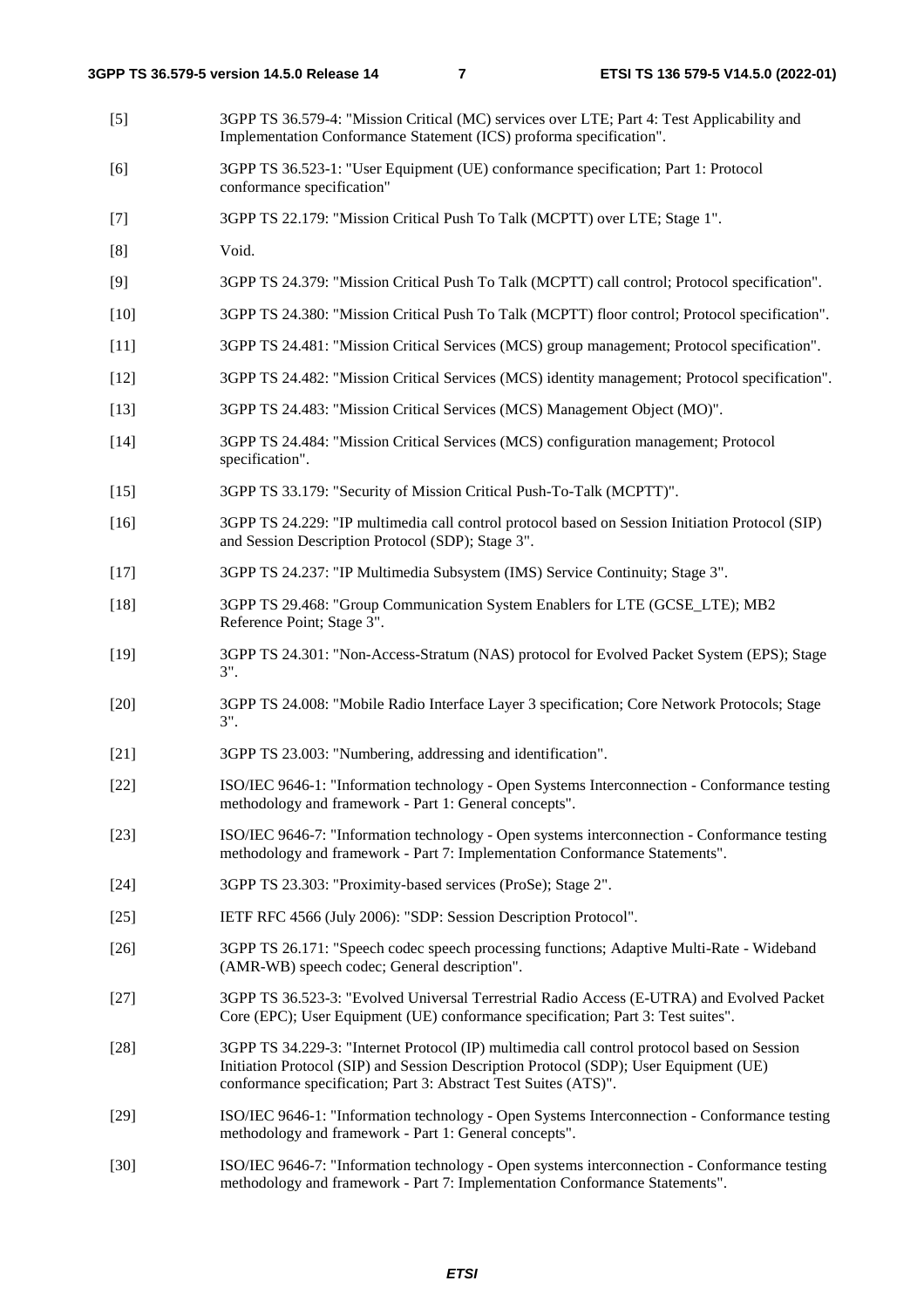[5] 3GPP TS 36.579-4: "Mission Critical (MC) services over LTE; Part 4: Test Applicability and Implementation Conformance Statement (ICS) proforma specification".

[6] 3GPP TS 36.523-1: "User Equipment (UE) conformance specification; Part 1: Protocol conformance specification"

[7] 3GPP TS 22.179: "Mission Critical Push To Talk (MCPTT) over LTE; Stage 1".

[8] Void.

[9] 3GPP TS 24.379: "Mission Critical Push To Talk (MCPTT) call control; Protocol specification".

[10] 3GPP TS 24.380: "Mission Critical Push To Talk (MCPTT) floor control; Protocol specification".

[11] 3GPP TS 24.481: "Mission Critical Services (MCS) group management; Protocol specification".

[12] 3GPP TS 24.482: "Mission Critical Services (MCS) identity management; Protocol specification".

[13] 3GPP TS 24.483: "Mission Critical Services (MCS) Management Object (MO)".

[14] 3GPP TS 24.484: "Mission Critical Services (MCS) configuration management; Protocol specification".

[15] 3GPP TS 33.179: "Security of Mission Critical Push-To-Talk (MCPTT)".

[16] 3GPP TS 24.229: "IP multimedia call control protocol based on Session Initiation Protocol (SIP) and Session Description Protocol (SDP); Stage 3".

[17] 3GPP TS 24.237: "IP Multimedia Subsystem (IMS) Service Continuity; Stage 3".

[18] 3GPP TS 29.468: "Group Communication System Enablers for LTE (GCSE_LTE); MB2 Reference Point; Stage 3".

[19] 3GPP TS 24.301: "Non-Access-Stratum (NAS) protocol for Evolved Packet System (EPS); Stage 3".

[20] 3GPP TS 24.008: "Mobile Radio Interface Layer 3 specification; Core Network Protocols; Stage 3".

[21] 3GPP TS 23.003: "Numbering, addressing and identification".

[22] ISO/IEC 9646-1: "Information technology - Open Systems Interconnection - Conformance testing methodology and framework - Part 1: General concepts".

[23] ISO/IEC 9646-7: "Information technology - Open systems interconnection - Conformance testing methodology and framework - Part 7: Implementation Conformance Statements".

[24] 3GPP TS 23.303: "Proximity-based services (ProSe); Stage 2".

[25] IETF RFC 4566 (July 2006): "SDP: Session Description Protocol".

[26] 3GPP TS 26.171: "Speech codec speech processing functions; Adaptive Multi-Rate - Wideband (AMR-WB) speech codec; General description".

[27] 3GPP TS 36.523-3: "Evolved Universal Terrestrial Radio Access (E-UTRA) and Evolved Packet Core (EPC); User Equipment (UE) conformance specification; Part 3: Test suites".

[28] 3GPP TS 34.229-3: "Internet Protocol (IP) multimedia call control protocol based on Session Initiation Protocol (SIP) and Session Description Protocol (SDP); User Equipment (UE) conformance specification; Part 3: Abstract Test Suites (ATS)".

[29] ISO/IEC 9646-1: "Information technology - Open Systems Interconnection - Conformance testing methodology and framework - Part 1: General concepts".

[30] ISO/IEC 9646-7: "Information technology - Open systems interconnection - Conformance testing methodology and framework - Part 7: Implementation Conformance Statements".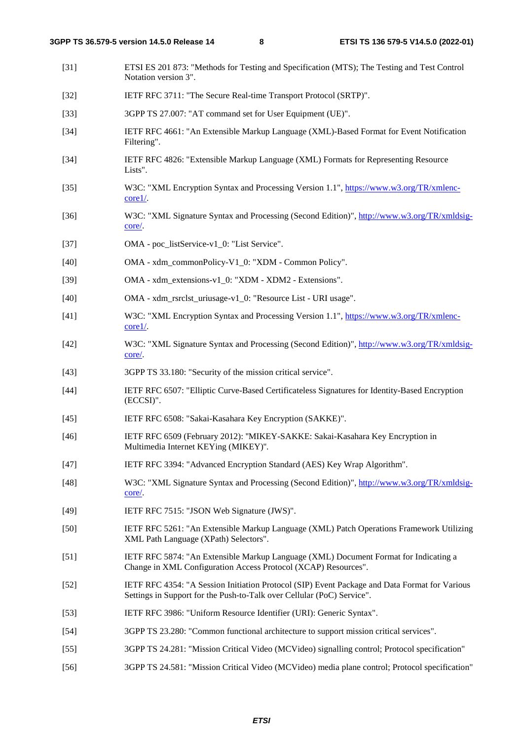[31] ETSI ES 201 873: "Methods for Testing and Specification (MTS); The Testing and Test Control Notation version 3".

[32] IETF RFC 3711: "The Secure Real-time Transport Protocol (SRTP)".

[33] 3GPP TS 27.007: "AT command set for User Equipment (UE)".

[34] IETF RFC 4661: "An Extensible Markup Language (XML)-Based Format for Event Notification Filtering".

[34] IETF RFC 4826: "Extensible Markup Language (XML) Formats for Representing Resource Lists".

[35] W3C: "XML Encryption Syntax and Processing Version 1.1", https://www.w3.org/TR/xmlenc-core1/.

[36] W3C: "XML Signature Syntax and Processing (Second Edition)", http://www.w3.org/TR/xmldsig-core/.

[37] OMA - poc_listService-v1_0: "List Service".

[40] OMA - xdm_commonPolicy-V1_0: "XDM - Common Policy".

[39] OMA - xdm_extensions-v1_0: "XDM - XDM2 - Extensions".

[40] OMA - xdm_rsrclst_uriusage-v1_0: "Resource List - URI usage".

[41] W3C: "XML Encryption Syntax and Processing Version 1.1", https://www.w3.org/TR/xmlenc-core1/.

[42] W3C: "XML Signature Syntax and Processing (Second Edition)", http://www.w3.org/TR/xmldsig-core/.

[43] 3GPP TS 33.180: "Security of the mission critical service".

[44] IETF RFC 6507: "Elliptic Curve-Based Certificateless Signatures for Identity-Based Encryption (ECCSI)".

[45] IETF RFC 6508: "Sakai-Kasahara Key Encryption (SAKKE)".

[46] IETF RFC 6509 (February 2012): "MIKEY-SAKKE: Sakai-Kasahara Key Encryption in Multimedia Internet KEYing (MIKEY)".

[47] IETF RFC 3394: "Advanced Encryption Standard (AES) Key Wrap Algorithm".

[48] W3C: "XML Signature Syntax and Processing (Second Edition)", http://www.w3.org/TR/xmldsig-core/.

[49] IETF RFC 7515: "JSON Web Signature (JWS)".

[50] IETF RFC 5261: "An Extensible Markup Language (XML) Patch Operations Framework Utilizing XML Path Language (XPath) Selectors".

[51] IETF RFC 5874: "An Extensible Markup Language (XML) Document Format for Indicating a Change in XML Configuration Access Protocol (XCAP) Resources".

[52] IETF RFC 4354: "A Session Initiation Protocol (SIP) Event Package and Data Format for Various Settings in Support for the Push-to-Talk over Cellular (PoC) Service".

[53] IETF RFC 3986: "Uniform Resource Identifier (URI): Generic Syntax".

[54] 3GPP TS 23.280: "Common functional architecture to support mission critical services".

[55] 3GPP TS 24.281: "Mission Critical Video (MCVideo) signalling control; Protocol specification"

[56] 3GPP TS 24.581: "Mission Critical Video (MCVideo) media plane control; Protocol specification"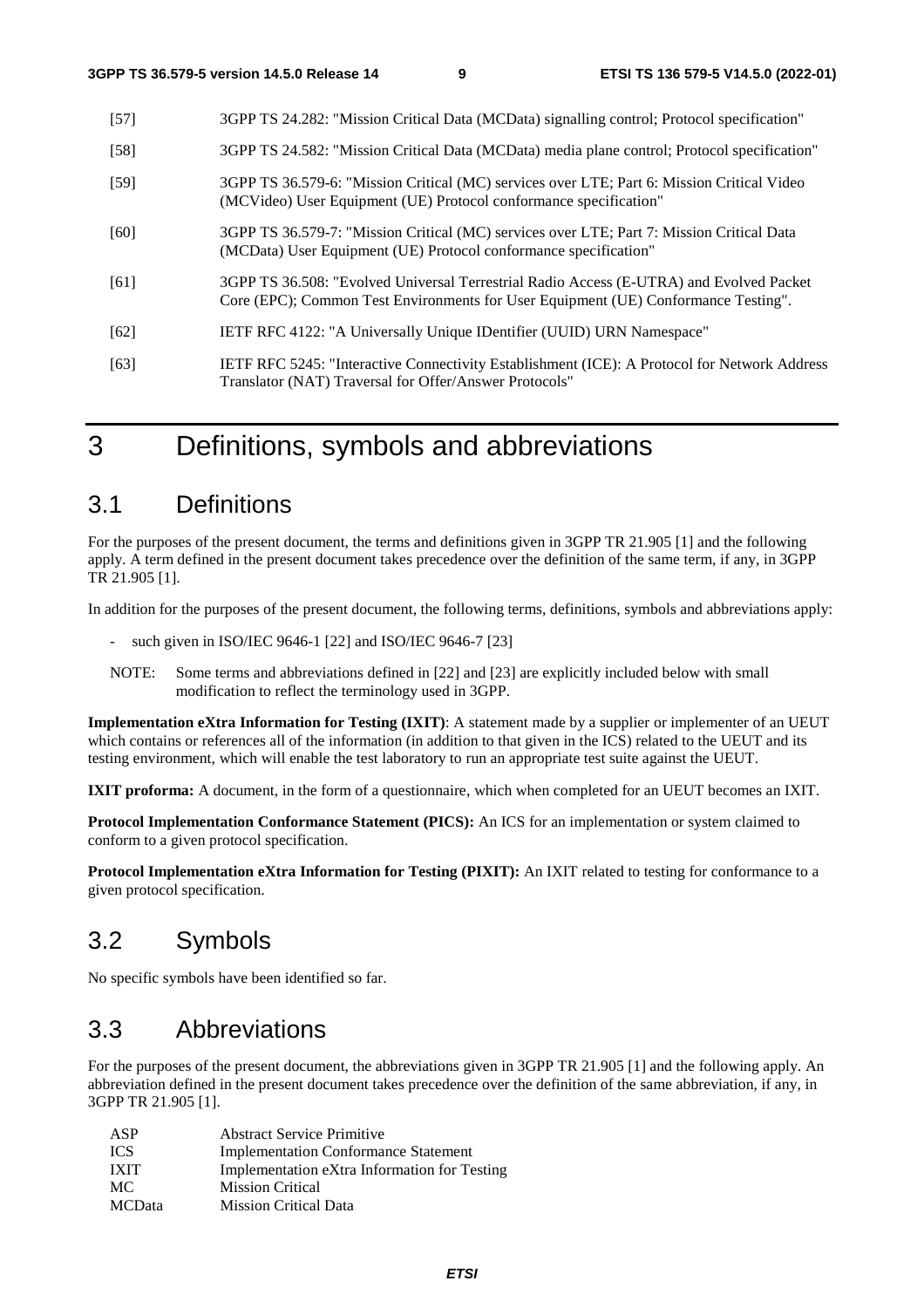[57] 3GPP TS 24.282: "Mission Critical Data (MCData) signalling control; Protocol specification"

[58] 3GPP TS 24.582: "Mission Critical Data (MCData) media plane control; Protocol specification"

[59] 3GPP TS 36.579-6: "Mission Critical (MC) services over LTE; Part 6: Mission Critical Video (MCVideo) User Equipment (UE) Protocol conformance specification"

[60] 3GPP TS 36.579-7: "Mission Critical (MC) services over LTE; Part 7: Mission Critical Data (MCData) User Equipment (UE) Protocol conformance specification"

[61] 3GPP TS 36.508: "Evolved Universal Terrestrial Radio Access (E-UTRA) and Evolved Packet Core (EPC); Common Test Environments for User Equipment (UE) Conformance Testing".

[62] IETF RFC 4122: "A Universally Unique IDentifier (UUID) URN Namespace"

[63] IETF RFC 5245: "Interactive Connectivity Establishment (ICE): A Protocol for Network Address Translator (NAT) Traversal for Offer/Answer Protocols"

# 3 Definitions, symbols and abbreviations

## 3.1 Definitions

For the purposes of the present document, the terms and definitions given in 3GPP TR 21.905 [1] and the following apply. A term defined in the present document takes precedence over the definition of the same term, if any, in 3GPP TR 21.905 [1].

In addition for the purposes of the present document, the following terms, definitions, symbols and abbreviations apply:

- such given in ISO/IEC 9646-1 [22] and ISO/IEC 9646-7 [23]

NOTE: Some terms and abbreviations defined in [22] and [23] are explicitly included below with small modification to reflect the terminology used in 3GPP.

**Implementation eXtra Information for Testing (IXIT)**: A statement made by a supplier or implementer of an UEUT which contains or references all of the information (in addition to that given in the ICS) related to the UEUT and its testing environment, which will enable the test laboratory to run an appropriate test suite against the UEUT.

**IXIT proforma:** A document, in the form of a questionnaire, which when completed for an UEUT becomes an IXIT.

**Protocol Implementation Conformance Statement (PICS):** An ICS for an implementation or system claimed to conform to a given protocol specification.

**Protocol Implementation eXtra Information for Testing (PIXIT):** An IXIT related to testing for conformance to a given protocol specification.

## 3.2 Symbols

No specific symbols have been identified so far.

## 3.3 Abbreviations

For the purposes of the present document, the abbreviations given in 3GPP TR 21.905 [1] and the following apply. An abbreviation defined in the present document takes precedence over the definition of the same abbreviation, if any, in 3GPP TR 21.905 [1].

ASP Abstract Service Primitive
ICS Implementation Conformance Statement
IXIT Implementation eXtra Information for Testing
MC Mission Critical
MCData Mission Critical Data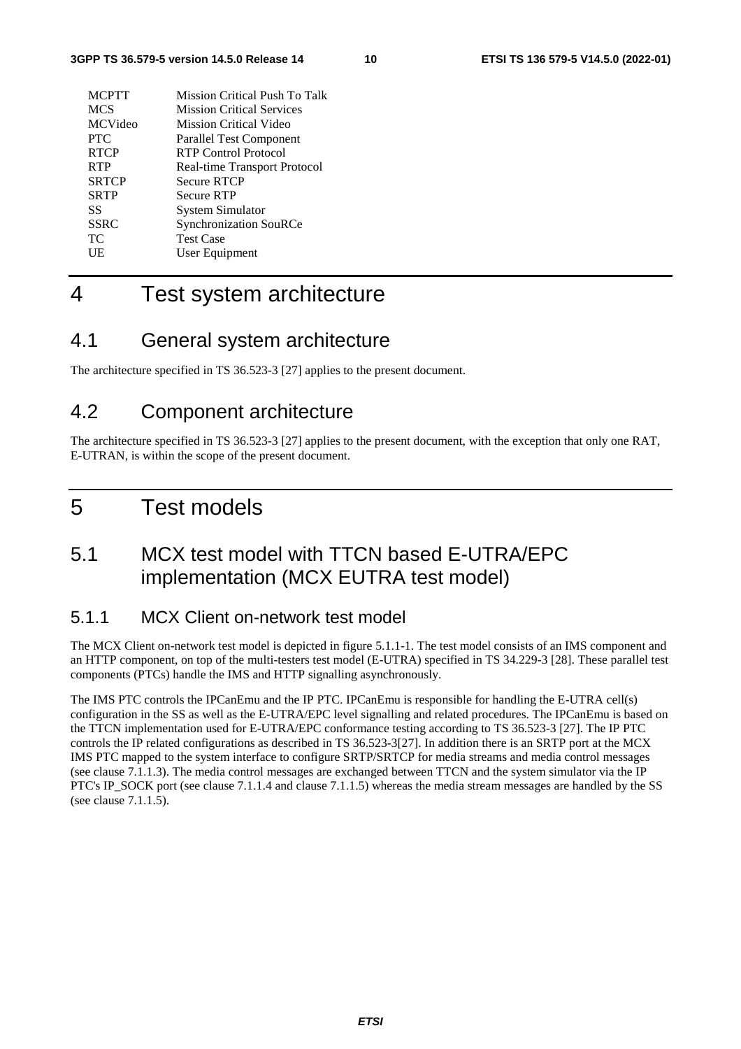| | |
|---|---|
| MCPTT | Mission Critical Push To Talk |
| MCS | Mission Critical Services |
| MCVideo | Mission Critical Video |
| PTC | Parallel Test Component |
| RTCP | RTP Control Protocol |
| RTP | Real-time Transport Protocol |
| SRTCP | Secure RTCP |
| SRTP | Secure RTP |
| SS | System Simulator |
| SSRC | Synchronization SouRCe |
| TC | Test Case |
| UE | User Equipment |

# 4 Test system architecture

## 4.1 General system architecture

The architecture specified in TS 36.523-3 [27] applies to the present document.

## 4.2 Component architecture

The architecture specified in TS 36.523-3 [27] applies to the present document, with the exception that only one RAT, E-UTRAN, is within the scope of the present document.

# 5 Test models

## 5.1 MCX test model with TTCN based E-UTRA/EPC implementation (MCX EUTRA test model)

### 5.1.1 MCX Client on-network test model

The MCX Client on-network test model is depicted in figure 5.1.1-1. The test model consists of an IMS component and an HTTP component, on top of the multi-testers test model (E-UTRA) specified in TS 34.229-3 [28]. These parallel test components (PTCs) handle the IMS and HTTP signalling asynchronously.

The IMS PTC controls the IPCanEmu and the IP PTC. IPCanEmu is responsible for handling the E-UTRA cell(s) configuration in the SS as well as the E-UTRA/EPC level signalling and related procedures. The IPCanEmu is based on the TTCN implementation used for E-UTRA/EPC conformance testing according to TS 36.523-3 [27]. The IP PTC controls the IP related configurations as described in TS 36.523-3[27]. In addition there is an SRTP port at the MCX IMS PTC mapped to the system interface to configure SRTP/SRTCP for media streams and media control messages (see clause 7.1.1.3). The media control messages are exchanged between TTCN and the system simulator via the IP PTC's IP_SOCK port (see clause 7.1.1.4 and clause 7.1.1.5) whereas the media stream messages are handled by the SS (see clause 7.1.1.5).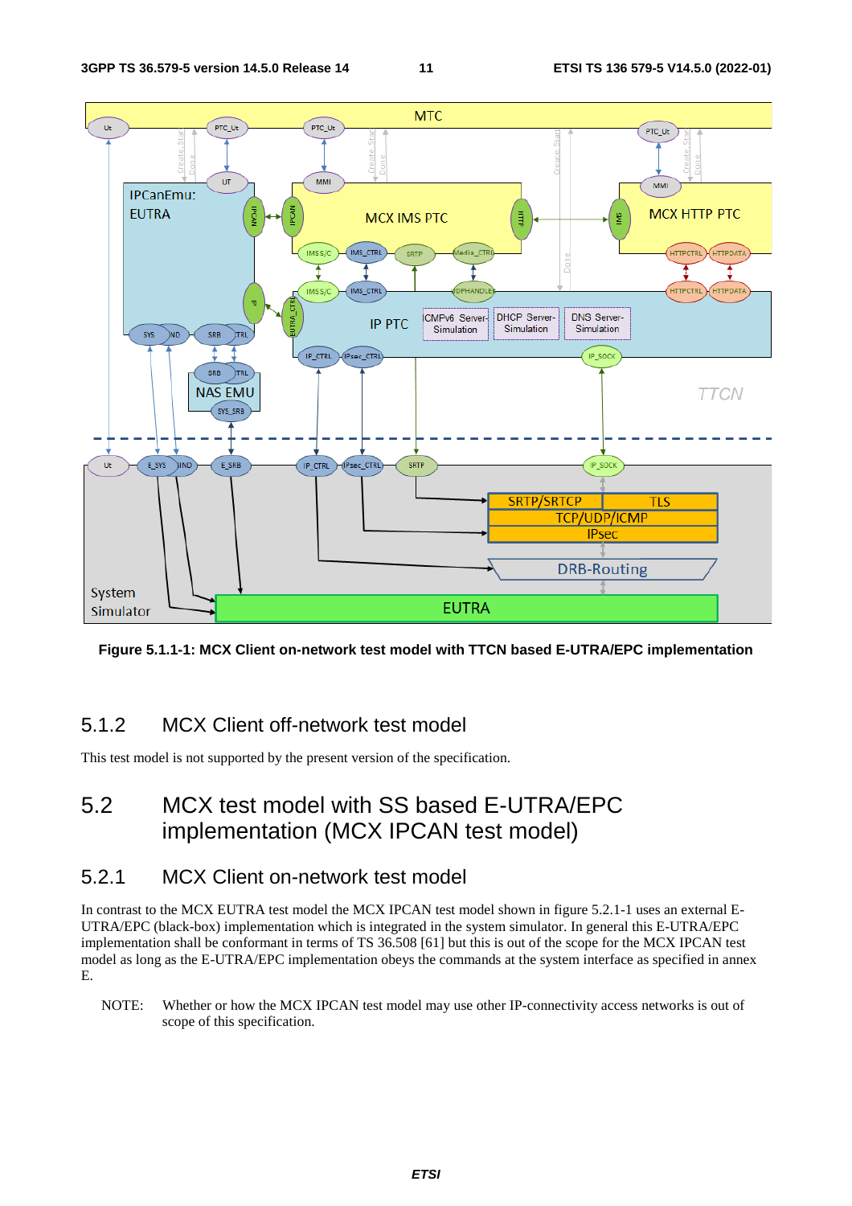**Figure 5.1.1-1: MCX Client on-network test model with TTCN based E-UTRA/EPC implementation**

### 5.1.2 MCX Client off-network test model

This test model is not supported by the present version of the specification.

## 5.2 MCX test model with SS based E-UTRA/EPC implementation (MCX IPCAN test model)

### 5.2.1 MCX Client on-network test model

In contrast to the MCX EUTRA test model the MCX IPCAN test model shown in figure 5.2.1-1 uses an external E-UTRA/EPC (black-box) implementation which is integrated in the system simulator. In general this E-UTRA/EPC implementation shall be conformant in terms of TS 36.508 [61] but this is out of the scope for the MCX IPCAN test model as long as the E-UTRA/EPC implementation obeys the commands at the system interface as specified in annex E.

NOTE: Whether or how the MCX IPCAN test model may use other IP-connectivity access networks is out of scope of this specification.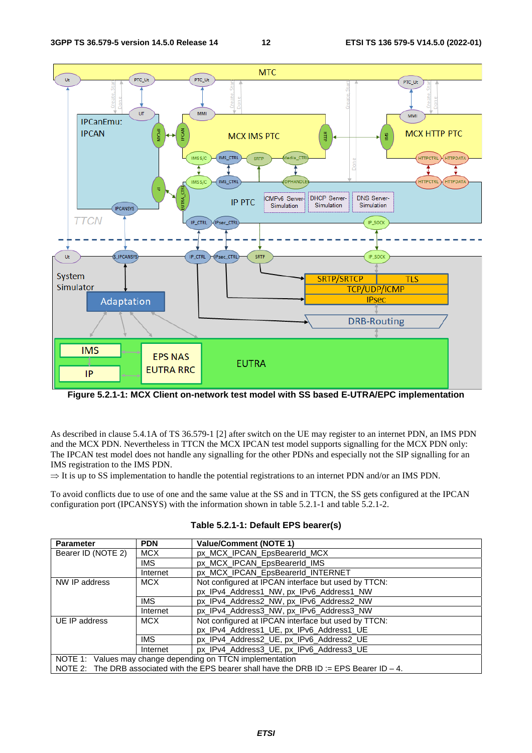**Figure 5.2.1-1: MCX Client on-network test model with SS based E-UTRA/EPC implementation**

As described in clause 5.4.1A of TS 36.579-1 [2] after switch on the UE may register to an internet PDN, an IMS PDN and the MCX PDN. Nevertheless in TTCN the MCX IPCAN test model supports signalling for the MCX PDN only: The IPCAN test model does not handle any signalling for the other PDNs and especially not the SIP signalling for an IMS registration to the IMS PDN.

⇒ It is up to SS implementation to handle the potential registrations to an internet PDN and/or an IMS PDN.

To avoid conflicts due to use of one and the same value at the SS and in TTCN, the SS gets configured at the IPCAN configuration port (IPCANSYS) with the information shown in table 5.2.1-1 and table 5.2.1-2.

**Table 5.2.1-1: Default EPS bearer(s)**

| Parameter | PDN | Value/Comment (NOTE 1) |
|---|---|---|
| Bearer ID (NOTE 2) | MCX | px_MCX_IPCAN_EpsBearerId_MCX |
| | IMS | px_MCX_IPCAN_EpsBearerId_IMS |
| | Internet | px_MCX_IPCAN_EpsBearerId_INTERNET |
| NW IP address | MCX | Not configured at IPCAN interface but used by TTCN: px_IPv4_Address1_NW, px_IPv6_Address1_NW |
| | IMS | px_IPv4_Address2_NW, px_IPv6_Address2_NW |
| | Internet | px_IPv4_Address3_NW, px_IPv6_Address3_NW |
| UE IP address | MCX | Not configured at IPCAN interface but used by TTCN: px_IPv4_Address1_UE, px_IPv6_Address1_UE |
| | IMS | px_IPv4_Address2_UE, px_IPv6_Address2_UE |
| | Internet | px_IPv4_Address3_UE, px_IPv6_Address3_UE |
| NOTE 1: Values may change depending on TTCN implementation<br>NOTE 2: The DRB associated with the EPS bearer shall have the DRB ID := EPS Bearer ID – 4. | | |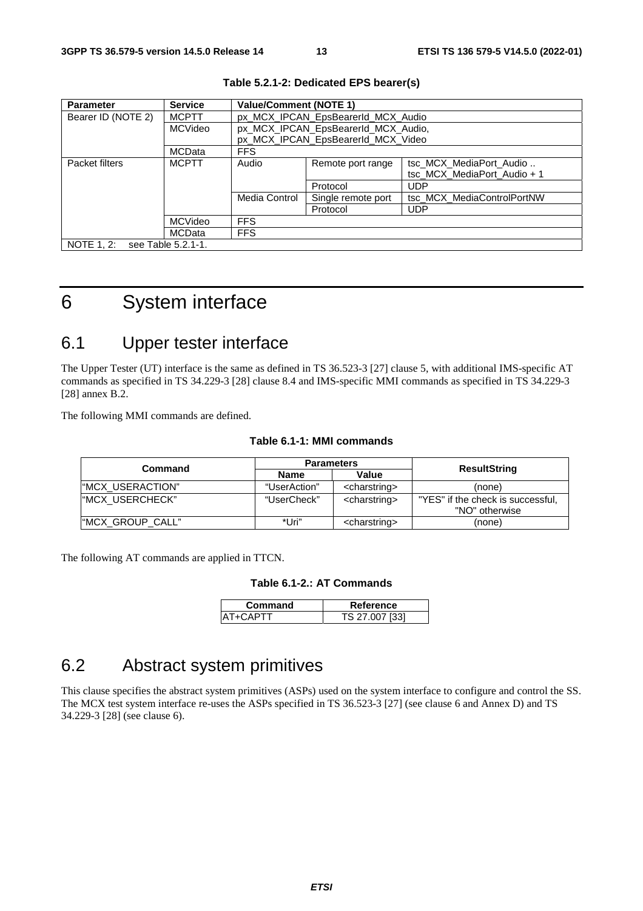**Table 5.2.1-2: Dedicated EPS bearer(s)**

| Parameter | Service | Value/Comment (NOTE 1) | | |
|---|---|---|---|---|
| Bearer ID (NOTE 2) | MCPTT | px_MCX_IPCAN_EpsBearerId_MCX_Audio | | |
| | MCVideo | px_MCX_IPCAN_EpsBearerId_MCX_Audio, px_MCX_IPCAN_EpsBearerId_MCX_Video | | |
| | MCData | FFS | | |
| Packet filters | MCPTT | Audio | Remote port range | tsc_MCX_MediaPort_Audio .. tsc_MCX_MediaPort_Audio + 1 |
| | | | Protocol | UDP |
| | | Media Control | Single remote port | tsc_MCX_MediaControlPortNW |
| | | | Protocol | UDP |
| | MCVideo | FFS | | |
| | MCData | FFS | | |
| NOTE 1, 2: see Table 5.2.1-1. | | | | |

# 6 System interface

## 6.1 Upper tester interface

The Upper Tester (UT) interface is the same as defined in TS 36.523-3 [27] clause 5, with additional IMS-specific AT commands as specified in TS 34.229-3 [28] clause 8.4 and IMS-specific MMI commands as specified in TS 34.229-3 [28] annex B.2.

The following MMI commands are defined.

**Table 6.1-1: MMI commands**

| Command | Parameters | | ResultString |
|---|---|---|---|
| | Name | Value | |
| "MCX_USERACTION" | "UserAction" | <charstring> | (none) |
| "MCX_USERCHECK" | "UserCheck" | <charstring> | "YES" if the check is successful, "NO" otherwise |
| "MCX_GROUP_CALL" | *Uri" | <charstring> | (none) |

The following AT commands are applied in TTCN.

**Table 6.1-2.: AT Commands**

| Command | Reference |
|---|---|
| AT+CAPTT | TS 27.007 [33] |

## 6.2 Abstract system primitives

This clause specifies the abstract system primitives (ASPs) used on the system interface to configure and control the SS. The MCX test system interface re-uses the ASPs specified in TS 36.523-3 [27] (see clause 6 and Annex D) and TS 34.229-3 [28] (see clause 6).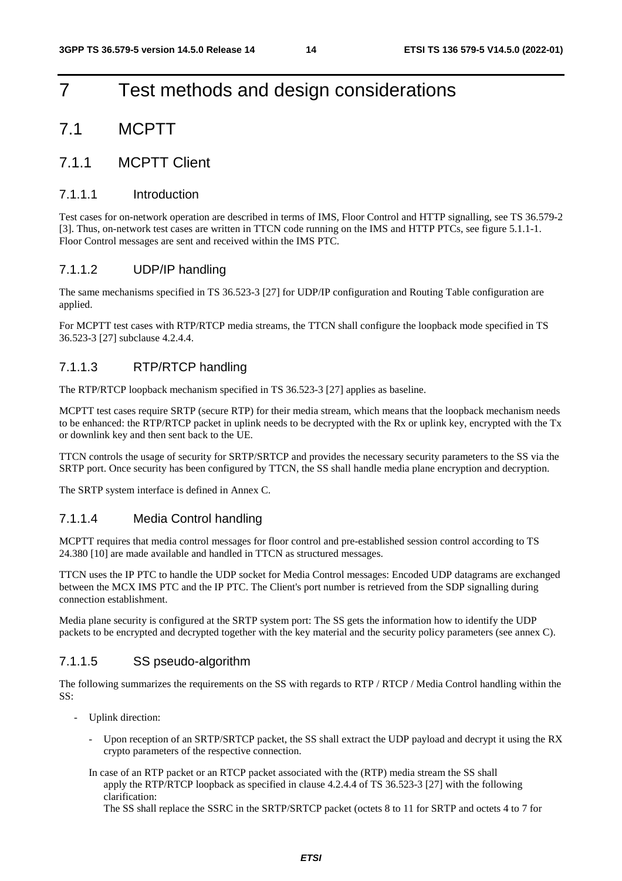# 7 Test methods and design considerations

## 7.1 MCPTT

### 7.1.1 MCPTT Client

#### 7.1.1.1 Introduction

Test cases for on-network operation are described in terms of IMS, Floor Control and HTTP signalling, see TS 36.579-2 [3]. Thus, on-network test cases are written in TTCN code running on the IMS and HTTP PTCs, see figure 5.1.1-1. Floor Control messages are sent and received within the IMS PTC.

#### 7.1.1.2 UDP/IP handling

The same mechanisms specified in TS 36.523-3 [27] for UDP/IP configuration and Routing Table configuration are applied.

For MCPTT test cases with RTP/RTCP media streams, the TTCN shall configure the loopback mode specified in TS 36.523-3 [27] subclause 4.2.4.4.

#### 7.1.1.3 RTP/RTCP handling

The RTP/RTCP loopback mechanism specified in TS 36.523-3 [27] applies as baseline.

MCPTT test cases require SRTP (secure RTP) for their media stream, which means that the loopback mechanism needs to be enhanced: the RTP/RTCP packet in uplink needs to be decrypted with the Rx or uplink key, encrypted with the Tx or downlink key and then sent back to the UE.

TTCN controls the usage of security for SRTP/SRTCP and provides the necessary security parameters to the SS via the SRTP port. Once security has been configured by TTCN, the SS shall handle media plane encryption and decryption.

The SRTP system interface is defined in Annex C.

#### 7.1.1.4 Media Control handling

MCPTT requires that media control messages for floor control and pre-established session control according to TS 24.380 [10] are made available and handled in TTCN as structured messages.

TTCN uses the IP PTC to handle the UDP socket for Media Control messages: Encoded UDP datagrams are exchanged between the MCX IMS PTC and the IP PTC. The Client's port number is retrieved from the SDP signalling during connection establishment.

Media plane security is configured at the SRTP system port: The SS gets the information how to identify the UDP packets to be encrypted and decrypted together with the key material and the security policy parameters (see annex C).

#### 7.1.1.5 SS pseudo-algorithm

The following summarizes the requirements on the SS with regards to RTP / RTCP / Media Control handling within the SS:

- Uplink direction:
  - Upon reception of an SRTP/SRTCP packet, the SS shall extract the UDP payload and decrypt it using the RX crypto parameters of the respective connection.

  In case of an RTP packet or an RTCP packet associated with the (RTP) media stream the SS shall apply the RTP/RTCP loopback as specified in clause 4.2.4.4 of TS 36.523-3 [27] with the following clarification:
  The SS shall replace the SSRC in the SRTP/SRTCP packet (octets 8 to 11 for SRTP and octets 4 to 7 for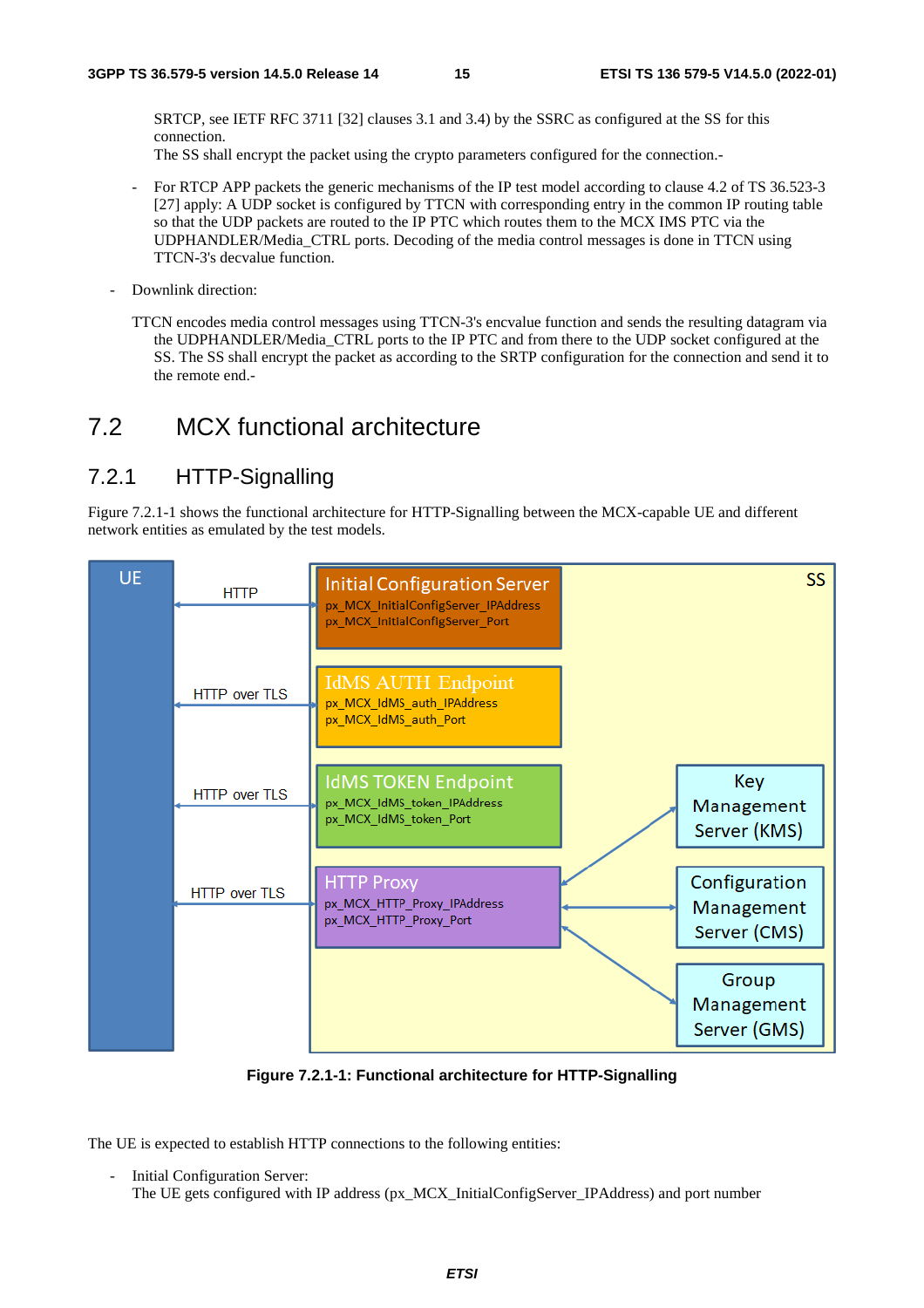SRTCP, see IETF RFC 3711 [32] clauses 3.1 and 3.4) by the SSRC as configured at the SS for this connection.
The SS shall encrypt the packet using the crypto parameters configured for the connection.-

- For RTCP APP packets the generic mechanisms of the IP test model according to clause 4.2 of TS 36.523-3 [27] apply: A UDP socket is configured by TTCN with corresponding entry in the common IP routing table so that the UDP packets are routed to the IP PTC which routes them to the MCX IMS PTC via the UDPHANDLER/Media_CTRL ports. Decoding of the media control messages is done in TTCN using TTCN-3's decvalue function.

- Downlink direction:

TTCN encodes media control messages using TTCN-3's encvalue function and sends the resulting datagram via the UDPHANDLER/Media_CTRL ports to the IP PTC and from there to the UDP socket configured at the SS. The SS shall encrypt the packet as according to the SRTP configuration for the connection and send it to the remote end.-

## 7.2 MCX functional architecture

### 7.2.1 HTTP-Signalling

Figure 7.2.1-1 shows the functional architecture for HTTP-Signalling between the MCX-capable UE and different network entities as emulated by the test models.

**Figure 7.2.1-1: Functional architecture for HTTP-Signalling**

The UE is expected to establish HTTP connections to the following entities:

- Initial Configuration Server:
  The UE gets configured with IP address (px_MCX_InitialConfigServer_IPAddress) and port number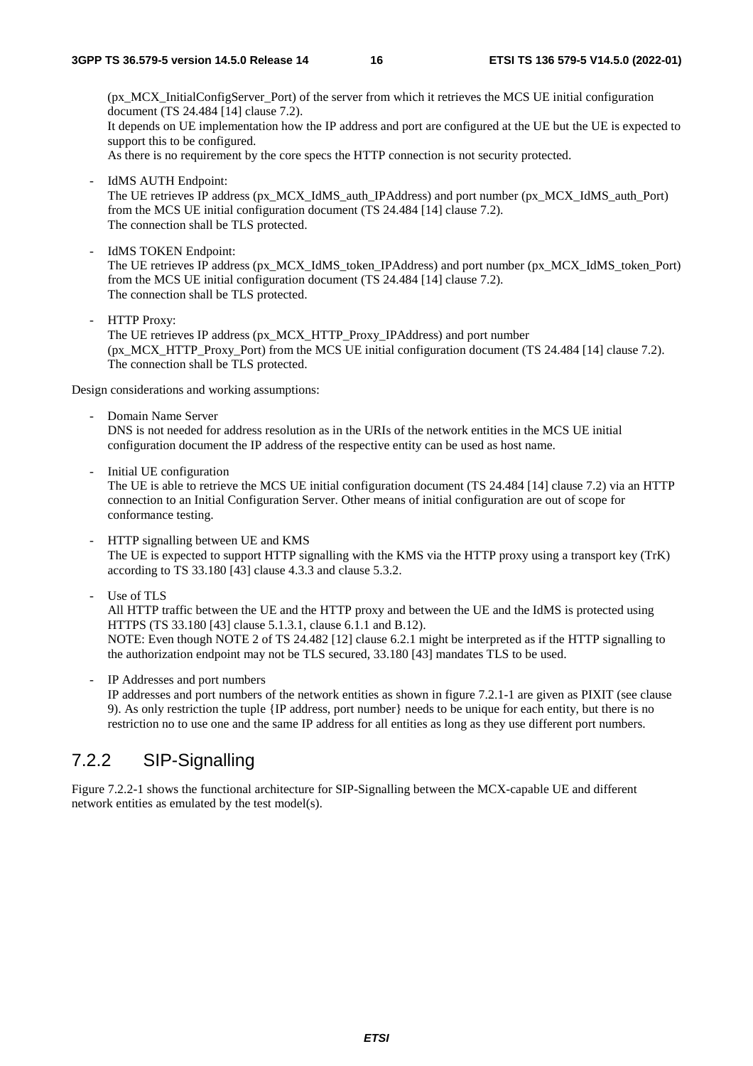(px_MCX_InitialConfigServer_Port) of the server from which it retrieves the MCS UE initial configuration document (TS 24.484 [14] clause 7.2).
It depends on UE implementation how the IP address and port are configured at the UE but the UE is expected to support this to be configured.
As there is no requirement by the core specs the HTTP connection is not security protected.

- IdMS AUTH Endpoint:
  The UE retrieves IP address (px_MCX_IdMS_auth_IPAddress) and port number (px_MCX_IdMS_auth_Port) from the MCS UE initial configuration document (TS 24.484 [14] clause 7.2).
  The connection shall be TLS protected.

- IdMS TOKEN Endpoint:
  The UE retrieves IP address (px_MCX_IdMS_token_IPAddress) and port number (px_MCX_IdMS_token_Port) from the MCS UE initial configuration document (TS 24.484 [14] clause 7.2).
  The connection shall be TLS protected.

- HTTP Proxy:
  The UE retrieves IP address (px_MCX_HTTP_Proxy_IPAddress) and port number (px_MCX_HTTP_Proxy_Port) from the MCS UE initial configuration document (TS 24.484 [14] clause 7.2).
  The connection shall be TLS protected.

Design considerations and working assumptions:

- Domain Name Server
  DNS is not needed for address resolution as in the URIs of the network entities in the MCS UE initial configuration document the IP address of the respective entity can be used as host name.

- Initial UE configuration
  The UE is able to retrieve the MCS UE initial configuration document (TS 24.484 [14] clause 7.2) via an HTTP connection to an Initial Configuration Server. Other means of initial configuration are out of scope for conformance testing.

- HTTP signalling between UE and KMS
  The UE is expected to support HTTP signalling with the KMS via the HTTP proxy using a transport key (TrK) according to TS 33.180 [43] clause 4.3.3 and clause 5.3.2.

- Use of TLS
  All HTTP traffic between the UE and the HTTP proxy and between the UE and the IdMS is protected using HTTPS (TS 33.180 [43] clause 5.1.3.1, clause 6.1.1 and B.12).
  NOTE: Even though NOTE 2 of TS 24.482 [12] clause 6.2.1 might be interpreted as if the HTTP signalling to the authorization endpoint may not be TLS secured, 33.180 [43] mandates TLS to be used.

- IP Addresses and port numbers
  IP addresses and port numbers of the network entities as shown in figure 7.2.1-1 are given as PIXIT (see clause 9). As only restriction the tuple {IP address, port number} needs to be unique for each entity, but there is no restriction no to use one and the same IP address for all entities as long as they use different port numbers.

## 7.2.2 SIP-Signalling

Figure 7.2.2-1 shows the functional architecture for SIP-Signalling between the MCX-capable UE and different network entities as emulated by the test model(s).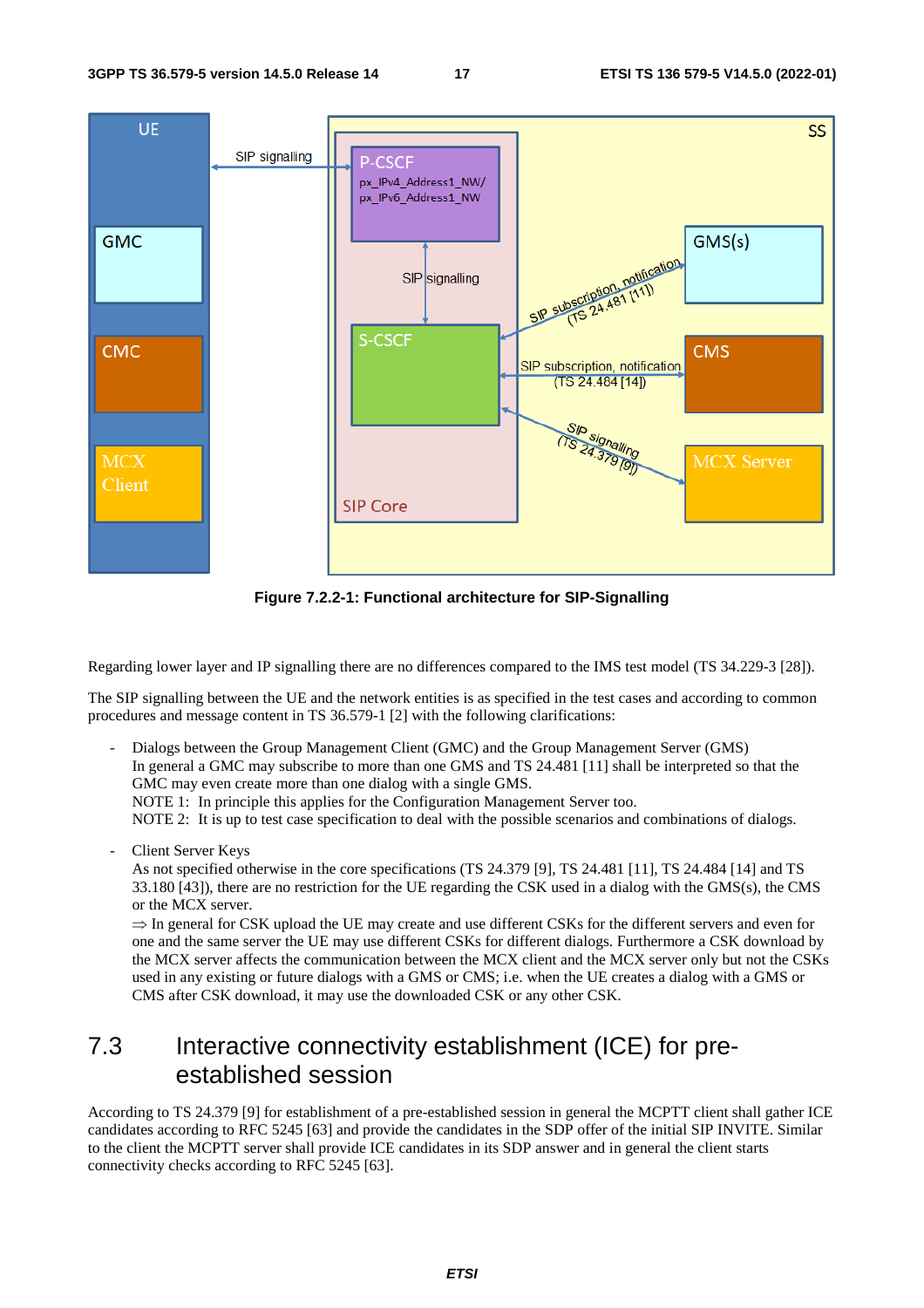**Figure 7.2.2-1: Functional architecture for SIP-Signalling**

Regarding lower layer and IP signalling there are no differences compared to the IMS test model (TS 34.229-3 [28]).

The SIP signalling between the UE and the network entities is as specified in the test cases and according to common procedures and message content in TS 36.579-1 [2] with the following clarifications:

- Dialogs between the Group Management Client (GMC) and the Group Management Server (GMS)
  In general a GMC may subscribe to more than one GMS and TS 24.481 [11] shall be interpreted so that the GMC may even create more than one dialog with a single GMS.
  NOTE 1: In principle this applies for the Configuration Management Server too.
  NOTE 2: It is up to test case specification to deal with the possible scenarios and combinations of dialogs.

- Client Server Keys
  As not specified otherwise in the core specifications (TS 24.379 [9], TS 24.481 [11], TS 24.484 [14] and TS 33.180 [43]), there are no restriction for the UE regarding the CSK used in a dialog with the GMS(s), the CMS or the MCX server.
  ⇒ In general for CSK upload the UE may create and use different CSKs for the different servers and even for one and the same server the UE may use different CSKs for different dialogs. Furthermore a CSK download by the MCX server affects the communication between the MCX client and the MCX server only but not the CSKs used in any existing or future dialogs with a GMS or CMS; i.e. when the UE creates a dialog with a GMS or CMS after CSK download, it may use the downloaded CSK or any other CSK.

# 7.3 Interactive connectivity establishment (ICE) for pre-established session

According to TS 24.379 [9] for establishment of a pre-established session in general the MCPTT client shall gather ICE candidates according to RFC 5245 [63] and provide the candidates in the SDP offer of the initial SIP INVITE. Similar to the client the MCPTT server shall provide ICE candidates in its SDP answer and in general the client starts connectivity checks according to RFC 5245 [63].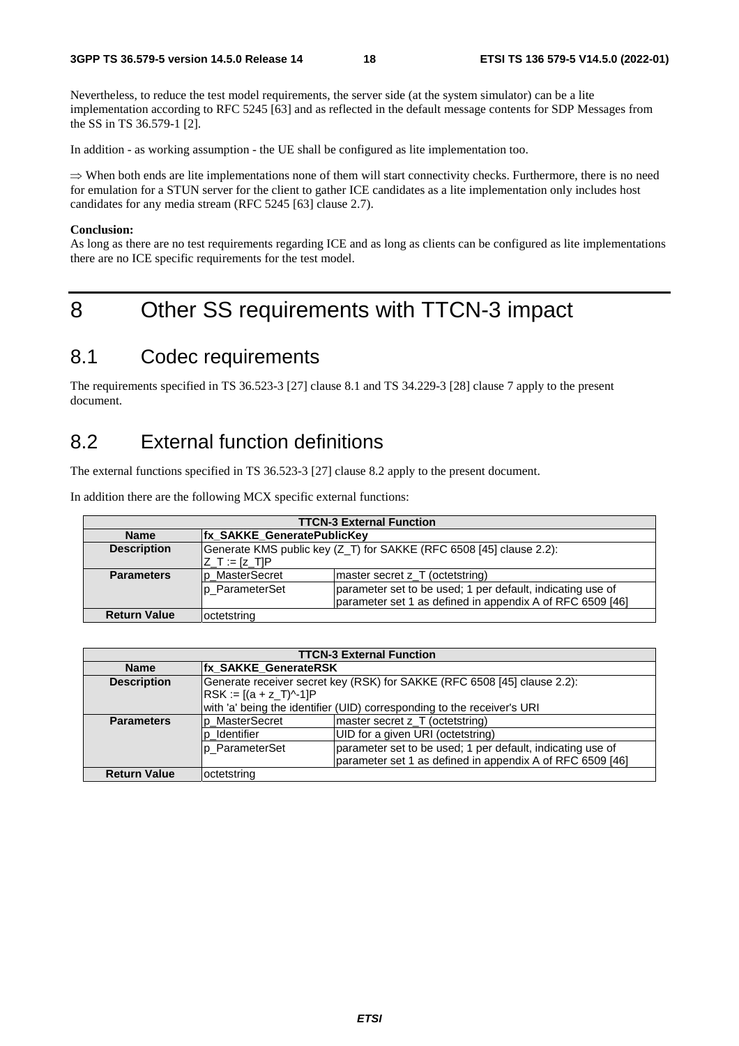Nevertheless, to reduce the test model requirements, the server side (at the system simulator) can be a lite implementation according to RFC 5245 [63] and as reflected in the default message contents for SDP Messages from the SS in TS 36.579-1 [2].

In addition - as working assumption - the UE shall be configured as lite implementation too.

⇒ When both ends are lite implementations none of them will start connectivity checks. Furthermore, there is no need for emulation for a STUN server for the client to gather ICE candidates as a lite implementation only includes host candidates for any media stream (RFC 5245 [63] clause 2.7).

**Conclusion:**
As long as there are no test requirements regarding ICE and as long as clients can be configured as lite implementations there are no ICE specific requirements for the test model.

# 8 Other SS requirements with TTCN-3 impact

## 8.1 Codec requirements

The requirements specified in TS 36.523-3 [27] clause 8.1 and TS 34.229-3 [28] clause 7 apply to the present document.

## 8.2 External function definitions

The external functions specified in TS 36.523-3 [27] clause 8.2 apply to the present document.

In addition there are the following MCX specific external functions:

| TTCN-3 External Function | | |
|---|---|---|
| **Name** | **fx_SAKKE_GeneratePublicKey** | |
| **Description** | Generate KMS public key (Z_T) for SAKKE (RFC 6508 [45] clause 2.2):<br>Z_T := [z_T]P | |
| **Parameters** | p_MasterSecret | master secret z_T (octetstring) |
| | p_ParameterSet | parameter set to be used; 1 per default, indicating use of parameter set 1 as defined in appendix A of RFC 6509 [46] |
| **Return Value** | octetstring | |

| TTCN-3 External Function | | |
|---|---|---|
| **Name** | **fx_SAKKE_GenerateRSK** | |
| **Description** | Generate receiver secret key (RSK) for SAKKE (RFC 6508 [45] clause 2.2):<br>RSK := [(a + z_T)^-1]P<br>with 'a' being the identifier (UID) corresponding to the receiver's URI | |
| **Parameters** | p_MasterSecret | master secret z_T (octetstring) |
| | p_Identifier | UID for a given URI (octetstring) |
| | p_ParameterSet | parameter set to be used; 1 per default, indicating use of parameter set 1 as defined in appendix A of RFC 6509 [46] |
| **Return Value** | octetstring | |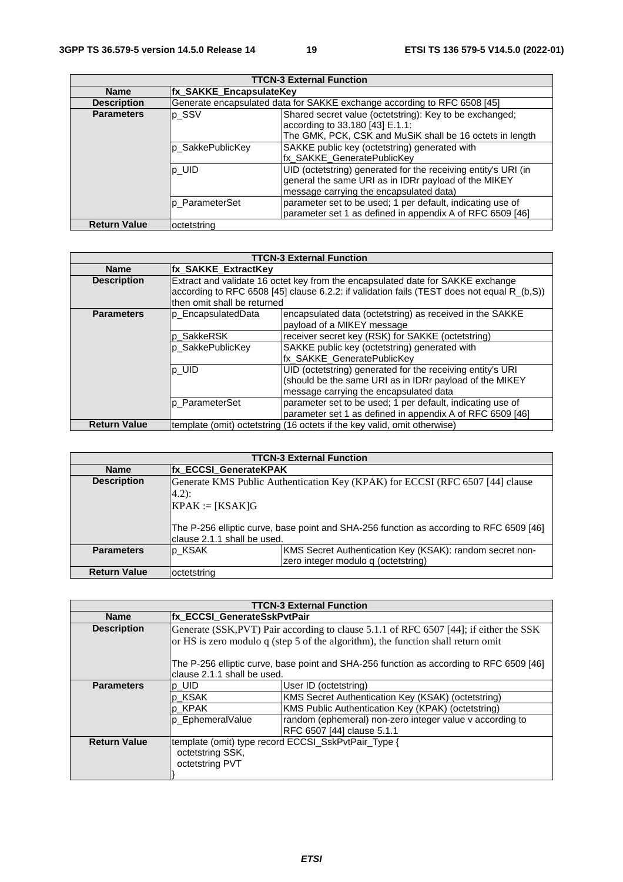| TTCN-3 External Function | | |
|---|---|---|
| **Name** | **fx_SAKKE_EncapsulateKey** | |
| **Description** | Generate encapsulated data for SAKKE exchange according to RFC 6508 [45] | |
| **Parameters** | p_SSV | Shared secret value (octetstring): Key to be exchanged; according to 33.180 [43] E.1.1: The GMK, PCK, CSK and MuSiK shall be 16 octets in length |
| | p_SakkePublicKey | SAKKE public key (octetstring) generated with fx_SAKKE_GeneratePublicKey |
| | p_UID | UID (octetstring) generated for the receiving entity's URI (in general the same URI as in IDRr payload of the MIKEY message carrying the encapsulated data) |
| | p_ParameterSet | parameter set to be used; 1 per default, indicating use of parameter set 1 as defined in appendix A of RFC 6509 [46] |
| **Return Value** | octetstring | |

| TTCN-3 External Function | | |
|---|---|---|
| **Name** | **fx_SAKKE_ExtractKey** | |
| **Description** | Extract and validate 16 octet key from the encapsulated date for SAKKE exchange according to RFC 6508 [45] clause 6.2.2: if validation fails (TEST does not equal R_(b,S)) then omit shall be returned | |
| **Parameters** | p_EncapsulatedData | encapsulated data (octetstring) as received in the SAKKE payload of a MIKEY message |
| | p_SakkeRSK | receiver secret key (RSK) for SAKKE (octetstring) |
| | p_SakkePublicKey | SAKKE public key (octetstring) generated with fx_SAKKE_GeneratePublicKey |
| | p_UID | UID (octetstring) generated for the receiving entity's URI (should be the same URI as in IDRr payload of the MIKEY message carrying the encapsulated data |
| | p_ParameterSet | parameter set to be used; 1 per default, indicating use of parameter set 1 as defined in appendix A of RFC 6509 [46] |
| **Return Value** | template (omit) octetstring (16 octets if the key valid, omit otherwise) | |

| TTCN-3 External Function | | |
|---|---|---|
| **Name** | **fx_ECCSI_GenerateKPAK** | |
| **Description** | Generate KMS Public Authentication Key (KPAK) for ECCSI (RFC 6507 [44] clause 4.2):<br>KPAK := [KSAK]G<br><br>The P-256 elliptic curve, base point and SHA-256 function as according to RFC 6509 [46] clause 2.1.1 shall be used. | |
| **Parameters** | p_KSAK | KMS Secret Authentication Key (KSAK): random secret non-zero integer modulo q (octetstring) |
| **Return Value** | octetstring | |

| TTCN-3 External Function | | |
|---|---|---|
| **Name** | **fx_ECCSI_GenerateSskPvtPair** | |
| **Description** | Generate (SSK,PVT) Pair according to clause 5.1.1 of RFC 6507 [44]; if either the SSK or HS is zero modulo q (step 5 of the algorithm), the function shall return omit<br><br>The P-256 elliptic curve, base point and SHA-256 function as according to RFC 6509 [46] clause 2.1.1 shall be used. | |
| **Parameters** | p_UID | User ID (octetstring) |
| | p_KSAK | KMS Secret Authentication Key (KSAK) (octetstring) |
| | p_KPAK | KMS Public Authentication Key (KPAK) (octetstring) |
| | p_EphemeralValue | random (ephemeral) non-zero integer value v according to RFC 6507 [44] clause 5.1.1 |
| **Return Value** | template (omit) type record ECCSI_SskPvtPair_Type {<br>  octetstring SSK,<br>  octetstring PVT<br>} | |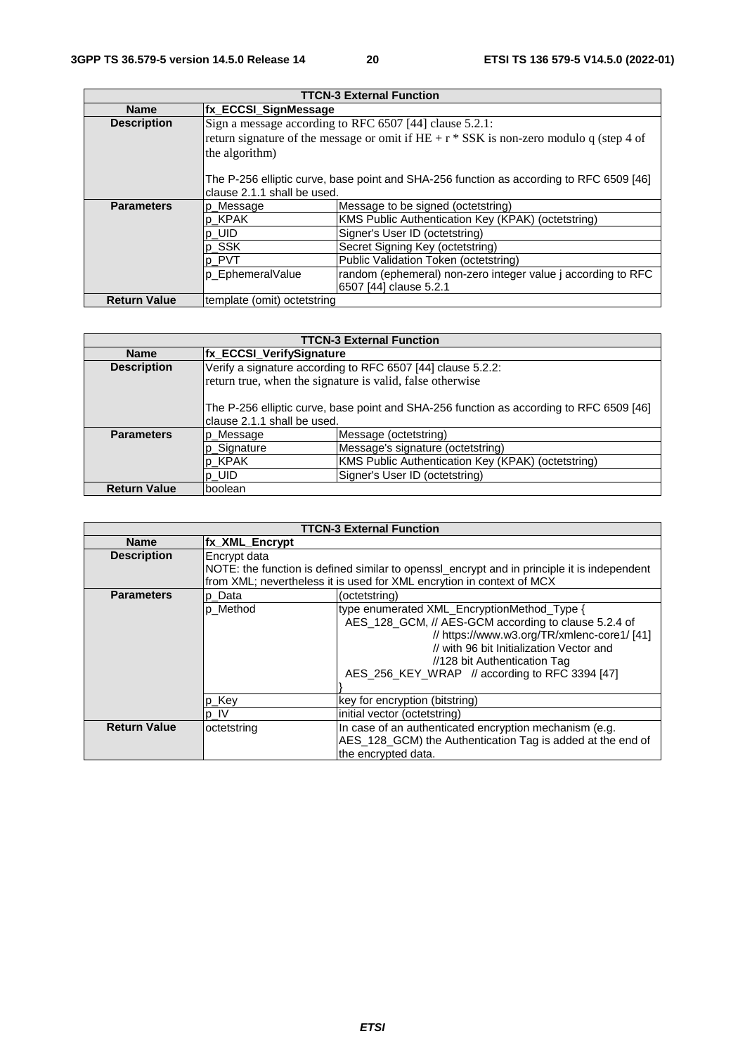| TTCN-3 External Function | | |
|---|---|---|
| **Name** | **fx_ECCSI_SignMessage** | |
| **Description** | Sign a message according to RFC 6507 [44] clause 5.2.1:<br>return signature of the message or omit if HE + r * SSK is non-zero modulo q (step 4 of the algorithm)<br><br>The P-256 elliptic curve, base point and SHA-256 function as according to RFC 6509 [46] clause 2.1.1 shall be used. | |
| **Parameters** | p_Message | Message to be signed (octetstring) |
| | p_KPAK | KMS Public Authentication Key (KPAK) (octetstring) |
| | p_UID | Signer's User ID (octetstring) |
| | p_SSK | Secret Signing Key (octetstring) |
| | p_PVT | Public Validation Token (octetstring) |
| | p_EphemeralValue | random (ephemeral) non-zero integer value j according to RFC 6507 [44] clause 5.2.1 |
| **Return Value** | template (omit) octetstring | |

| TTCN-3 External Function | | |
|---|---|---|
| **Name** | **fx_ECCSI_VerifySignature** | |
| **Description** | Verify a signature according to RFC 6507 [44] clause 5.2.2:<br>return true, when the signature is valid, false otherwise<br><br>The P-256 elliptic curve, base point and SHA-256 function as according to RFC 6509 [46] clause 2.1.1 shall be used. | |
| **Parameters** | p_Message | Message (octetstring) |
| | p_Signature | Message's signature (octetstring) |
| | p_KPAK | KMS Public Authentication Key (KPAK) (octetstring) |
| | p_UID | Signer's User ID (octetstring) |
| **Return Value** | boolean | |

| TTCN-3 External Function | | |
|---|---|---|
| **Name** | **fx_XML_Encrypt** | |
| **Description** | Encrypt data<br>NOTE: the function is defined similar to openssl_encrypt and in principle it is independent from XML; nevertheless it is used for XML encrytion in context of MCX | |
| **Parameters** | p_Data | (octetstring) |
| | p_Method | type enumerated XML_EncryptionMethod_Type {<br>AES_128_GCM, // AES-GCM according to clause 5.2.4 of<br>// https://www.w3.org/TR/xmlenc-core1/ [41]<br>// with 96 bit Initialization Vector and<br>//128 bit Authentication Tag<br>AES_256_KEY_WRAP // according to RFC 3394 [47]<br>} |
| | p_Key | key for encryption (bitstring) |
| | p_IV | initial vector (octetstring) |
| **Return Value** | octetstring | In case of an authenticated encryption mechanism (e.g. AES_128_GCM) the Authentication Tag is added at the end of the encrypted data. |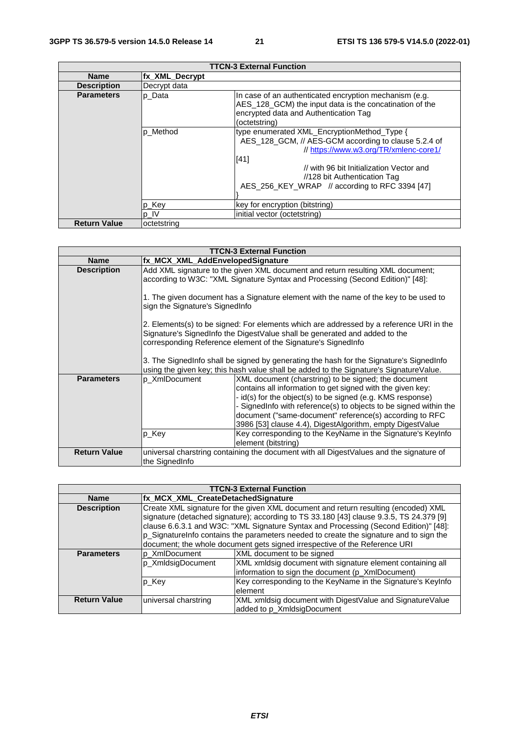| TTCN-3 External Function | | |
|---|---|---|
| **Name** | **fx_XML_Decrypt** | |
| **Description** | Decrypt data | |
| **Parameters** | p_Data | In case of an authenticated encryption mechanism (e.g. AES_128_GCM) the input data is the concatination of the encrypted data and Authentication Tag (octetstring) |
| | p_Method | type enumerated XML_EncryptionMethod_Type {<br>AES_128_GCM, // AES-GCM according to clause 5.2.4 of // https://www.w3.org/TR/xmlenc-core1/ [41]<br>// with 96 bit Initialization Vector and //128 bit Authentication Tag<br>AES_256_KEY_WRAP // according to RFC 3394 [47]<br>} |
| | p_Key | key for encryption (bitstring) |
| | p_IV | initial vector (octetstring) |
| **Return Value** | octetstring | |

| TTCN-3 External Function | | |
|---|---|---|
| **Name** | **fx_MCX_XML_AddEnvelopedSignature** | |
| **Description** | Add XML signature to the given XML document and return resulting XML document; according to W3C: "XML Signature Syntax and Processing (Second Edition)" [48]:<br><br>1. The given document has a Signature element with the name of the key to be used to sign the Signature's SignedInfo<br><br>2. Elements(s) to be signed: For elements which are addressed by a reference URI in the Signature's SignedInfo the DigestValue shall be generated and added to the corresponding Reference element of the Signature's SignedInfo<br><br>3. The SignedInfo shall be signed by generating the hash for the Signature's SignedInfo using the given key; this hash value shall be added to the Signature's SignatureValue. | |
| **Parameters** | p_XmlDocument | XML document (charstring) to be signed; the document contains all information to get signed with the given key:<br>- id(s) for the object(s) to be signed (e.g. KMS response)<br>- SignedInfo with reference(s) to objects to be signed within the document ("same-document" reference(s) according to RFC 3986 [53] clause 4.4), DigestAlgorithm, empty DigestValue |
| | p_Key | Key corresponding to the KeyName in the Signature's KeyInfo element (bitstring) |
| **Return Value** | universal charstring containing the document with all DigestValues and the signature of the SignedInfo | |

| TTCN-3 External Function | | |
|---|---|---|
| **Name** | **fx_MCX_XML_CreateDetachedSignature** | |
| **Description** | Create XML signature for the given XML document and return resulting (encoded) XML signature (detached signature); according to TS 33.180 [43] clause 9.3.5, TS 24.379 [9] clause 6.6.3.1 and W3C: "XML Signature Syntax and Processing (Second Edition)" [48]:<br>p_SignatureInfo contains the parameters needed to create the signature and to sign the document; the whole document gets signed irrespective of the Reference URI | |
| **Parameters** | p_XmlDocument | XML document to be signed |
| | p_XmldsigDocument | XML xmldsig document with signature element containing all information to sign the document (p_XmlDocument) |
| | p_Key | Key corresponding to the KeyName in the Signature's KeyInfo element |
| **Return Value** | universal charstring | XML xmldsig document with DigestValue and SignatureValue added to p_XmldsigDocument |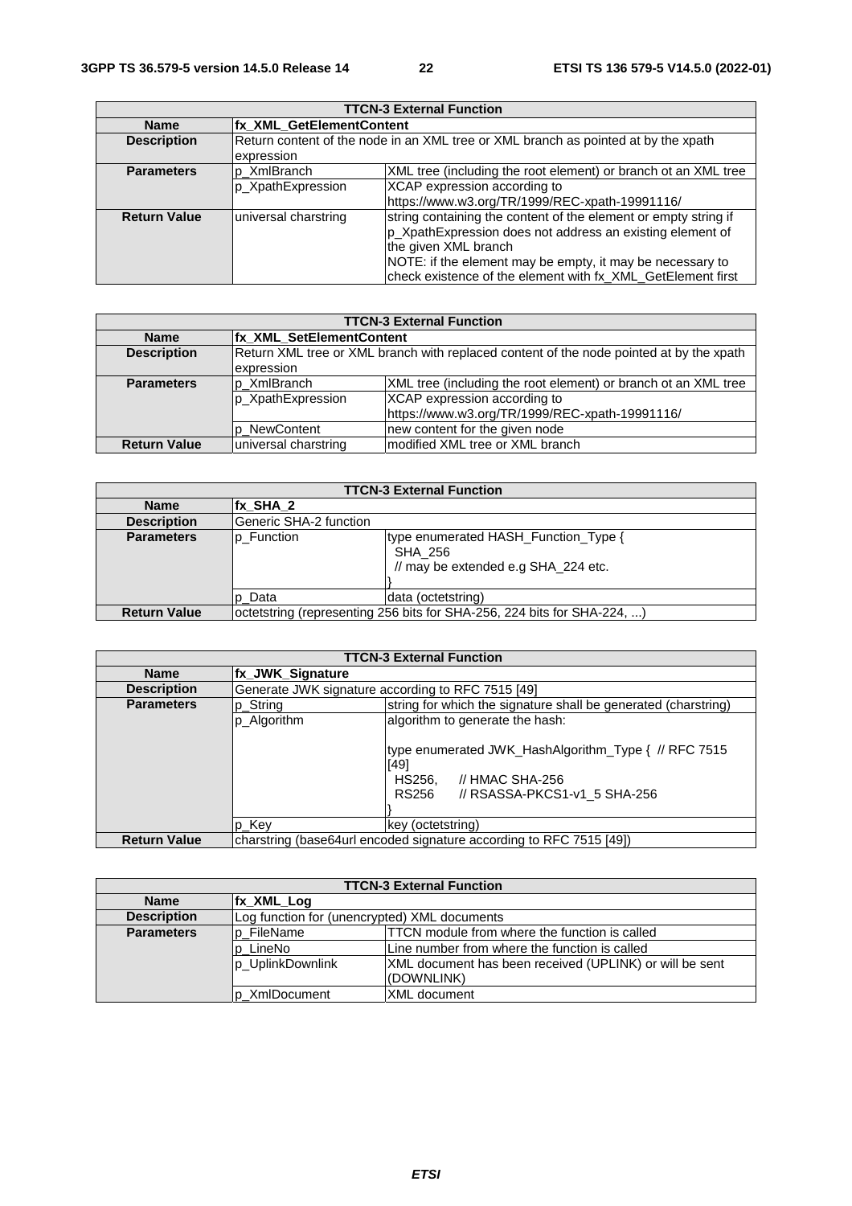| TTCN-3 External Function | | |
|---|---|---|
| **Name** | **fx_XML_GetElementContent** | |
| **Description** | Return content of the node in an XML tree or XML branch as pointed at by the xpath expression | |
| **Parameters** | p_XmlBranch | XML tree (including the root element) or branch ot an XML tree |
| | p_XpathExpression | XCAP expression according to https://www.w3.org/TR/1999/REC-xpath-19991116/ |
| **Return Value** | universal charstring | string containing the content of the element or empty string if p_XpathExpression does not address an existing element of the given XML branch<br>NOTE: if the element may be empty, it may be necessary to check existence of the element with fx_XML_GetElement first |

| TTCN-3 External Function | | |
|---|---|---|
| **Name** | **fx_XML_SetElementContent** | |
| **Description** | Return XML tree or XML branch with replaced content of the node pointed at by the xpath expression | |
| **Parameters** | p_XmlBranch | XML tree (including the root element) or branch ot an XML tree |
| | p_XpathExpression | XCAP expression according to https://www.w3.org/TR/1999/REC-xpath-19991116/ |
| | p_NewContent | new content for the given node |
| **Return Value** | universal charstring | modified XML tree or XML branch |

| TTCN-3 External Function | | |
|---|---|---|
| **Name** | **fx_SHA_2** | |
| **Description** | Generic SHA-2 function | |
| **Parameters** | p_Function | type enumerated HASH_Function_Type {<br>  SHA_256<br>  // may be extended e.g SHA_224 etc.<br>} |
| | p_Data | data (octetstring) |
| **Return Value** | octetstring (representing 256 bits for SHA-256, 224 bits for SHA-224, ...) | |

| TTCN-3 External Function | | |
|---|---|---|
| **Name** | **fx_JWK_Signature** | |
| **Description** | Generate JWK signature according to RFC 7515 [49] | |
| **Parameters** | p_String | string for which the signature shall be generated (charstring) |
| | p_Algorithm | algorithm to generate the hash:<br><br>type enumerated JWK_HashAlgorithm_Type {  // RFC 7515 [49]<br>  HS256,      // HMAC SHA-256<br>  RS256       // RSASSA-PKCS1-v1_5 SHA-256<br>} |
| | p_Key | key (octetstring) |
| **Return Value** | charstring (base64url encoded signature according to RFC 7515 [49]) | |

| TTCN-3 External Function | | |
|---|---|---|
| **Name** | **fx_XML_Log** | |
| **Description** | Log function for (unencrypted) XML documents | |
| **Parameters** | p_FileName | TTCN module from where the function is called |
| | p_LineNo | Line number from where the function is called |
| | p_UplinkDownlink | XML document has been received (UPLINK) or will be sent (DOWNLINK) |
| | p_XmlDocument | XML document |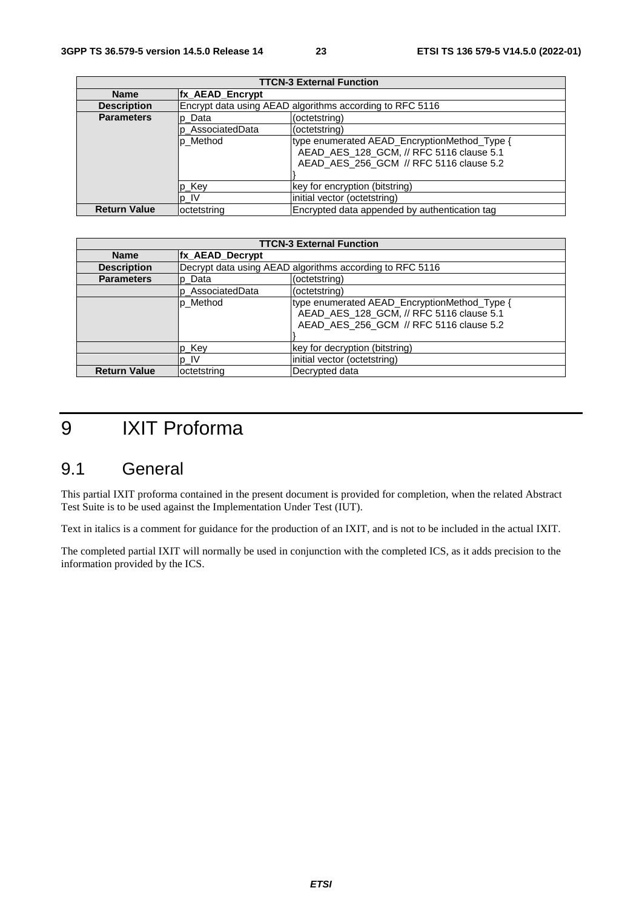| TTCN-3 External Function | | |
|---|---|---|
| **Name** | **fx_AEAD_Encrypt** | |
| **Description** | Encrypt data using AEAD algorithms according to RFC 5116 | |
| **Parameters** | p_Data | (octetstring) |
| | p_AssociatedData | (octetstring) |
| | p_Method | type enumerated AEAD_EncryptionMethod_Type {<br>  AEAD_AES_128_GCM, // RFC 5116 clause 5.1<br>  AEAD_AES_256_GCM  // RFC 5116 clause 5.2<br>} |
| | p_Key | key for encryption (bitstring) |
| | p_IV | initial vector (octetstring) |
| **Return Value** | octetstring | Encrypted data appended by authentication tag |

| TTCN-3 External Function | | |
|---|---|---|
| **Name** | **fx_AEAD_Decrypt** | |
| **Description** | Decrypt data using AEAD algorithms according to RFC 5116 | |
| **Parameters** | p_Data | (octetstring) |
| | p_AssociatedData | (octetstring) |
| | p_Method | type enumerated AEAD_EncryptionMethod_Type {<br>  AEAD_AES_128_GCM, // RFC 5116 clause 5.1<br>  AEAD_AES_256_GCM  // RFC 5116 clause 5.2<br>} |
| | p_Key | key for decryption (bitstring) |
| | p_IV | initial vector (octetstring) |
| **Return Value** | octetstring | Decrypted data |

# 9 IXIT Proforma

## 9.1 General

This partial IXIT proforma contained in the present document is provided for completion, when the related Abstract Test Suite is to be used against the Implementation Under Test (IUT).

Text in italics is a comment for guidance for the production of an IXIT, and is not to be included in the actual IXIT.

The completed partial IXIT will normally be used in conjunction with the completed ICS, as it adds precision to the information provided by the ICS.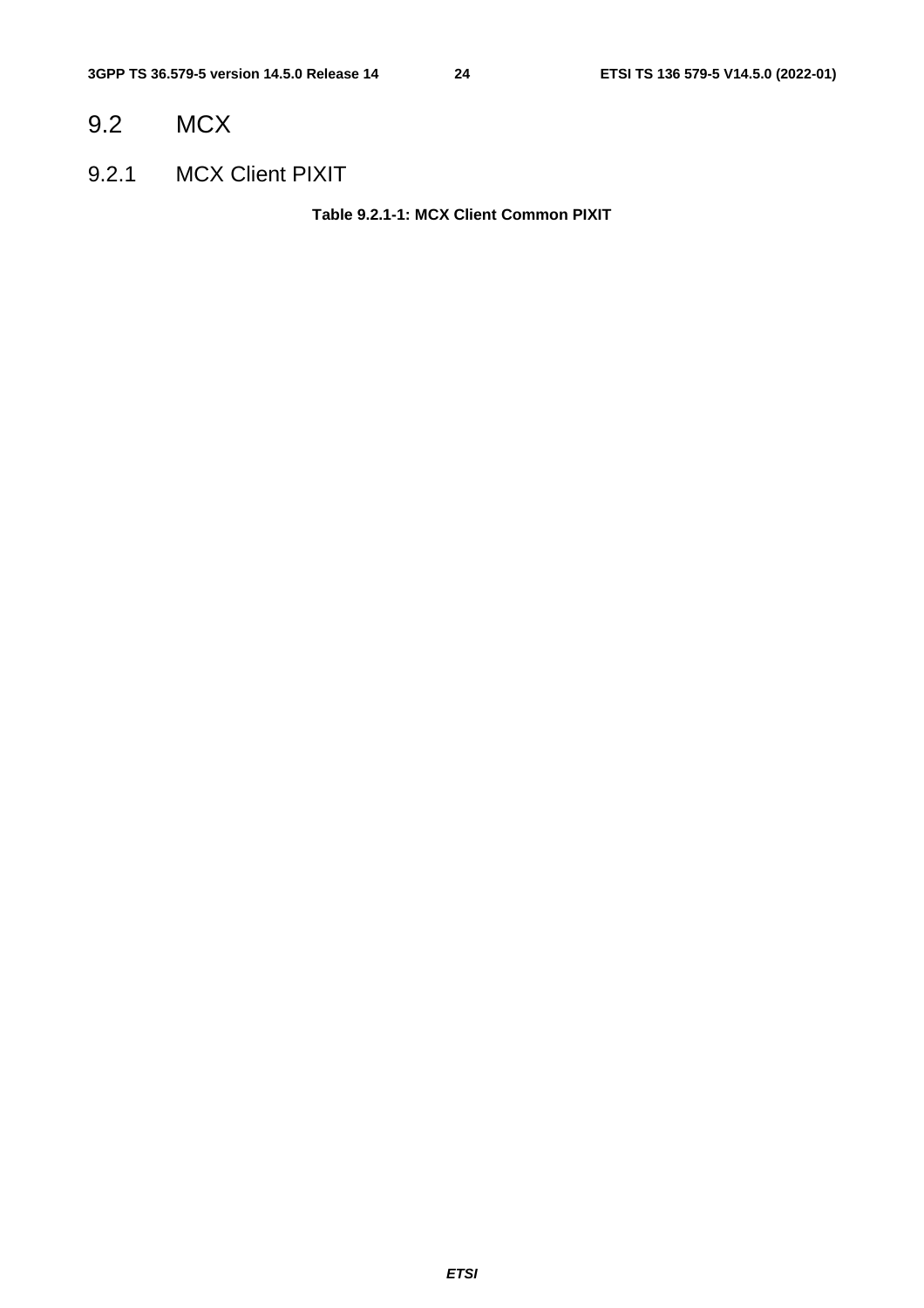## 9.2 MCX

### 9.2.1 MCX Client PIXIT

**Table 9.2.1-1: MCX Client Common PIXIT**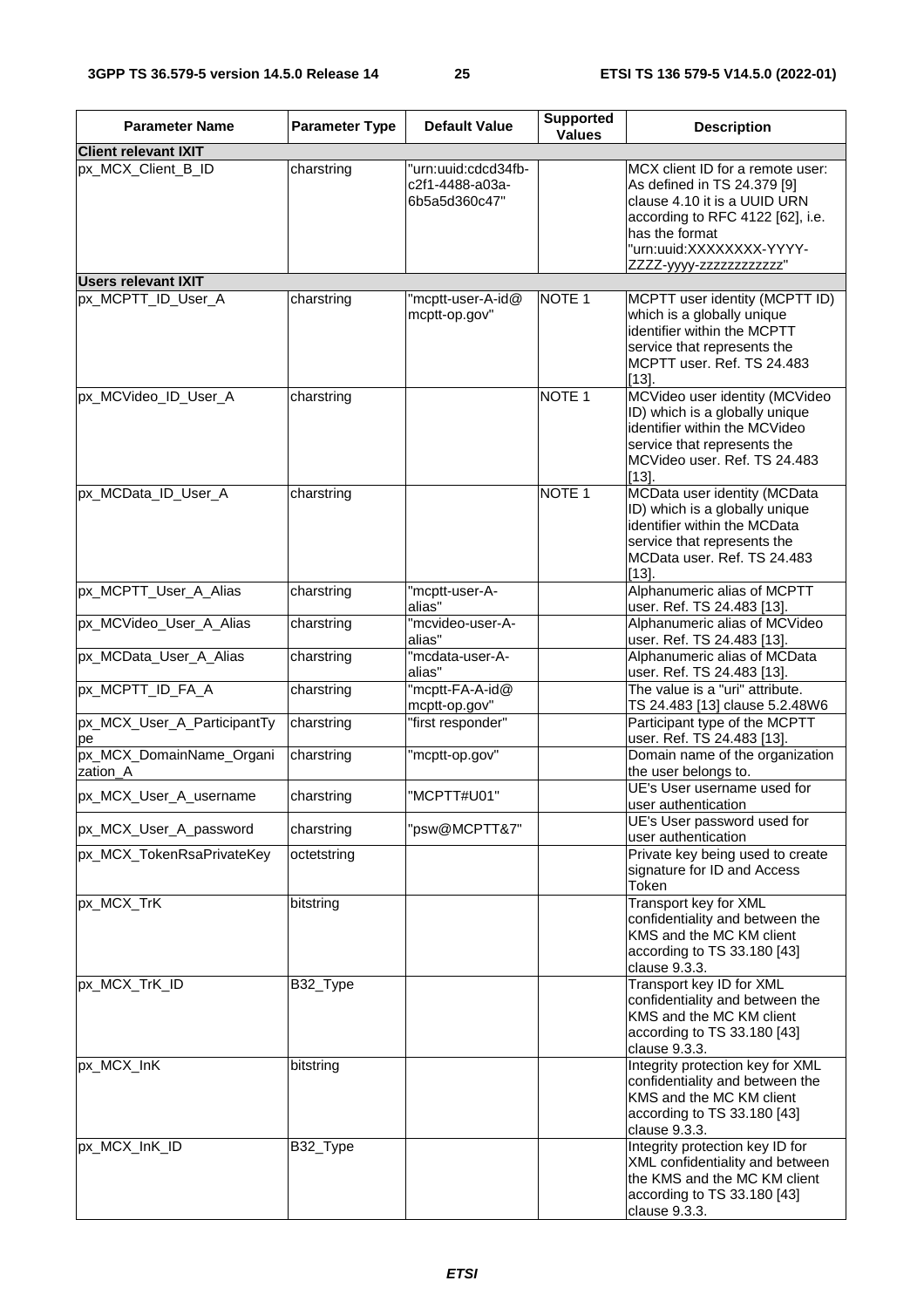| Parameter Name | Parameter Type | Default Value | Supported Values | Description |
|---|---|---|---|---|
| **Client relevant IXIT** | | | | |
| px_MCX_Client_B_ID | charstring | "urn:uuid:cdcd34fb-c2f1-4488-a03a-6b5a5d360c47" | | MCX client ID for a remote user: As defined in TS 24.379 [9] clause 4.10 it is a UUID URN according to RFC 4122 [62], i.e. has the format "urn:uuid:XXXXXXXX-YYYY-ZZZZ-yyyy-zzzzzzzzzzzz" |
| **Users relevant IXIT** | | | | |
| px_MCPTT_ID_User_A | charstring | "mcptt-user-A-id@mcptt-op.gov" | NOTE 1 | MCPTT user identity (MCPTT ID) which is a globally unique identifier within the MCPTT service that represents the MCPTT user. Ref. TS 24.483 [13]. |
| px_MCVideo_ID_User_A | charstring | | NOTE 1 | MCVideo user identity (MCVideo ID) which is a globally unique identifier within the MCVideo service that represents the MCVideo user. Ref. TS 24.483 [13]. |
| px_MCData_ID_User_A | charstring | | NOTE 1 | MCData user identity (MCData ID) which is a globally unique identifier within the MCData service that represents the MCData user. Ref. TS 24.483 [13]. |
| px_MCPTT_User_A_Alias | charstring | "mcptt-user-A-alias" | | Alphanumeric alias of MCPTT user. Ref. TS 24.483 [13]. |
| px_MCVideo_User_A_Alias | charstring | "mcvideo-user-A-alias" | | Alphanumeric alias of MCVideo user. Ref. TS 24.483 [13]. |
| px_MCData_User_A_Alias | charstring | "mcdata-user-A-alias" | | Alphanumeric alias of MCData user. Ref. TS 24.483 [13]. |
| px_MCPTT_ID_FA_A | charstring | "mcptt-FA-A-id@mcptt-op.gov" | | The value is a "uri" attribute. TS 24.483 [13] clause 5.2.48W6 |
| px_MCX_User_A_ParticipantType | charstring | "first responder" | | Participant type of the MCPTT user. Ref. TS 24.483 [13]. |
| px_MCX_DomainName_Organization_A | charstring | "mcptt-op.gov" | | Domain name of the organization the user belongs to. |
| px_MCX_User_A_username | charstring | "MCPTT#U01" | | UE's User username used for user authentication |
| px_MCX_User_A_password | charstring | "psw@MCPTT&7" | | UE's User password used for user authentication |
| px_MCX_TokenRsaPrivateKey | octetstring | | | Private key being used to create signature for ID and Access Token |
| px_MCX_TrK | bitstring | | | Transport key for XML confidentiality and between the KMS and the MC KM client according to TS 33.180 [43] clause 9.3.3. |
| px_MCX_TrK_ID | B32_Type | | | Transport key ID for XML confidentiality and between the KMS and the MC KM client according to TS 33.180 [43] clause 9.3.3. |
| px_MCX_InK | bitstring | | | Integrity protection key for XML confidentiality and between the KMS and the MC KM client according to TS 33.180 [43] clause 9.3.3. |
| px_MCX_InK_ID | B32_Type | | | Integrity protection key ID for XML confidentiality and between the KMS and the MC KM client according to TS 33.180 [43] clause 9.3.3. |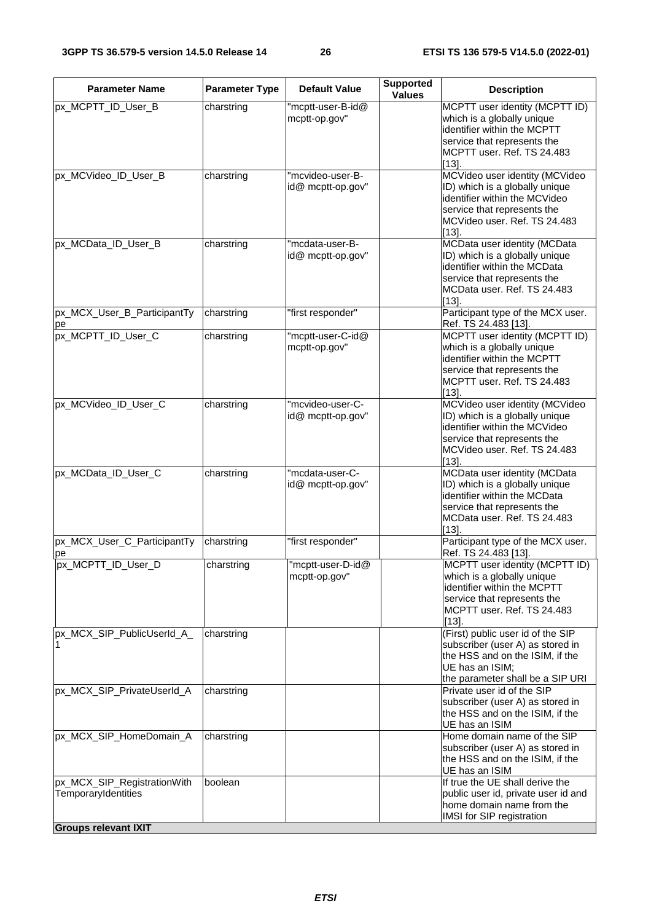| Parameter Name | Parameter Type | Default Value | Supported Values | Description |
|---|---|---|---|---|
| px_MCPTT_ID_User_B | charstring | "mcptt-user-B-id@ mcptt-op.gov" | | MCPTT user identity (MCPTT ID) which is a globally unique identifier within the MCPTT service that represents the MCPTT user. Ref. TS 24.483 [13]. |
| px_MCVideo_ID_User_B | charstring | "mcvideo-user-B-id@ mcptt-op.gov" | | MCVideo user identity (MCVideo ID) which is a globally unique identifier within the MCVideo service that represents the MCVideo user. Ref. TS 24.483 [13]. |
| px_MCData_ID_User_B | charstring | "mcdata-user-B-id@ mcptt-op.gov" | | MCData user identity (MCData ID) which is a globally unique identifier within the MCData service that represents the MCData user. Ref. TS 24.483 [13]. |
| px_MCX_User_B_ParticipantType | charstring | "first responder" | | Participant type of the MCX user. Ref. TS 24.483 [13]. |
| px_MCPTT_ID_User_C | charstring | "mcptt-user-C-id@ mcptt-op.gov" | | MCPTT user identity (MCPTT ID) which is a globally unique identifier within the MCPTT service that represents the MCPTT user. Ref. TS 24.483 [13]. |
| px_MCVideo_ID_User_C | charstring | "mcvideo-user-C-id@ mcptt-op.gov" | | MCVideo user identity (MCVideo ID) which is a globally unique identifier within the MCVideo service that represents the MCVideo user. Ref. TS 24.483 [13]. |
| px_MCData_ID_User_C | charstring | "mcdata-user-C-id@ mcptt-op.gov" | | MCData user identity (MCData ID) which is a globally unique identifier within the MCData service that represents the MCData user. Ref. TS 24.483 [13]. |
| px_MCX_User_C_ParticipantType | charstring | "first responder" | | Participant type of the MCX user. Ref. TS 24.483 [13]. |
| px_MCPTT_ID_User_D | charstring | "mcptt-user-D-id@ mcptt-op.gov" | | MCPTT user identity (MCPTT ID) which is a globally unique identifier within the MCPTT service that represents the MCPTT user. Ref. TS 24.483 [13]. |
| px_MCX_SIP_PublicUserId_A_1 | charstring | | | (First) public user id of the SIP subscriber (user A) as stored in the HSS and on the ISIM, if the UE has an ISIM; the parameter shall be a SIP URI |
| px_MCX_SIP_PrivateUserId_A | charstring | | | Private user id of the SIP subscriber (user A) as stored in the HSS and on the ISIM, if the UE has an ISIM |
| px_MCX_SIP_HomeDomain_A | charstring | | | Home domain name of the SIP subscriber (user A) as stored in the HSS and on the ISIM, if the UE has an ISIM |
| px_MCX_SIP_RegistrationWithTemporaryIdentities | boolean | | | If true the UE shall derive the public user id, private user id and home domain name from the IMSI for SIP registration |
| **Groups relevant IXIT** | | | | |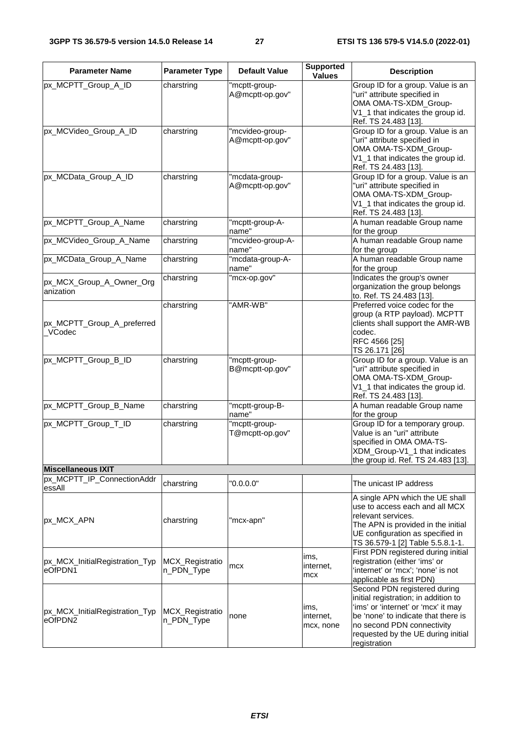| Parameter Name | Parameter Type | Default Value | Supported Values | Description |
|---|---|---|---|---|
| px_MCPTT_Group_A_ID | charstring | "mcptt-group-A@mcptt-op.gov" | | Group ID for a group. Value is an "uri" attribute specified in OMA OMA-TS-XDM_Group-V1_1 that indicates the group id. Ref. TS 24.483 [13]. |
| px_MCVideo_Group_A_ID | charstring | "mcvideo-group-A@mcptt-op.gov" | | Group ID for a group. Value is an "uri" attribute specified in OMA OMA-TS-XDM_Group-V1_1 that indicates the group id. Ref. TS 24.483 [13]. |
| px_MCData_Group_A_ID | charstring | "mcdata-group-A@mcptt-op.gov" | | Group ID for a group. Value is an "uri" attribute specified in OMA OMA-TS-XDM_Group-V1_1 that indicates the group id. Ref. TS 24.483 [13]. |
| px_MCPTT_Group_A_Name | charstring | "mcptt-group-A-name" | | A human readable Group name for the group |
| px_MCVideo_Group_A_Name | charstring | "mcvideo-group-A-name" | | A human readable Group name for the group |
| px_MCData_Group_A_Name | charstring | "mcdata-group-A-name" | | A human readable Group name for the group |
| px_MCX_Group_A_Owner_Organization | charstring | "mcx-op.gov" | | Indicates the group's owner organization the group belongs to. Ref. TS 24.483 [13]. |
| px_MCPTT_Group_A_preferred_VCodec | charstring | "AMR-WB" | | Preferred voice codec for the group (a RTP payload). MCPTT clients shall support the AMR-WB codec.<br>RFC 4566 [25]<br>TS 26.171 [26] |
| px_MCPTT_Group_B_ID | charstring | "mcptt-group-B@mcptt-op.gov" | | Group ID for a group. Value is an "uri" attribute specified in OMA OMA-TS-XDM_Group-V1_1 that indicates the group id. Ref. TS 24.483 [13]. |
| px_MCPTT_Group_B_Name | charstring | "mcptt-group-B-name" | | A human readable Group name for the group |
| px_MCPTT_Group_T_ID | charstring | "mcptt-group-T@mcptt-op.gov" | | Group ID for a temporary group. Value is an "uri" attribute specified in OMA OMA-TS-XDM_Group-V1_1 that indicates the group id. Ref. TS 24.483 [13]. |
| **Miscellaneous IXIT** | | | | |
| px_MCPTT_IP_ConnectionAddressAll | charstring | "0.0.0.0" | | The unicast IP address |
| px_MCX_APN | charstring | "mcx-apn" | | A single APN which the UE shall use to access each and all MCX relevant services.<br>The APN is provided in the initial UE configuration as specified in TS 36.579-1 [2] Table 5.5.8.1-1. |
| px_MCX_InitialRegistration_TypeOfPDN1 | MCX_Registration_PDN_Type | mcx | ims, internet, mcx | First PDN registered during initial registration (either 'ims' or 'internet' or 'mcx'; 'none' is not applicable as first PDN) |
| px_MCX_InitialRegistration_TypeOfPDN2 | MCX_Registration_PDN_Type | none | ims, internet, mcx, none | Second PDN registered during initial registration; in addition to 'ims' or 'internet' or 'mcx' it may be 'none' to indicate that there is no second PDN connectivity requested by the UE during initial registration |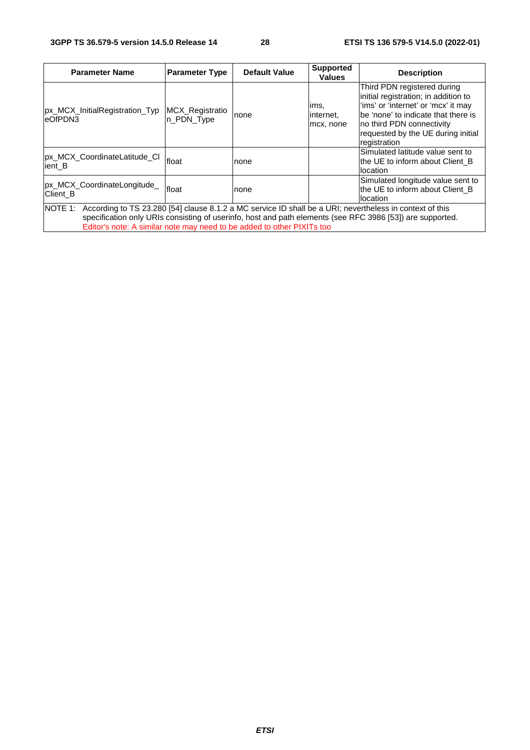| Parameter Name | Parameter Type | Default Value | Supported Values | Description |
|---|---|---|---|---|
| px_MCX_InitialRegistration_TypeOfPDN3 | MCX_Registration_PDN_Type | none | ims, internet, mcx, none | Third PDN registered during initial registration; in addition to 'ims' or 'internet' or 'mcx' it may be 'none' to indicate that there is no third PDN connectivity requested by the UE during initial registration |
| px_MCX_CoordinateLatitude_Client_B | float | none | | Simulated latitude value sent to the UE to inform about Client_B location |
| px_MCX_CoordinateLongitude_Client_B | float | none | | Simulated longitude value sent to the UE to inform about Client_B location |
| NOTE 1: According to TS 23.280 [54] clause 8.1.2 a MC service ID shall be a URI; nevertheless in context of this specification only URIs consisting of userinfo, host and path elements (see RFC 3986 [53]) are supported. Editor's note: A similar note may need to be added to other PIXITs too | | | | |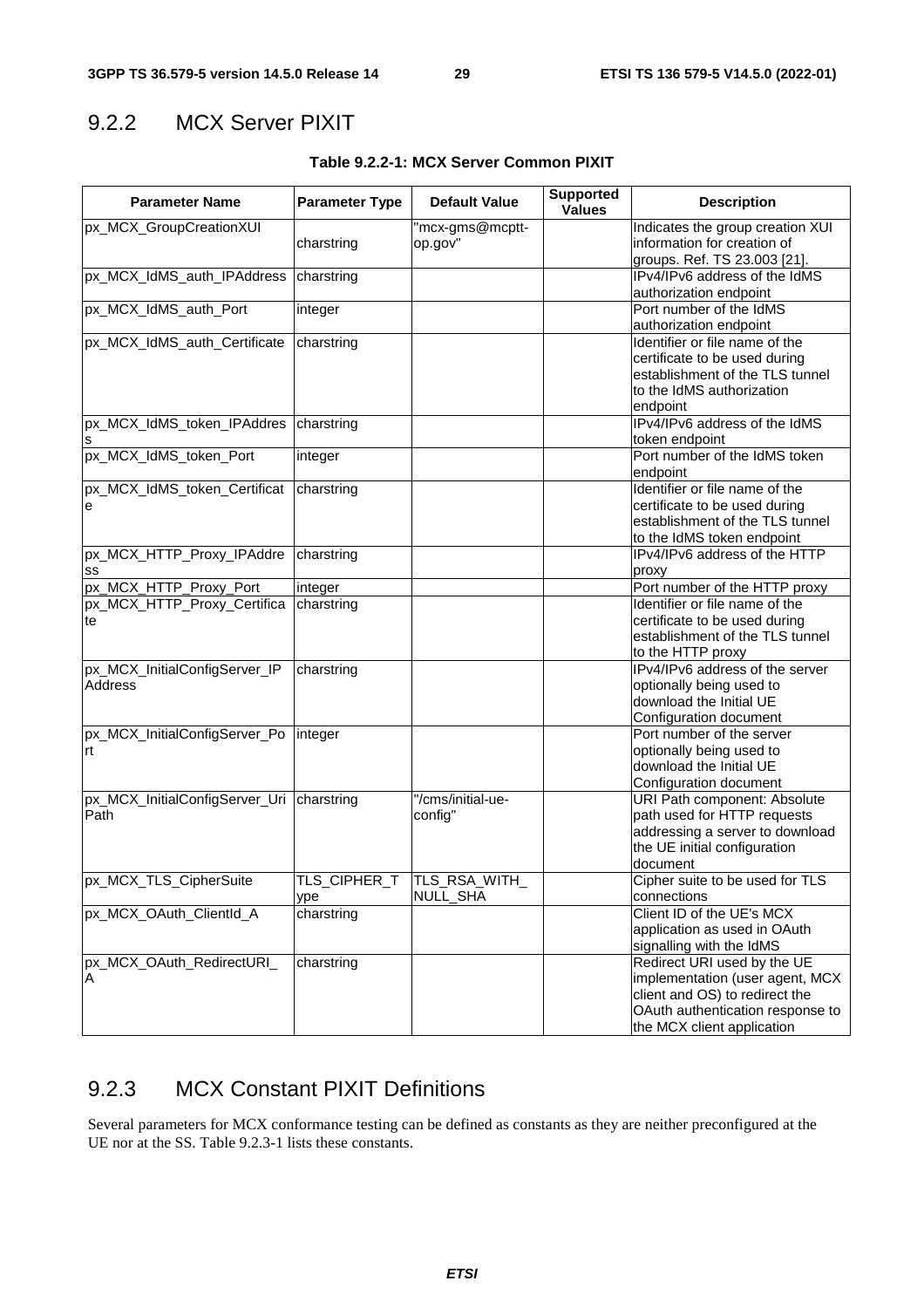## 9.2.2 MCX Server PIXIT

**Table 9.2.2-1: MCX Server Common PIXIT**

| Parameter Name | Parameter Type | Default Value | Supported Values | Description |
|---|---|---|---|---|
| px_MCX_GroupCreationXUI | charstring | "mcx-gms@mcptt-op.gov" | | Indicates the group creation XUI information for creation of groups. Ref. TS 23.003 [21]. |
| px_MCX_IdMS_auth_IPAddress | charstring | | | IPv4/IPv6 address of the IdMS authorization endpoint |
| px_MCX_IdMS_auth_Port | integer | | | Port number of the IdMS authorization endpoint |
| px_MCX_IdMS_auth_Certificate | charstring | | | Identifier or file name of the certificate to be used during establishment of the TLS tunnel to the IdMS authorization endpoint |
| px_MCX_IdMS_token_IPAddress | charstring | | | IPv4/IPv6 address of the IdMS token endpoint |
| px_MCX_IdMS_token_Port | integer | | | Port number of the IdMS token endpoint |
| px_MCX_IdMS_token_Certificate | charstring | | | Identifier or file name of the certificate to be used during establishment of the TLS tunnel to the IdMS token endpoint |
| px_MCX_HTTP_Proxy_IPAddress | charstring | | | IPv4/IPv6 address of the HTTP proxy |
| px_MCX_HTTP_Proxy_Port | integer | | | Port number of the HTTP proxy |
| px_MCX_HTTP_Proxy_Certificate | charstring | | | Identifier or file name of the certificate to be used during establishment of the TLS tunnel to the HTTP proxy |
| px_MCX_InitialConfigServer_IPAddress | charstring | | | IPv4/IPv6 address of the server optionally being used to download the Initial UE Configuration document |
| px_MCX_InitialConfigServer_Port | integer | | | Port number of the server optionally being used to download the Initial UE Configuration document |
| px_MCX_InitialConfigServer_UriPath | charstring | "/cms/initial-ue-config" | | URI Path component: Absolute path used for HTTP requests addressing a server to download the UE initial configuration document |
| px_MCX_TLS_CipherSuite | TLS_CIPHER_Type | TLS_RSA_WITH_NULL_SHA | | Cipher suite to be used for TLS connections |
| px_MCX_OAuth_ClientId_A | charstring | | | Client ID of the UE's MCX application as used in OAuth signalling with the IdMS |
| px_MCX_OAuth_RedirectURI_A | charstring | | | Redirect URI used by the UE implementation (user agent, MCX client and OS) to redirect the OAuth authentication response to the MCX client application |

## 9.2.3 MCX Constant PIXIT Definitions

Several parameters for MCX conformance testing can be defined as constants as they are neither preconfigured at the UE nor at the SS. Table 9.2.3-1 lists these constants.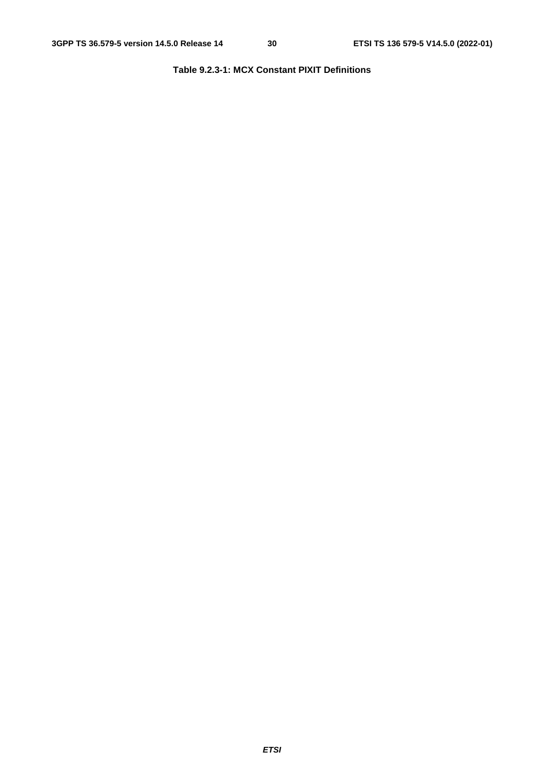**Table 9.2.3-1: MCX Constant PIXIT Definitions**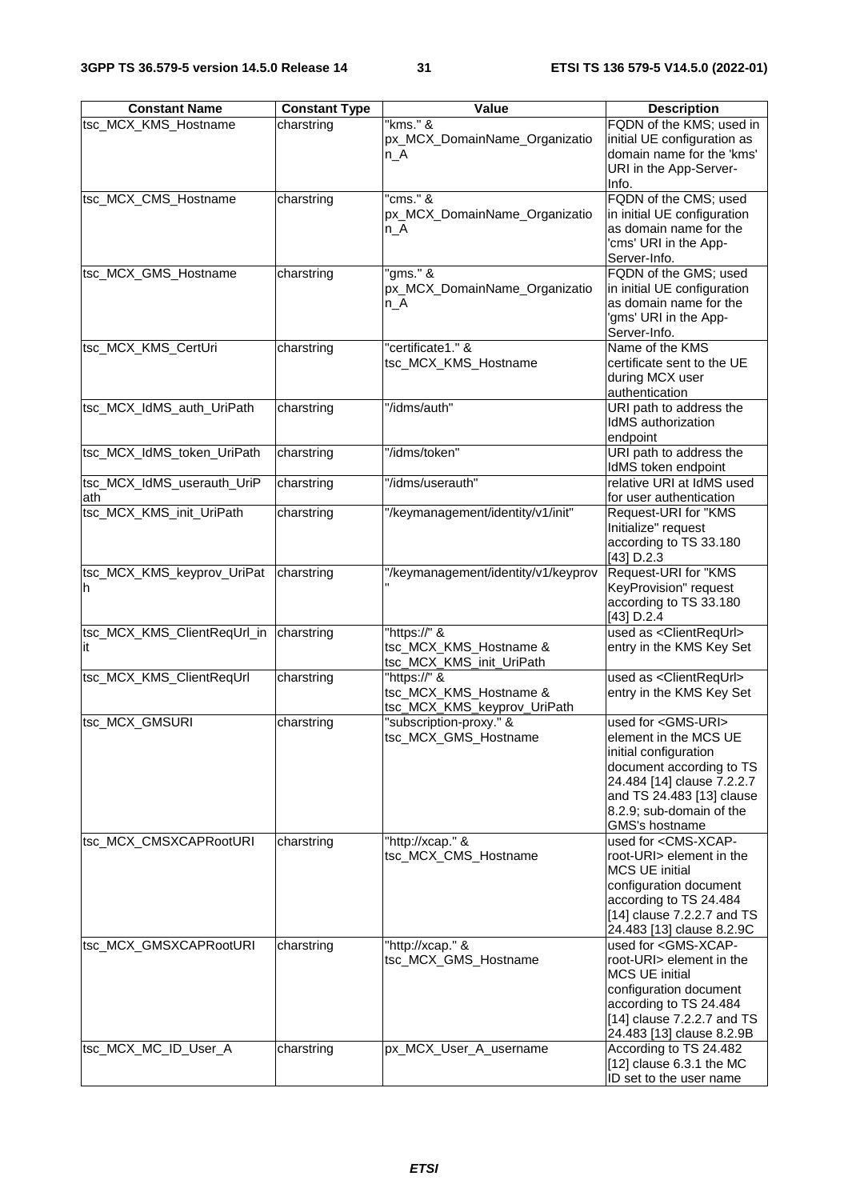| Constant Name | Constant Type | Value | Description |
| --- | --- | --- | --- |
| tsc_MCX_KMS_Hostname | charstring | "kms." & px_MCX_DomainName_Organization_A | FQDN of the KMS; used in initial UE configuration as domain name for the 'kms' URI in the App-Server-Info. |
| tsc_MCX_CMS_Hostname | charstring | "cms." & px_MCX_DomainName_Organization_A | FQDN of the CMS; used in initial UE configuration as domain name for the 'cms' URI in the App-Server-Info. |
| tsc_MCX_GMS_Hostname | charstring | "gms." & px_MCX_DomainName_Organization_A | FQDN of the GMS; used in initial UE configuration as domain name for the 'gms' URI in the App-Server-Info. |
| tsc_MCX_KMS_CertUri | charstring | "certificate1." & tsc_MCX_KMS_Hostname | Name of the KMS certificate sent to the UE during MCX user authentication |
| tsc_MCX_IdMS_auth_UriPath | charstring | "/idms/auth" | URI path to address the IdMS authorization endpoint |
| tsc_MCX_IdMS_token_UriPath | charstring | "/idms/token" | URI path to address the IdMS token endpoint |
| tsc_MCX_IdMS_userauth_UriPath | charstring | "/idms/userauth" | relative URI at IdMS used for user authentication |
| tsc_MCX_KMS_init_UriPath | charstring | "/keymanagement/identity/v1/init" | Request-URI for "KMS Initialize" request according to TS 33.180 [43] D.2.3 |
| tsc_MCX_KMS_keyprov_UriPath | charstring | "/keymanagement/identity/v1/keyprov" | Request-URI for "KMS KeyProvision" request according to TS 33.180 [43] D.2.4 |
| tsc_MCX_KMS_ClientReqUrl_init | charstring | "https://" & tsc_MCX_KMS_Hostname & tsc_MCX_KMS_init_UriPath | used as <ClientReqUrl> entry in the KMS Key Set |
| tsc_MCX_KMS_ClientReqUrl | charstring | "https://" & tsc_MCX_KMS_Hostname & tsc_MCX_KMS_keyprov_UriPath | used as <ClientReqUrl> entry in the KMS Key Set |
| tsc_MCX_GMSURI | charstring | "subscription-proxy." & tsc_MCX_GMS_Hostname | used for <GMS-URI> element in the MCS UE initial configuration document according to TS 24.484 [14] clause 7.2.2.7 and TS 24.483 [13] clause 8.2.9; sub-domain of the GMS's hostname |
| tsc_MCX_CMSXCAPRootURI | charstring | "http://xcap." & tsc_MCX_CMS_Hostname | used for <CMS-XCAP-root-URI> element in the MCS UE initial configuration document according to TS 24.484 [14] clause 7.2.2.7 and TS 24.483 [13] clause 8.2.9C |
| tsc_MCX_GMSXCAPRootURI | charstring | "http://xcap." & tsc_MCX_GMS_Hostname | used for <GMS-XCAP-root-URI> element in the MCS UE initial configuration document according to TS 24.484 [14] clause 7.2.2.7 and TS 24.483 [13] clause 8.2.9B |
| tsc_MCX_MC_ID_User_A | charstring | px_MCX_User_A_username | According to TS 24.482 [12] clause 6.3.1 the MC ID set to the user name |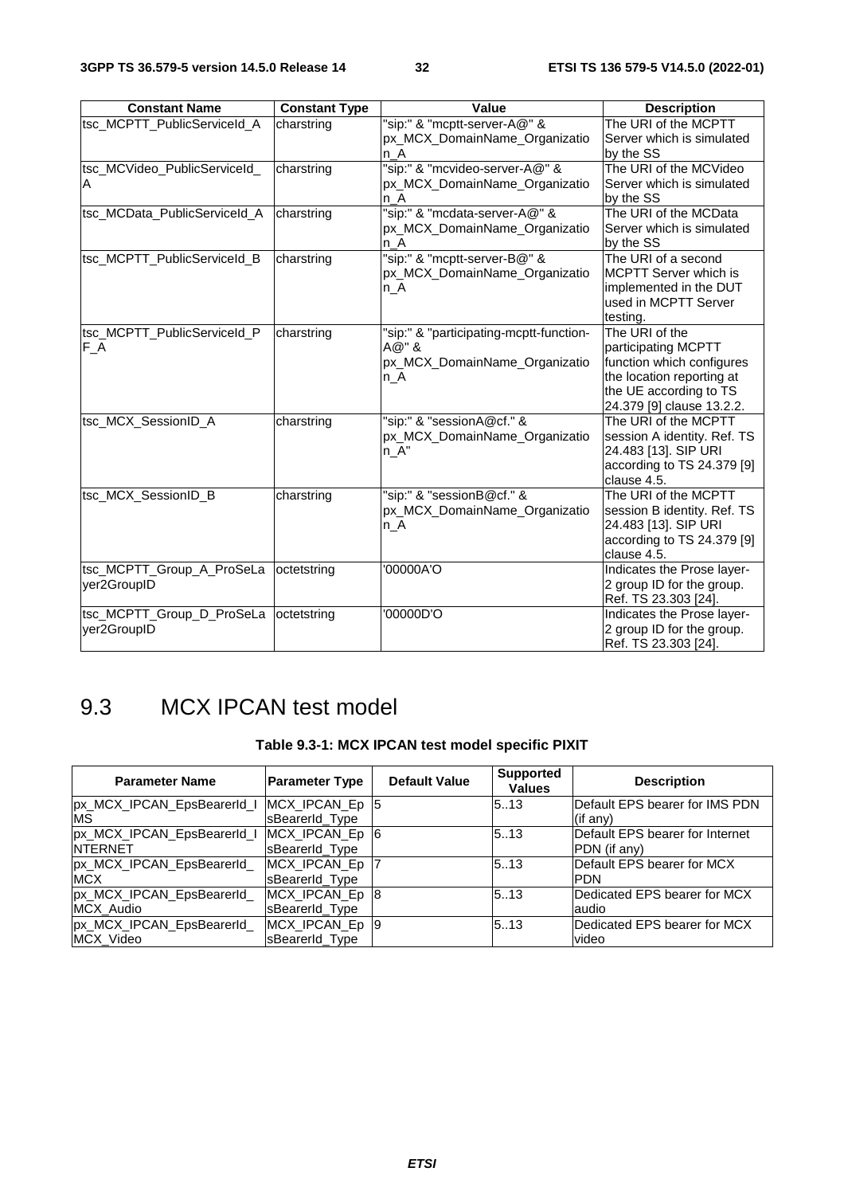| Constant Name | Constant Type | Value | Description |
| --- | --- | --- | --- |
| tsc_MCPTT_PublicServiceId_A | charstring | "sip:" & "mcptt-server-A@" & px_MCX_DomainName_Organization_A | The URI of the MCPTT Server which is simulated by the SS |
| tsc_MCVideo_PublicServiceId_A | charstring | "sip:" & "mcvideo-server-A@" & px_MCX_DomainName_Organization_A | The URI of the MCVideo Server which is simulated by the SS |
| tsc_MCData_PublicServiceId_A | charstring | "sip:" & "mcdata-server-A@" & px_MCX_DomainName_Organization_A | The URI of the MCData Server which is simulated by the SS |
| tsc_MCPTT_PublicServiceId_B | charstring | "sip:" & "mcptt-server-B@" & px_MCX_DomainName_Organization_A | The URI of a second MCPTT Server which is implemented in the DUT used in MCPTT Server testing. |
| tsc_MCPTT_PublicServiceId_PF_A | charstring | "sip:" & "participating-mcptt-function-A@" & px_MCX_DomainName_Organization_A | The URI of the participating MCPTT function which configures the location reporting at the UE according to TS 24.379 [9] clause 13.2.2. |
| tsc_MCX_SessionID_A | charstring | "sip:" & "sessionA@cf." & px_MCX_DomainName_Organization_A" | The URI of the MCPTT session A identity. Ref. TS 24.483 [13]. SIP URI according to TS 24.379 [9] clause 4.5. |
| tsc_MCX_SessionID_B | charstring | "sip:" & "sessionB@cf." & px_MCX_DomainName_Organization_A | The URI of the MCPTT session B identity. Ref. TS 24.483 [13]. SIP URI according to TS 24.379 [9] clause 4.5. |
| tsc_MCPTT_Group_A_ProSeLayer2GroupID | octetstring | '00000A'O | Indicates the Prose layer-2 group ID for the group. Ref. TS 23.303 [24]. |
| tsc_MCPTT_Group_D_ProSeLayer2GroupID | octetstring | '00000D'O | Indicates the Prose layer-2 group ID for the group. Ref. TS 23.303 [24]. |

# 9.3 MCX IPCAN test model

**Table 9.3-1: MCX IPCAN test model specific PIXIT**

| Parameter Name | Parameter Type | Default Value | Supported Values | Description |
| --- | --- | --- | --- | --- |
| px_MCX_IPCAN_EpsBearerId_IMS | MCX_IPCAN_EpsBearerId_Type | 5 | 5..13 | Default EPS bearer for IMS PDN (if any) |
| px_MCX_IPCAN_EpsBearerId_INTERNET | MCX_IPCAN_EpsBearerId_Type | 6 | 5..13 | Default EPS bearer for Internet PDN (if any) |
| px_MCX_IPCAN_EpsBearerId_MCX | MCX_IPCAN_EpsBearerId_Type | 7 | 5..13 | Default EPS bearer for MCX PDN |
| px_MCX_IPCAN_EpsBearerId_MCX_Audio | MCX_IPCAN_EpsBearerId_Type | 8 | 5..13 | Dedicated EPS bearer for MCX audio |
| px_MCX_IPCAN_EpsBearerId_MCX_Video | MCX_IPCAN_EpsBearerId_Type | 9 | 5..13 | Dedicated EPS bearer for MCX video |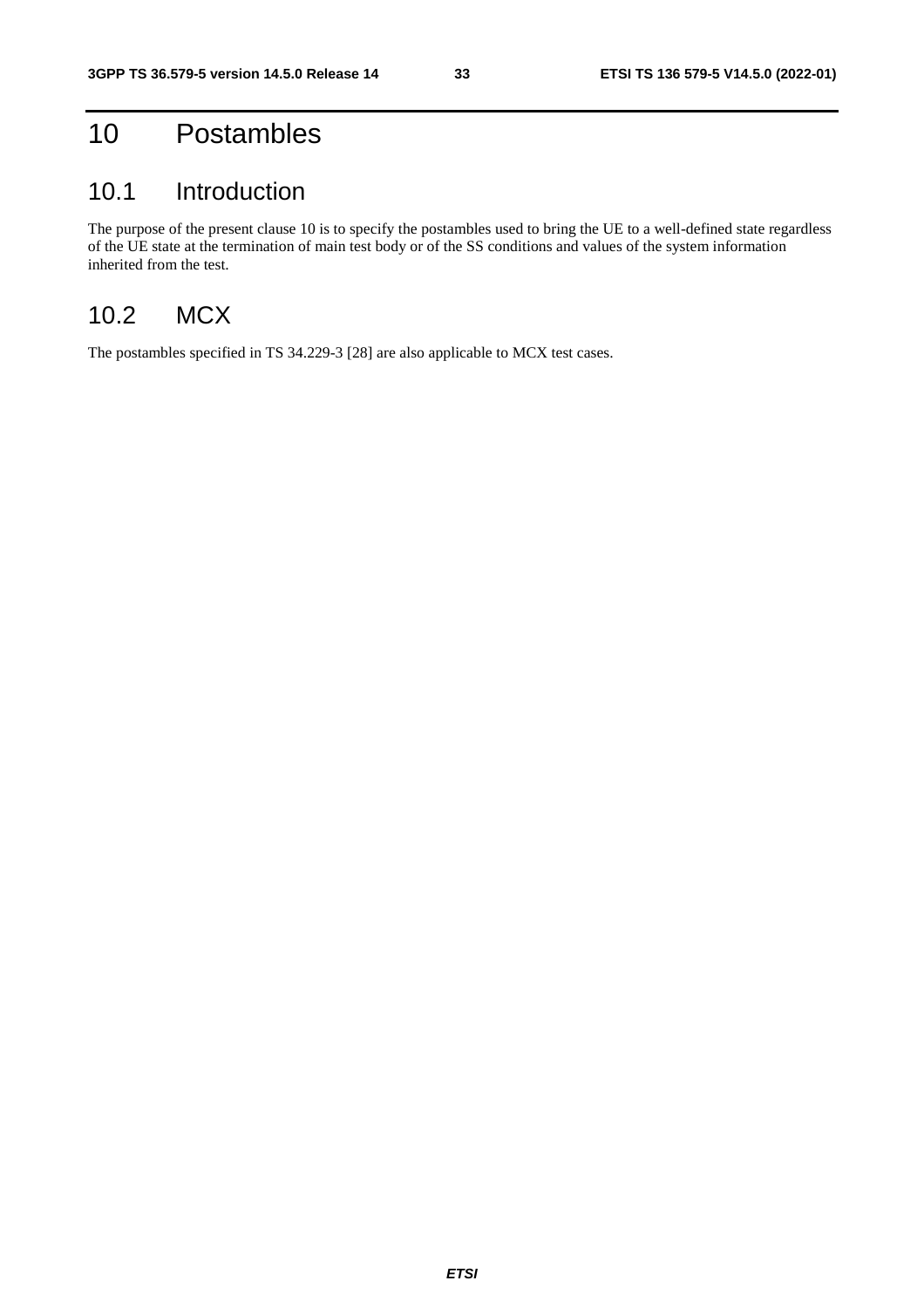# 10 Postambles

## 10.1 Introduction

The purpose of the present clause 10 is to specify the postambles used to bring the UE to a well-defined state regardless of the UE state at the termination of main test body or of the SS conditions and values of the system information inherited from the test.

## 10.2 MCX

The postambles specified in TS 34.229-3 [28] are also applicable to MCX test cases.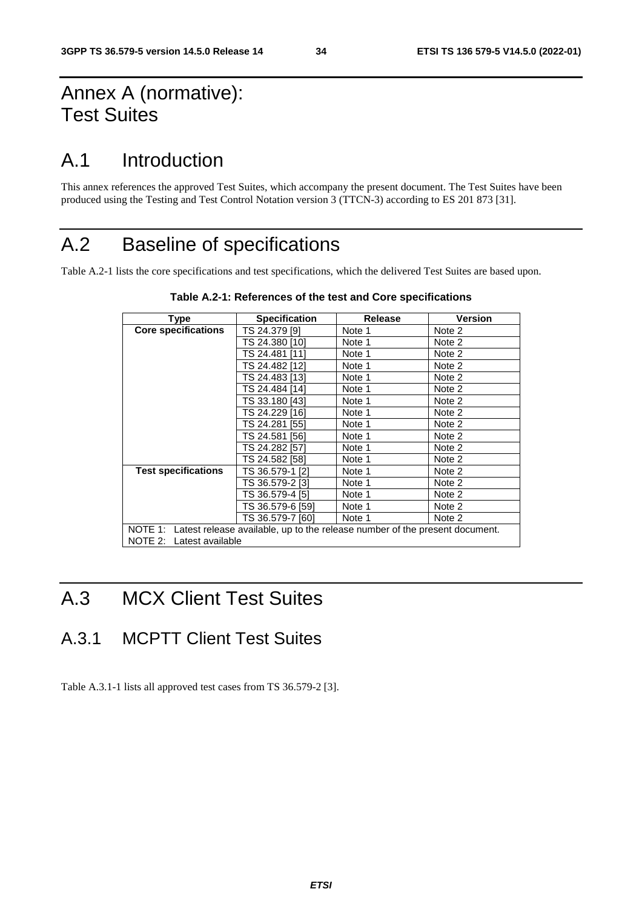# Annex A (normative): Test Suites

# A.1 Introduction

This annex references the approved Test Suites, which accompany the present document. The Test Suites have been produced using the Testing and Test Control Notation version 3 (TTCN-3) according to ES 201 873 [31].

# A.2 Baseline of specifications

Table A.2-1 lists the core specifications and test specifications, which the delivered Test Suites are based upon.

**Table A.2-1: References of the test and Core specifications**

| Type | Specification | Release | Version |
|---|---|---|---|
| **Core specifications** | TS 24.379 [9] | Note 1 | Note 2 |
| | TS 24.380 [10] | Note 1 | Note 2 |
| | TS 24.481 [11] | Note 1 | Note 2 |
| | TS 24.482 [12] | Note 1 | Note 2 |
| | TS 24.483 [13] | Note 1 | Note 2 |
| | TS 24.484 [14] | Note 1 | Note 2 |
| | TS 33.180 [43] | Note 1 | Note 2 |
| | TS 24.229 [16] | Note 1 | Note 2 |
| | TS 24.281 [55] | Note 1 | Note 2 |
| | TS 24.581 [56] | Note 1 | Note 2 |
| | TS 24.282 [57] | Note 1 | Note 2 |
| | TS 24.582 [58] | Note 1 | Note 2 |
| **Test specifications** | TS 36.579-1 [2] | Note 1 | Note 2 |
| | TS 36.579-2 [3] | Note 1 | Note 2 |
| | TS 36.579-4 [5] | Note 1 | Note 2 |
| | TS 36.579-6 [59] | Note 1 | Note 2 |
| | TS 36.579-7 [60] | Note 1 | Note 2 |
| NOTE 1: Latest release available, up to the release number of the present document.<br>NOTE 2: Latest available | | | |

# A.3 MCX Client Test Suites

## A.3.1 MCPTT Client Test Suites

Table A.3.1-1 lists all approved test cases from TS 36.579-2 [3].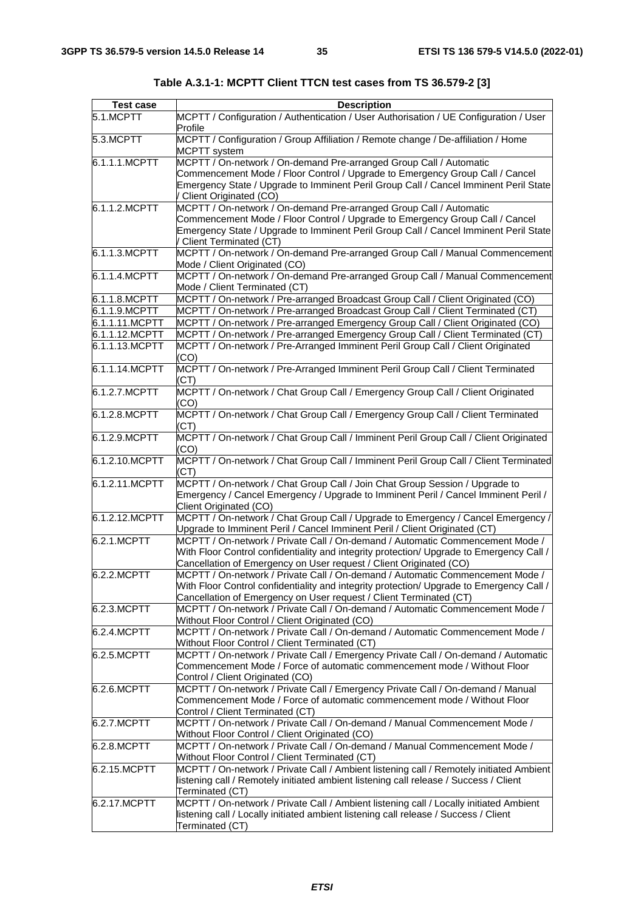**Table A.3.1-1: MCPTT Client TTCN test cases from TS 36.579-2 [3]**

| Test case | Description |
|---|---|
| 5.1.MCPTT | MCPTT / Configuration / Authentication / User Authorisation / UE Configuration / User Profile |
| 5.3.MCPTT | MCPTT / Configuration / Group Affiliation / Remote change / De-affiliation / Home MCPTT system |
| 6.1.1.1.MCPTT | MCPTT / On-network / On-demand Pre-arranged Group Call / Automatic Commencement Mode / Floor Control / Upgrade to Emergency Group Call / Cancel Emergency State / Upgrade to Imminent Peril Group Call / Cancel Imminent Peril State / Client Originated (CO) |
| 6.1.1.2.MCPTT | MCPTT / On-network / On-demand Pre-arranged Group Call / Automatic Commencement Mode / Floor Control / Upgrade to Emergency Group Call / Cancel Emergency State / Upgrade to Imminent Peril Group Call / Cancel Imminent Peril State / Client Terminated (CT) |
| 6.1.1.3.MCPTT | MCPTT / On-network / On-demand Pre-arranged Group Call / Manual Commencement Mode / Client Originated (CO) |
| 6.1.1.4.MCPTT | MCPTT / On-network / On-demand Pre-arranged Group Call / Manual Commencement Mode / Client Terminated (CT) |
| 6.1.1.8.MCPTT | MCPTT / On-network / Pre-arranged Broadcast Group Call / Client Originated (CO) |
| 6.1.1.9.MCPTT | MCPTT / On-network / Pre-arranged Broadcast Group Call / Client Terminated (CT) |
| 6.1.1.11.MCPTT | MCPTT / On-network / Pre-arranged Emergency Group Call / Client Originated (CO) |
| 6.1.1.12.MCPTT | MCPTT / On-network / Pre-arranged Emergency Group Call / Client Terminated (CT) |
| 6.1.1.13.MCPTT | MCPTT / On-network / Pre-Arranged Imminent Peril Group Call / Client Originated (CO) |
| 6.1.1.14.MCPTT | MCPTT / On-network / Pre-Arranged Imminent Peril Group Call / Client Terminated (CT) |
| 6.1.2.7.MCPTT | MCPTT / On-network / Chat Group Call / Emergency Group Call / Client Originated (CO) |
| 6.1.2.8.MCPTT | MCPTT / On-network / Chat Group Call / Emergency Group Call / Client Terminated (CT) |
| 6.1.2.9.MCPTT | MCPTT / On-network / Chat Group Call / Imminent Peril Group Call / Client Originated (CO) |
| 6.1.2.10.MCPTT | MCPTT / On-network / Chat Group Call / Imminent Peril Group Call / Client Terminated (CT) |
| 6.1.2.11.MCPTT | MCPTT / On-network / Chat Group Call / Join Chat Group Session / Upgrade to Emergency / Cancel Emergency / Upgrade to Imminent Peril / Cancel Imminent Peril / Client Originated (CO) |
| 6.1.2.12.MCPTT | MCPTT / On-network / Chat Group Call / Upgrade to Emergency / Cancel Emergency / Upgrade to Imminent Peril / Cancel Imminent Peril / Client Originated (CT) |
| 6.2.1.MCPTT | MCPTT / On-network / Private Call / On-demand / Automatic Commencement Mode / With Floor Control confidentiality and integrity protection/ Upgrade to Emergency Call / Cancellation of Emergency on User request / Client Originated (CO) |
| 6.2.2.MCPTT | MCPTT / On-network / Private Call / On-demand / Automatic Commencement Mode / With Floor Control confidentiality and integrity protection/ Upgrade to Emergency Call / Cancellation of Emergency on User request / Client Terminated (CT) |
| 6.2.3.MCPTT | MCPTT / On-network / Private Call / On-demand / Automatic Commencement Mode / Without Floor Control / Client Originated (CO) |
| 6.2.4.MCPTT | MCPTT / On-network / Private Call / On-demand / Automatic Commencement Mode / Without Floor Control / Client Terminated (CT) |
| 6.2.5.MCPTT | MCPTT / On-network / Private Call / Emergency Private Call / On-demand / Automatic Commencement Mode / Force of automatic commencement mode / Without Floor Control / Client Originated (CO) |
| 6.2.6.MCPTT | MCPTT / On-network / Private Call / Emergency Private Call / On-demand / Manual Commencement Mode / Force of automatic commencement mode / Without Floor Control / Client Terminated (CT) |
| 6.2.7.MCPTT | MCPTT / On-network / Private Call / On-demand / Manual Commencement Mode / Without Floor Control / Client Originated (CO) |
| 6.2.8.MCPTT | MCPTT / On-network / Private Call / On-demand / Manual Commencement Mode / Without Floor Control / Client Terminated (CT) |
| 6.2.15.MCPTT | MCPTT / On-network / Private Call / Ambient listening call / Remotely initiated Ambient listening call / Remotely initiated ambient listening call release / Success / Client Terminated (CT) |
| 6.2.17.MCPTT | MCPTT / On-network / Private Call / Ambient listening call / Locally initiated Ambient listening call / Locally initiated ambient listening call release / Success / Client Terminated (CT) |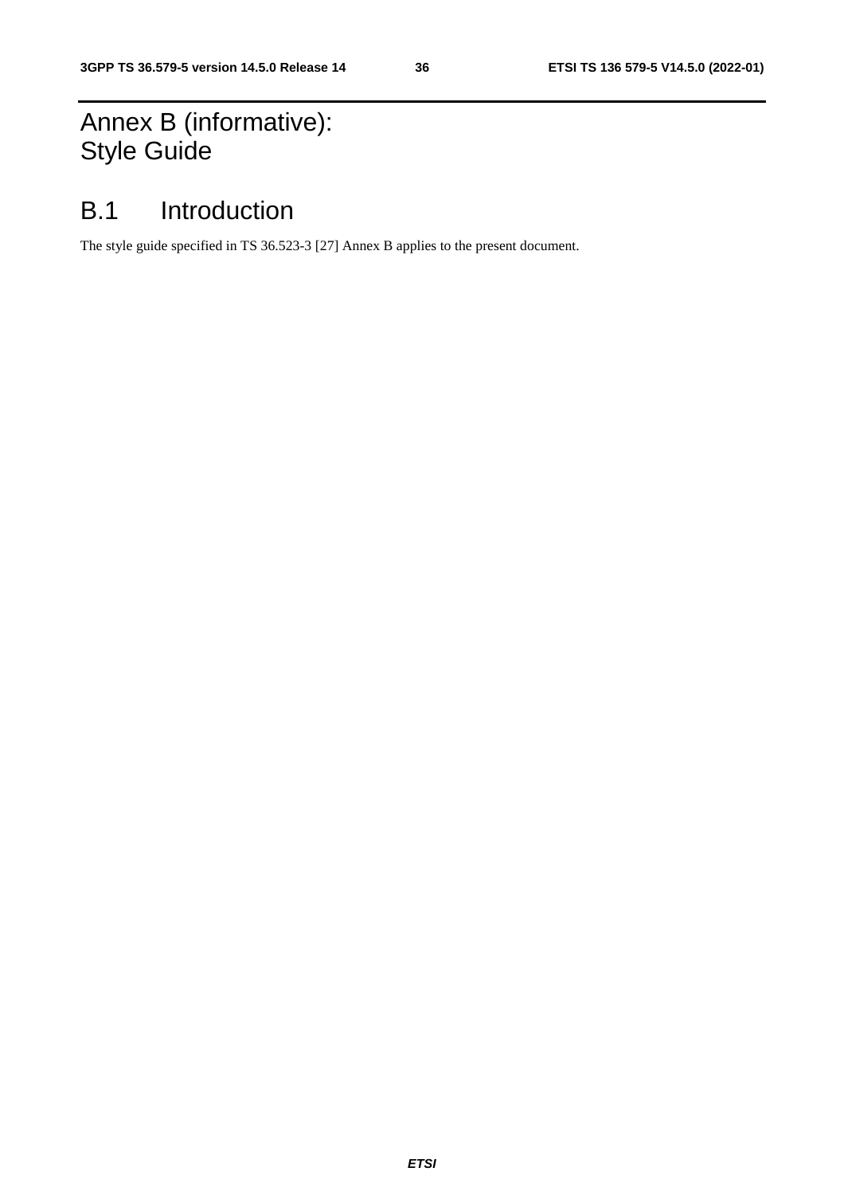# Annex B (informative): Style Guide

# B.1 Introduction

The style guide specified in TS 36.523-3 [27] Annex B applies to the present document.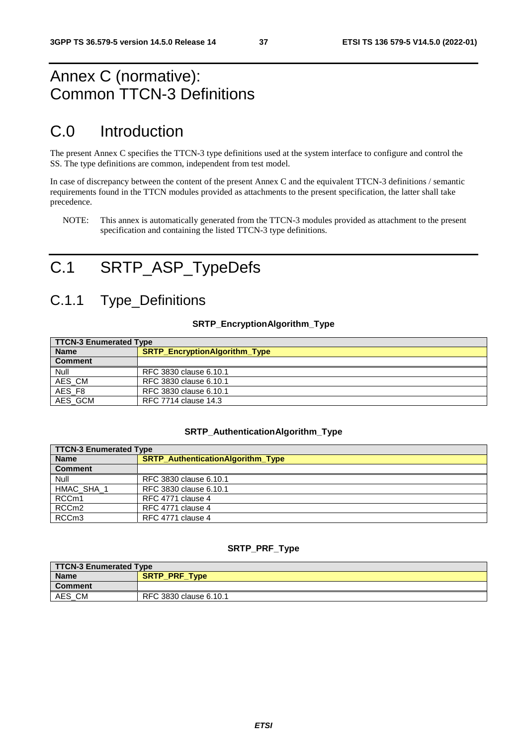# Annex C (normative): Common TTCN-3 Definitions

# C.0 Introduction

The present Annex C specifies the TTCN-3 type definitions used at the system interface to configure and control the SS. The type definitions are common, independent from test model.

In case of discrepancy between the content of the present Annex C and the equivalent TTCN-3 definitions / semantic requirements found in the TTCN modules provided as attachments to the present specification, the latter shall take precedence.

NOTE: This annex is automatically generated from the TTCN-3 modules provided as attachment to the present specification and containing the listed TTCN-3 type definitions.

# C.1 SRTP_ASP_TypeDefs

## C.1.1 Type_Definitions

**SRTP_EncryptionAlgorithm_Type**

| TTCN-3 Enumerated Type | |
|---|---|
| **Name** | **SRTP_EncryptionAlgorithm_Type** |
| **Comment** | |
| Null | RFC 3830 clause 6.10.1 |
| AES_CM | RFC 3830 clause 6.10.1 |
| AES_F8 | RFC 3830 clause 6.10.1 |
| AES_GCM | RFC 7714 clause 14.3 |

**SRTP_AuthenticationAlgorithm_Type**

| TTCN-3 Enumerated Type | |
|---|---|
| **Name** | **SRTP_AuthenticationAlgorithm_Type** |
| **Comment** | |
| Null | RFC 3830 clause 6.10.1 |
| HMAC_SHA_1 | RFC 3830 clause 6.10.1 |
| RCCm1 | RFC 4771 clause 4 |
| RCCm2 | RFC 4771 clause 4 |
| RCCm3 | RFC 4771 clause 4 |

**SRTP_PRF_Type**

| TTCN-3 Enumerated Type | |
|---|---|
| **Name** | **SRTP_PRF_Type** |
| **Comment** | |
| AES_CM | RFC 3830 clause 6.10.1 |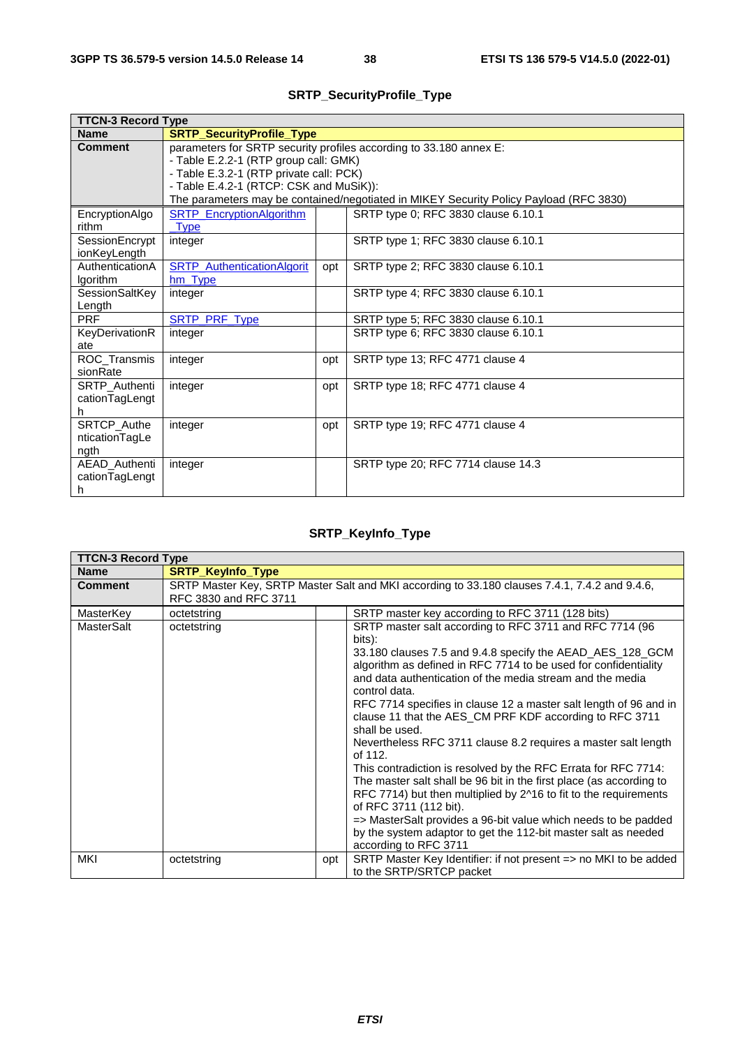### SRTP_SecurityProfile_Type

| TTCN-3 Record Type | | | |
|---|---|---|---|
| **Name** | **SRTP_SecurityProfile_Type** | | |
| **Comment** | parameters for SRTP security profiles according to 33.180 annex E:<br>- Table E.2.2-1 (RTP group call: GMK)<br>- Table E.3.2-1 (RTP private call: PCK)<br>- Table E.4.2-1 (RTCP: CSK and MuSiK)):<br>The parameters may be contained/negotiated in MIKEY Security Policy Payload (RFC 3830) | | |
| EncryptionAlgorithm | SRTP_EncryptionAlgorithm_Type | | SRTP type 0; RFC 3830 clause 6.10.1 |
| SessionEncryptionKeyLength | integer | | SRTP type 1; RFC 3830 clause 6.10.1 |
| AuthenticationAlgorithm | SRTP_AuthenticationAlgorithm_Type | opt | SRTP type 2; RFC 3830 clause 6.10.1 |
| SessionSaltKeyLength | integer | | SRTP type 4; RFC 3830 clause 6.10.1 |
| PRF | SRTP_PRF_Type | | SRTP type 5; RFC 3830 clause 6.10.1 |
| KeyDerivationRate | integer | | SRTP type 6; RFC 3830 clause 6.10.1 |
| ROC_TransmissionRate | integer | opt | SRTP type 13; RFC 4771 clause 4 |
| SRTP_AuthenticationTagLength | integer | opt | SRTP type 18; RFC 4771 clause 4 |
| SRTCP_AuthenticationTagLength | integer | opt | SRTP type 19; RFC 4771 clause 4 |
| AEAD_AuthenticationTagLength | integer | | SRTP type 20; RFC 7714 clause 14.3 |

### SRTP_KeyInfo_Type

| TTCN-3 Record Type | | | |
|---|---|---|---|
| **Name** | **SRTP_KeyInfo_Type** | | |
| **Comment** | SRTP Master Key, SRTP Master Salt and MKI according to 33.180 clauses 7.4.1, 7.4.2 and 9.4.6, RFC 3830 and RFC 3711 | | |
| MasterKey | octetstring | | SRTP master key according to RFC 3711 (128 bits) |
| MasterSalt | octetstring | | SRTP master salt according to RFC 3711 and RFC 7714 (96 bits):<br>33.180 clauses 7.5 and 9.4.8 specify the AEAD_AES_128_GCM algorithm as defined in RFC 7714 to be used for confidentiality and data authentication of the media stream and the media control data.<br>RFC 7714 specifies in clause 12 a master salt length of 96 and in clause 11 that the AES_CM PRF KDF according to RFC 3711 shall be used.<br>Nevertheless RFC 3711 clause 8.2 requires a master salt length of 112.<br>This contradiction is resolved by the RFC Errata for RFC 7714: The master salt shall be 96 bit in the first place (as according to RFC 7714) but then multiplied by 2^16 to fit to the requirements of RFC 3711 (112 bit).<br>=> MasterSalt provides a 96-bit value which needs to be padded by the system adaptor to get the 112-bit master salt as needed according to RFC 3711 |
| MKI | octetstring | opt | SRTP Master Key Identifier: if not present => no MKI to be added to the SRTP/SRTCP packet |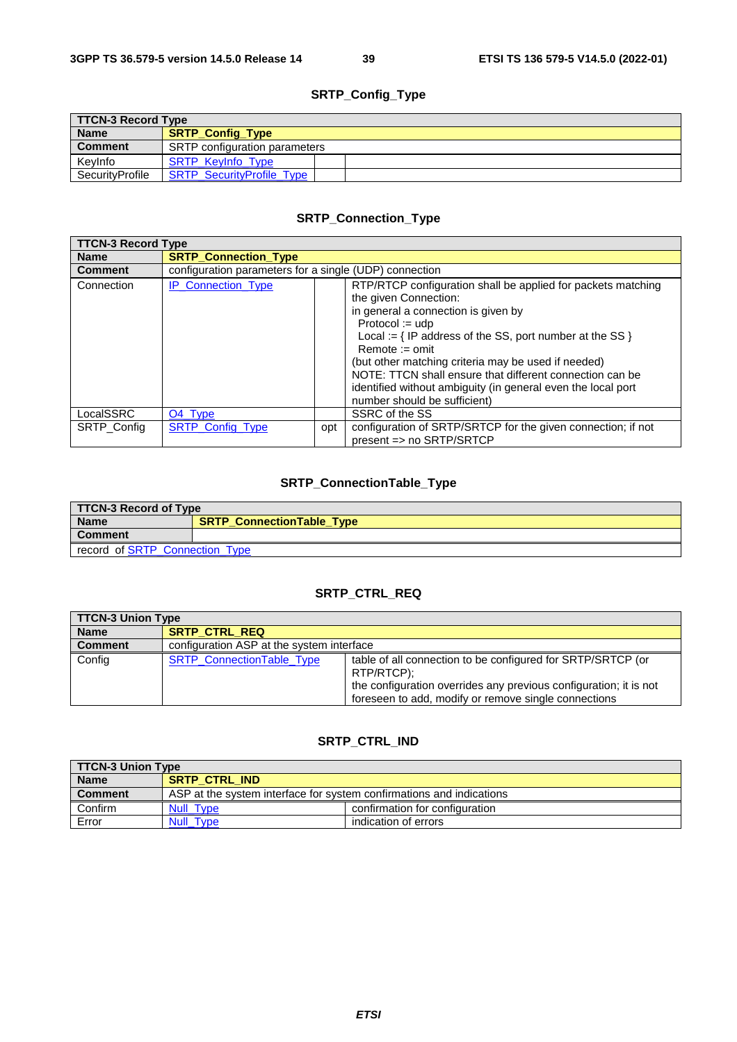**SRTP_Config_Type**

| TTCN-3 Record Type | | | |
|---|---|---|---|
| **Name** | **SRTP_Config_Type** | | |
| **Comment** | SRTP configuration parameters | | |
| KeyInfo | SRTP_KeyInfo_Type | | |
| SecurityProfile | SRTP_SecurityProfile_Type | | |

**SRTP_Connection_Type**

| TTCN-3 Record Type | | | |
|---|---|---|---|
| **Name** | **SRTP_Connection_Type** | | |
| **Comment** | configuration parameters for a single (UDP) connection | | |
| Connection | IP_Connection_Type | | RTP/RTCP configuration shall be applied for packets matching the given Connection:<br>in general a connection is given by<br>Protocol := udp<br>Local := { IP address of the SS, port number at the SS }<br>Remote := omit<br>(but other matching criteria may be used if needed)<br>NOTE: TTCN shall ensure that different connection can be identified without ambiguity (in general even the local port number should be sufficient) |
| LocalSSRC | O4_Type | | SSRC of the SS |
| SRTP_Config | SRTP_Config_Type | opt | configuration of SRTP/SRTCP for the given connection; if not present => no SRTP/SRTCP |

**SRTP_ConnectionTable_Type**

| TTCN-3 Record of Type | |
|---|---|
| **Name** | **SRTP_ConnectionTable_Type** |
| **Comment** | |
| record of SRTP_Connection_Type | |

**SRTP_CTRL_REQ**

| TTCN-3 Union Type | | |
|---|---|---|
| **Name** | **SRTP_CTRL_REQ** | |
| **Comment** | configuration ASP at the system interface | |
| Config | SRTP_ConnectionTable_Type | table of all connection to be configured for SRTP/SRTCP (or RTP/RTCP);<br>the configuration overrides any previous configuration; it is not foreseen to add, modify or remove single connections |

**SRTP_CTRL_IND**

| TTCN-3 Union Type | | |
|---|---|---|
| **Name** | **SRTP_CTRL_IND** | |
| **Comment** | ASP at the system interface for system confirmations and indications | |
| Confirm | Null_Type | confirmation for configuration |
| Error | Null_Type | indication of errors |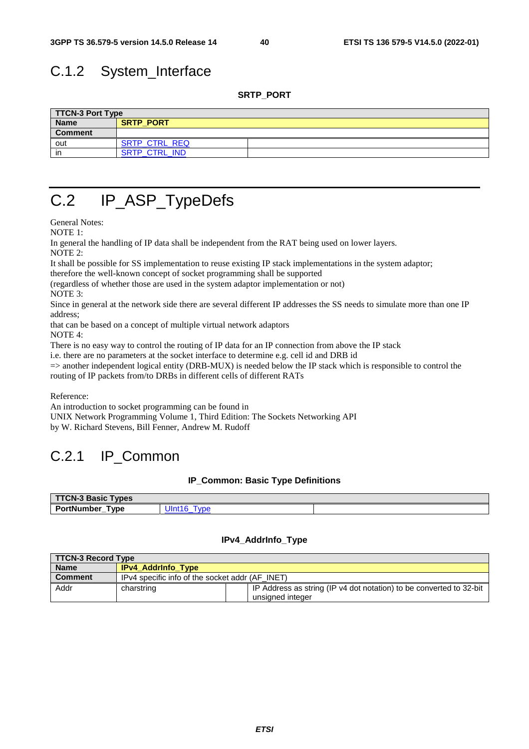### C.1.2 System_Interface

**SRTP_PORT**

| TTCN-3 Port Type | | |
|---|---|---|
| **Name** | **SRTP_PORT** | |
| **Comment** | | |
| out | SRTP_CTRL_REQ | |
| in | SRTP_CTRL_IND | |

## C.2 IP_ASP_TypeDefs

General Notes:
NOTE 1:
In general the handling of IP data shall be independent from the RAT being used on lower layers.
NOTE 2:
It shall be possible for SS implementation to reuse existing IP stack implementations in the system adaptor;
therefore the well-known concept of socket programming shall be supported
(regardless of whether those are used in the system adaptor implementation or not)
NOTE 3:
Since in general at the network side there are several different IP addresses the SS needs to simulate more than one IP address;
that can be based on a concept of multiple virtual network adaptors
NOTE 4:
There is no easy way to control the routing of IP data for an IP connection from above the IP stack
i.e. there are no parameters at the socket interface to determine e.g. cell id and DRB id
=> another independent logical entity (DRB-MUX) is needed below the IP stack which is responsible to control the routing of IP packets from/to DRBs in different cells of different RATs

Reference:
An introduction to socket programming can be found in
UNIX Network Programming Volume 1, Third Edition: The Sockets Networking API
by W. Richard Stevens, Bill Fenner, Andrew M. Rudoff

### C.2.1 IP_Common

**IP_Common: Basic Type Definitions**

| TTCN-3 Basic Types | | |
|---|---|---|
| **PortNumber_Type** | UInt16_Type | |

**IPv4_AddrInfo_Type**

| TTCN-3 Record Type | | | |
|---|---|---|---|
| **Name** | **IPv4_AddrInfo_Type** | | |
| **Comment** | IPv4 specific info of the socket addr (AF_INET) | | |
| Addr | charstring | | IP Address as string (IP v4 dot notation) to be converted to 32-bit unsigned integer |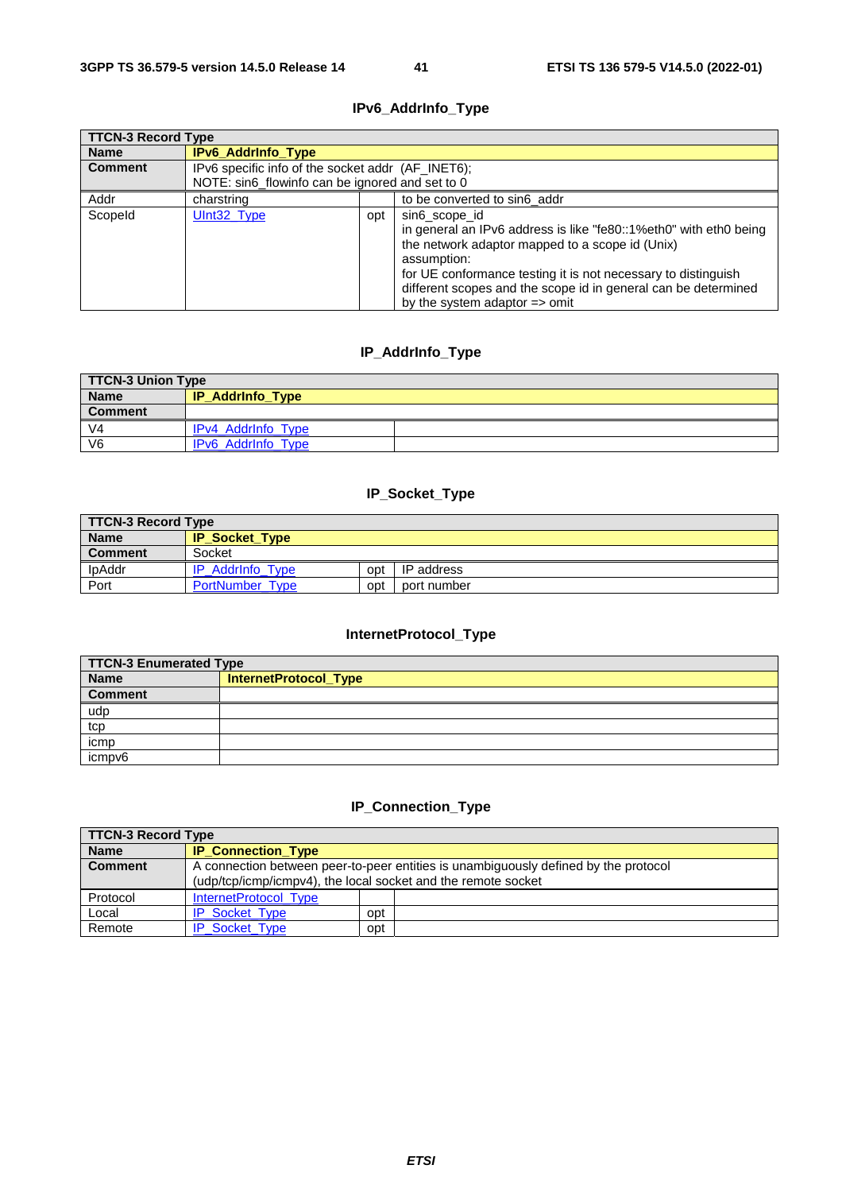### IPv6_AddrInfo_Type

| TTCN-3 Record Type | | | |
|---|---|---|---|
| **Name** | **IPv6_AddrInfo_Type** | | |
| **Comment** | IPv6 specific info of the socket addr (AF_INET6);<br>NOTE: sin6_flowinfo can be ignored and set to 0 | | |
| Addr | charstring | | to be converted to sin6_addr |
| ScopeId | UInt32_Type | opt | sin6_scope_id<br>in general an IPv6 address is like "fe80::1%eth0" with eth0 being the network adaptor mapped to a scope id (Unix)<br>assumption:<br>for UE conformance testing it is not necessary to distinguish different scopes and the scope id in general can be determined by the system adaptor => omit |

### IP_AddrInfo_Type

| TTCN-3 Union Type | | |
|---|---|---|
| **Name** | **IP_AddrInfo_Type** | |
| **Comment** | | |
| V4 | IPv4_AddrInfo_Type | |
| V6 | IPv6_AddrInfo_Type | |

### IP_Socket_Type

| TTCN-3 Record Type | | | |
|---|---|---|---|
| **Name** | **IP_Socket_Type** | | |
| **Comment** | Socket | | |
| IpAddr | IP_AddrInfo_Type | opt | IP address |
| Port | PortNumber_Type | opt | port number |

### InternetProtocol_Type

| TTCN-3 Enumerated Type | |
|---|---|
| **Name** | **InternetProtocol_Type** |
| **Comment** | |
| udp | |
| tcp | |
| icmp | |
| icmpv6 | |

### IP_Connection_Type

| TTCN-3 Record Type | | | |
|---|---|---|---|
| **Name** | **IP_Connection_Type** | | |
| **Comment** | A connection between peer-to-peer entities is unambiguously defined by the protocol (udp/tcp/icmp/icmpv4), the local socket and the remote socket | | |
| Protocol | InternetProtocol_Type | | |
| Local | IP_Socket_Type | opt | |
| Remote | IP_Socket_Type | opt | |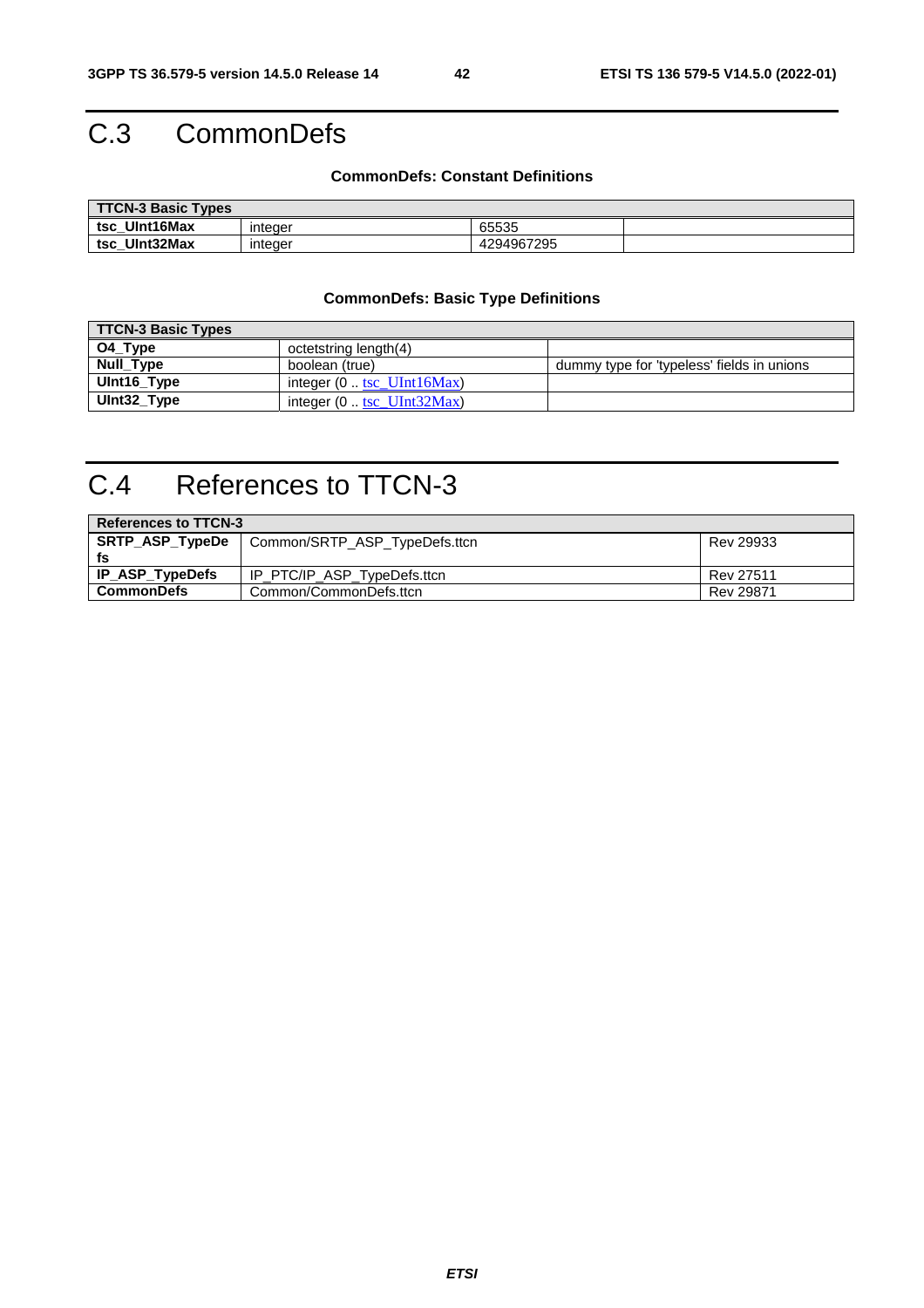# C.3 CommonDefs

**CommonDefs: Constant Definitions**

| TTCN-3 Basic Types | | | |
|---|---|---|---|
| **tsc_UInt16Max** | integer | 65535 | |
| **tsc_UInt32Max** | integer | 4294967295 | |

**CommonDefs: Basic Type Definitions**

| TTCN-3 Basic Types | | |
|---|---|---|
| **O4_Type** | octetstring length(4) | |
| **Null_Type** | boolean (true) | dummy type for 'typeless' fields in unions |
| **UInt16_Type** | integer (0 .. tsc_UInt16Max) | |
| **UInt32_Type** | integer (0 .. tsc_UInt32Max) | |

# C.4 References to TTCN-3

| References to TTCN-3 | | |
|---|---|---|
| **SRTP_ASP_TypeDefs** | Common/SRTP_ASP_TypeDefs.ttcn | Rev 29933 |
| **IP_ASP_TypeDefs** | IP_PTC/IP_ASP_TypeDefs.ttcn | Rev 27511 |
| **CommonDefs** | Common/CommonDefs.ttcn | Rev 29871 |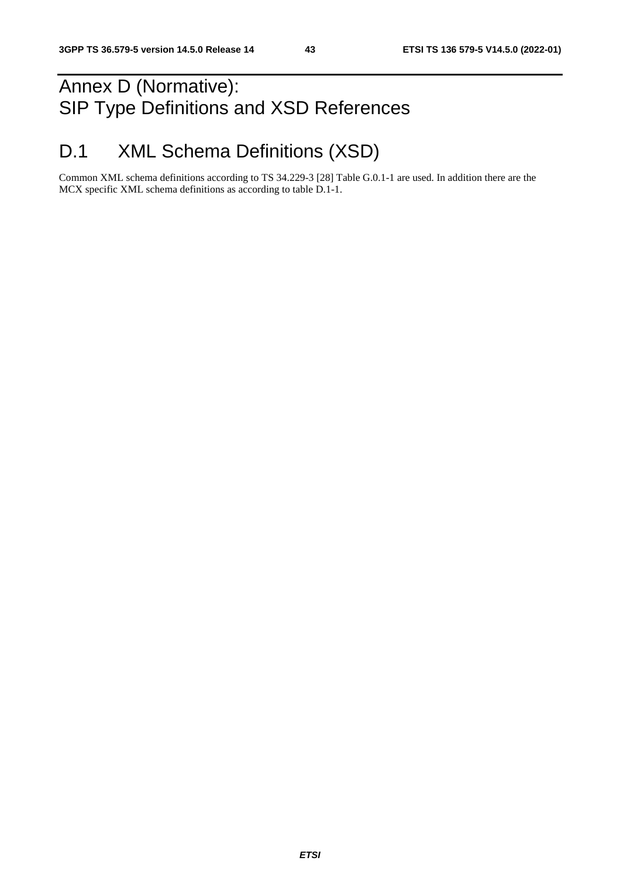# Annex D (Normative): SIP Type Definitions and XSD References

## D.1 XML Schema Definitions (XSD)

Common XML schema definitions according to TS 34.229-3 [28] Table G.0.1-1 are used. In addition there are the MCX specific XML schema definitions as according to table D.1-1.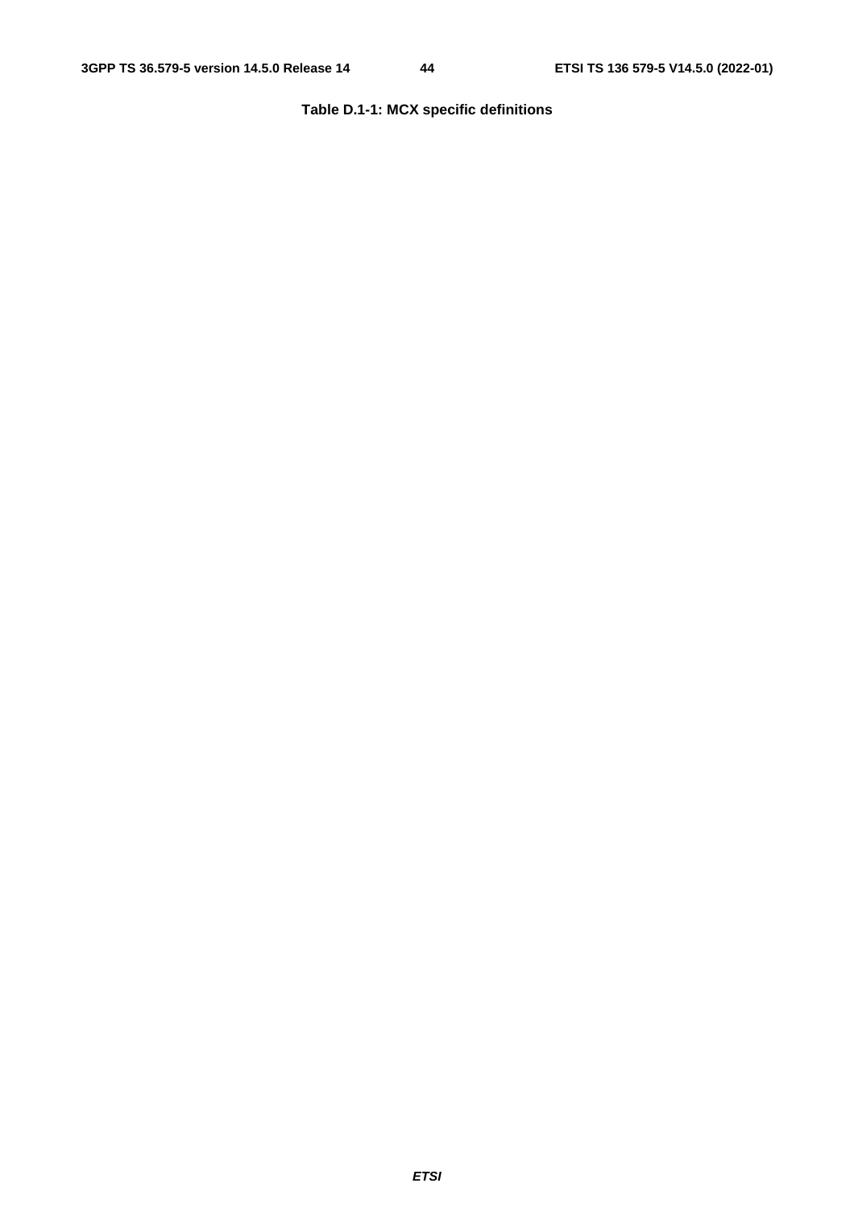**Table D.1-1: MCX specific definitions**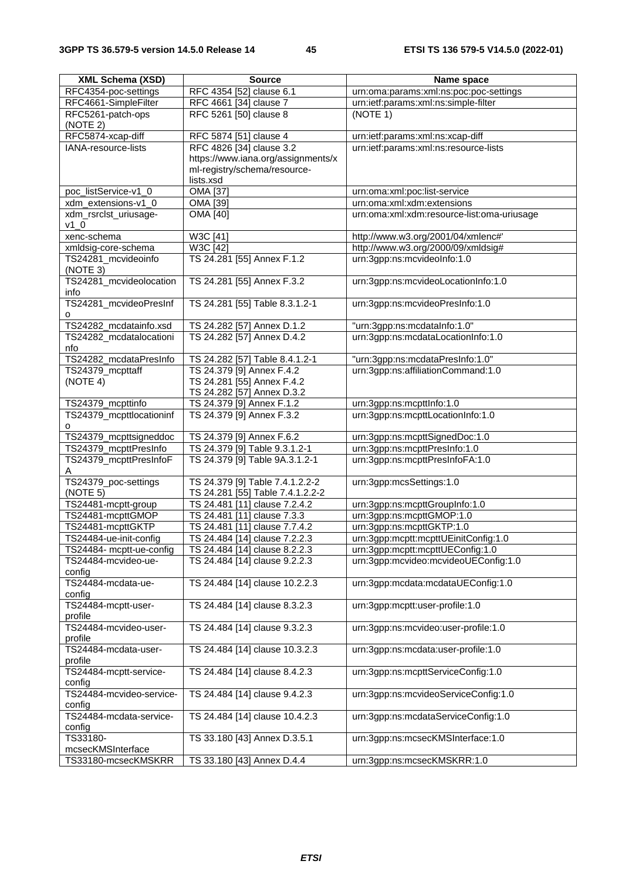| XML Schema (XSD) | Source | Name space |
|---|---|---|
| RFC4354-poc-settings | RFC 4354 [52] clause 6.1 | urn:oma:params:xml:ns:poc:poc-settings |
| RFC4661-SimpleFilter | RFC 4661 [34] clause 7 | urn:ietf:params:xml:ns:simple-filter |
| RFC5261-patch-ops (NOTE 2) | RFC 5261 [50] clause 8 | (NOTE 1) |
| RFC5874-xcap-diff | RFC 5874 [51] clause 4 | urn:ietf:params:xml:ns:xcap-diff |
| IANA-resource-lists | RFC 4826 [34] clause 3.2 https://www.iana.org/assignments/xml-registry/schema/resource-lists.xsd | urn:ietf:params:xml:ns:resource-lists |
| poc_listService-v1_0 | OMA [37] | urn:oma:xml:poc:list-service |
| xdm_extensions-v1_0 | OMA [39] | urn:oma:xml:xdm:extensions |
| xdm_rsrclst_uriusage-v1_0 | OMA [40] | urn:oma:xml:xdm:resource-list:oma-uriusage |
| xenc-schema | W3C [41] | http://www.w3.org/2001/04/xmlenc#' |
| xmldsig-core-schema | W3C [42] | http://www.w3.org/2000/09/xmldsig# |
| TS24281_mcvideoinfo (NOTE 3) | TS 24.281 [55] Annex F.1.2 | urn:3gpp:ns:mcvideoInfo:1.0 |
| TS24281_mcvideolocationinfo | TS 24.281 [55] Annex F.3.2 | urn:3gpp:ns:mcvideoLocationInfo:1.0 |
| TS24281_mcvideoPresInfo | TS 24.281 [55] Table 8.3.1.2-1 | urn:3gpp:ns:mcvideoPresInfo:1.0 |
| TS24282_mcdatainfo.xsd | TS 24.282 [57] Annex D.1.2 | "urn:3gpp:ns:mcdataInfo:1.0" |
| TS24282_mcdatalocationinfo | TS 24.282 [57] Annex D.4.2 | urn:3gpp:ns:mcdataLocationInfo:1.0 |
| TS24282_mcdataPresInfo | TS 24.282 [57] Table 8.4.1.2-1 | "urn:3gpp:ns:mcdataPresInfo:1.0" |
| TS24379_mcpttaff (NOTE 4) | TS 24.379 [9] Annex F.4.2 TS 24.281 [55] Annex F.4.2 TS 24.282 [57] Annex D.3.2 | urn:3gpp:ns:affiliationCommand:1.0 |
| TS24379_mcpttinfo | TS 24.379 [9] Annex F.1.2 | urn:3gpp:ns:mcpttInfo:1.0 |
| TS24379_mcpttlocationinfo | TS 24.379 [9] Annex F.3.2 | urn:3gpp:ns:mcpttLocationInfo:1.0 |
| TS24379_mcpttsigneddoc | TS 24.379 [9] Annex F.6.2 | urn:3gpp:ns:mcpttSignedDoc:1.0 |
| TS24379_mcpttPresInfo | TS 24.379 [9] Table 9.3.1.2-1 | urn:3gpp:ns:mcpttPresInfo:1.0 |
| TS24379_mcpttPresInfoFA | TS 24.379 [9] Table 9A.3.1.2-1 | urn:3gpp:ns:mcpttPresInfoFA:1.0 |
| TS24379_poc-settings (NOTE 5) | TS 24.379 [9] Table 7.4.1.2.2-2 TS 24.281 [55] Table 7.4.1.2.2-2 | urn:3gpp:mcsSettings:1.0 |
| TS24481-mcptt-group | TS 24.481 [11] clause 7.2.4.2 | urn:3gpp:ns:mcpttGroupInfo:1.0 |
| TS24481-mcpttGMOP | TS 24.481 [11] clause 7.3.3 | urn:3gpp:ns:mcpttGMOP:1.0 |
| TS24481-mcpttGKTP | TS 24.481 [11] clause 7.7.4.2 | urn:3gpp:ns:mcpttGKTP:1.0 |
| TS24484-ue-init-config | TS 24.484 [14] clause 7.2.2.3 | urn:3gpp:mcptt:mcpttUEinitConfig:1.0 |
| TS24484- mcptt-ue-config | TS 24.484 [14] clause 8.2.2.3 | urn:3gpp:mcptt:mcpttUEConfig:1.0 |
| TS24484-mcvideo-ue-config | TS 24.484 [14] clause 9.2.2.3 | urn:3gpp:mcvideo:mcvideoUEConfig:1.0 |
| TS24484-mcdata-ue-config | TS 24.484 [14] clause 10.2.2.3 | urn:3gpp:mcdata:mcdataUEConfig:1.0 |
| TS24484-mcptt-user-profile | TS 24.484 [14] clause 8.3.2.3 | urn:3gpp:mcptt:user-profile:1.0 |
| TS24484-mcvideo-user-profile | TS 24.484 [14] clause 9.3.2.3 | urn:3gpp:ns:mcvideo:user-profile:1.0 |
| TS24484-mcdata-user-profile | TS 24.484 [14] clause 10.3.2.3 | urn:3gpp:ns:mcdata:user-profile:1.0 |
| TS24484-mcptt-service-config | TS 24.484 [14] clause 8.4.2.3 | urn:3gpp:ns:mcpttServiceConfig:1.0 |
| TS24484-mcvideo-service-config | TS 24.484 [14] clause 9.4.2.3 | urn:3gpp:ns:mcvideoServiceConfig:1.0 |
| TS24484-mcdata-service-config | TS 24.484 [14] clause 10.4.2.3 | urn:3gpp:ns:mcdataServiceConfig:1.0 |
| TS33180-mcsecKMSInterface | TS 33.180 [43] Annex D.3.5.1 | urn:3gpp:ns:mcsecKMSInterface:1.0 |
| TS33180-mcsecKMSKRR | TS 33.180 [43] Annex D.4.4 | urn:3gpp:ns:mcsecKMSKRR:1.0 |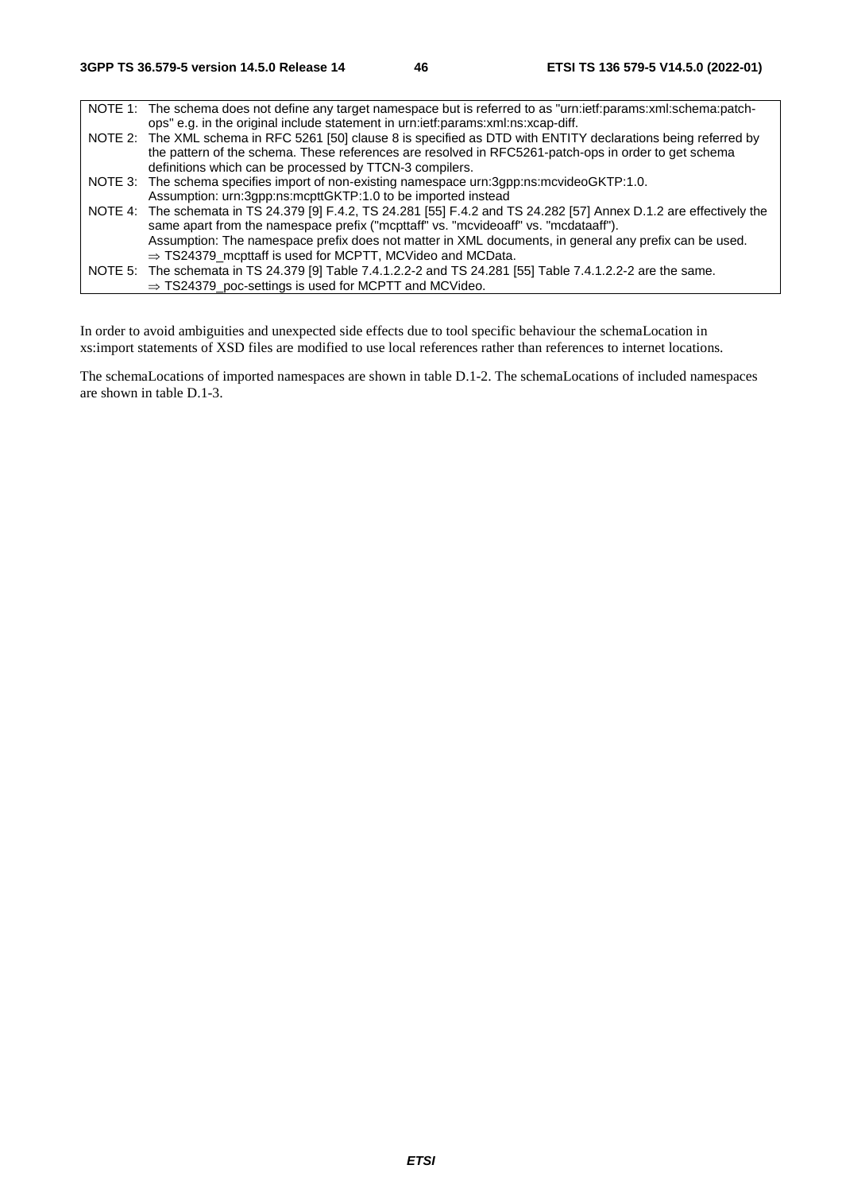| | |
|---|---|
| NOTE 1: | The schema does not define any target namespace but is referred to as "urn:ietf:params:xml:schema:patch-ops" e.g. in the original include statement in urn:ietf:params:xml:ns:xcap-diff. |
| NOTE 2: | The XML schema in RFC 5261 [50] clause 8 is specified as DTD with ENTITY declarations being referred by the pattern of the schema. These references are resolved in RFC5261-patch-ops in order to get schema definitions which can be processed by TTCN-3 compilers. |
| NOTE 3: | The schema specifies import of non-existing namespace urn:3gpp:ns:mcvideoGKTP:1.0.<br>Assumption: urn:3gpp:ns:mcpttGKTP:1.0 to be imported instead |
| NOTE 4: | The schemata in TS 24.379 [9] F.4.2, TS 24.281 [55] F.4.2 and TS 24.282 [57] Annex D.1.2 are effectively the same apart from the namespace prefix ("mcpttaff" vs. "mcvideoaff" vs. "mcdataaff").<br>Assumption: The namespace prefix does not matter in XML documents, in general any prefix can be used.<br>⇒ TS24379_mcpttaff is used for MCPTT, MCVideo and MCData. |
| NOTE 5: | The schemata in TS 24.379 [9] Table 7.4.1.2.2-2 and TS 24.281 [55] Table 7.4.1.2.2-2 are the same.<br>⇒ TS24379_poc-settings is used for MCPTT and MCVideo. |

In order to avoid ambiguities and unexpected side effects due to tool specific behaviour the schemaLocation in xs:import statements of XSD files are modified to use local references rather than references to internet locations.

The schemaLocations of imported namespaces are shown in table D.1-2. The schemaLocations of included namespaces are shown in table D.1-3.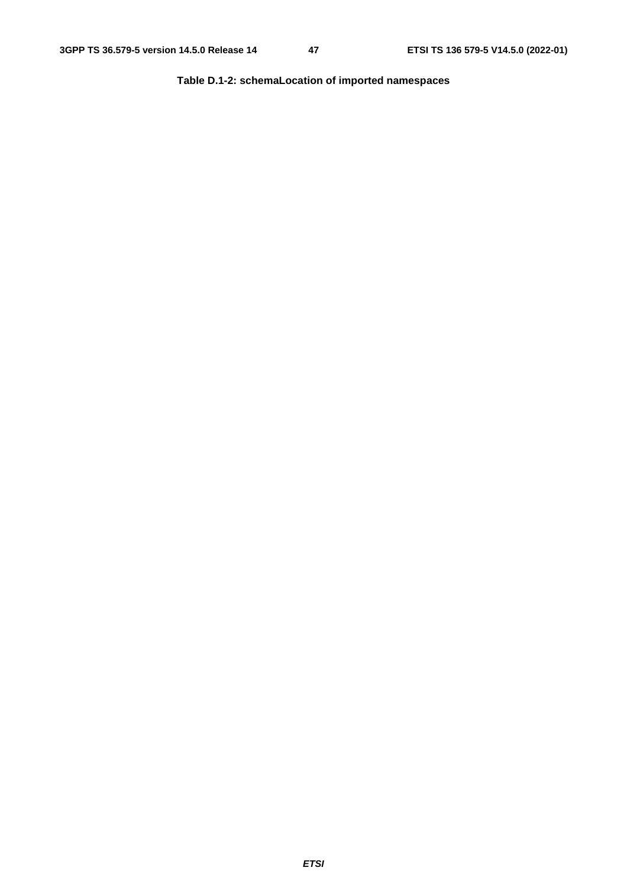**Table D.1-2: schemaLocation of imported namespaces**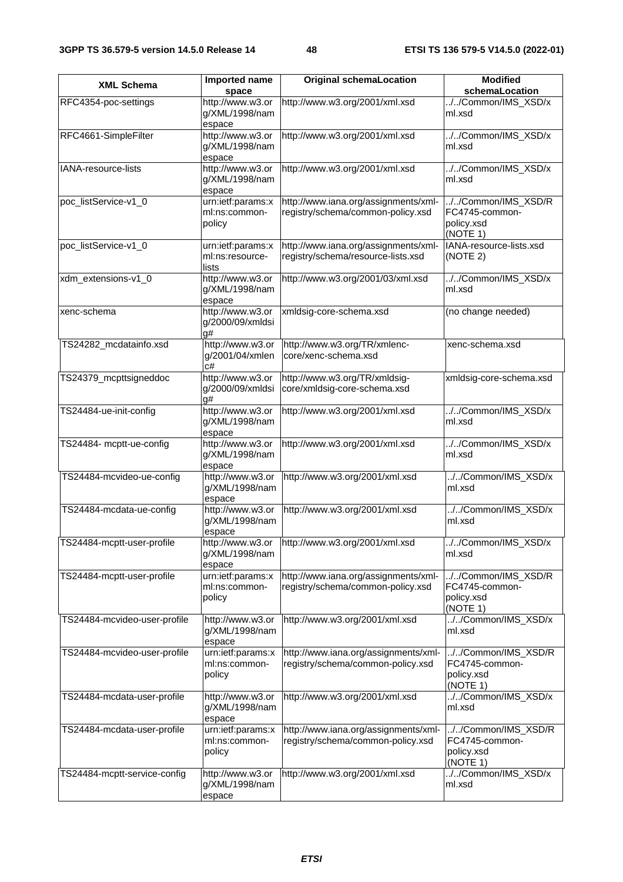| XML Schema | Imported name space | Original schemaLocation | Modified schemaLocation |
| --- | --- | --- | --- |
| RFC4354-poc-settings | http://www.w3.org/XML/1998/namespace | http://www.w3.org/2001/xml.xsd | ../../Common/IMS_XSD/xml.xsd |
| RFC4661-SimpleFilter | http://www.w3.org/XML/1998/namespace | http://www.w3.org/2001/xml.xsd | ../../Common/IMS_XSD/xml.xsd |
| IANA-resource-lists | http://www.w3.org/XML/1998/namespace | http://www.w3.org/2001/xml.xsd | ../../Common/IMS_XSD/xml.xsd |
| poc_listService-v1_0 | urn:ietf:params:xml:ns:common-policy | http://www.iana.org/assignments/xml-registry/schema/common-policy.xsd | ../../Common/IMS_XSD/RFC4745-common-policy.xsd (NOTE 1) |
| poc_listService-v1_0 | urn:ietf:params:xml:ns:resource-lists | http://www.iana.org/assignments/xml-registry/schema/resource-lists.xsd | IANA-resource-lists.xsd (NOTE 2) |
| xdm_extensions-v1_0 | http://www.w3.org/XML/1998/namespace | http://www.w3.org/2001/03/xml.xsd | ../../Common/IMS_XSD/xml.xsd |
| xenc-schema | http://www.w3.org/2000/09/xmldsig# | xmldsig-core-schema.xsd | (no change needed) |
| TS24282_mcdatainfo.xsd | http://www.w3.org/2001/04/xmlenc# | http://www.w3.org/TR/xmlenc-core/xenc-schema.xsd | xenc-schema.xsd |
| TS24379_mcpttsigneddoc | http://www.w3.org/2000/09/xmldsig# | http://www.w3.org/TR/xmldsig-core/xmldsig-core-schema.xsd | xmldsig-core-schema.xsd |
| TS24484-ue-init-config | http://www.w3.org/XML/1998/namespace | http://www.w3.org/2001/xml.xsd | ../../Common/IMS_XSD/xml.xsd |
| TS24484- mcptt-ue-config | http://www.w3.org/XML/1998/namespace | http://www.w3.org/2001/xml.xsd | ../../Common/IMS_XSD/xml.xsd |
| TS24484-mcvideo-ue-config | http://www.w3.org/XML/1998/namespace | http://www.w3.org/2001/xml.xsd | ../../Common/IMS_XSD/xml.xsd |
| TS24484-mcdata-ue-config | http://www.w3.org/XML/1998/namespace | http://www.w3.org/2001/xml.xsd | ../../Common/IMS_XSD/xml.xsd |
| TS24484-mcptt-user-profile | http://www.w3.org/XML/1998/namespace | http://www.w3.org/2001/xml.xsd | ../../Common/IMS_XSD/xml.xsd |
| TS24484-mcptt-user-profile | urn:ietf:params:xml:ns:common-policy | http://www.iana.org/assignments/xml-registry/schema/common-policy.xsd | ../../Common/IMS_XSD/RFC4745-common-policy.xsd (NOTE 1) |
| TS24484-mcvideo-user-profile | http://www.w3.org/XML/1998/namespace | http://www.w3.org/2001/xml.xsd | ../../Common/IMS_XSD/xml.xsd |
| TS24484-mcvideo-user-profile | urn:ietf:params:xml:ns:common-policy | http://www.iana.org/assignments/xml-registry/schema/common-policy.xsd | ../../Common/IMS_XSD/RFC4745-common-policy.xsd (NOTE 1) |
| TS24484-mcdata-user-profile | http://www.w3.org/XML/1998/namespace | http://www.w3.org/2001/xml.xsd | ../../Common/IMS_XSD/xml.xsd |
| TS24484-mcdata-user-profile | urn:ietf:params:xml:ns:common-policy | http://www.iana.org/assignments/xml-registry/schema/common-policy.xsd | ../../Common/IMS_XSD/RFC4745-common-policy.xsd (NOTE 1) |
| TS24484-mcptt-service-config | http://www.w3.org/XML/1998/namespace | http://www.w3.org/2001/xml.xsd | ../../Common/IMS_XSD/xml.xsd |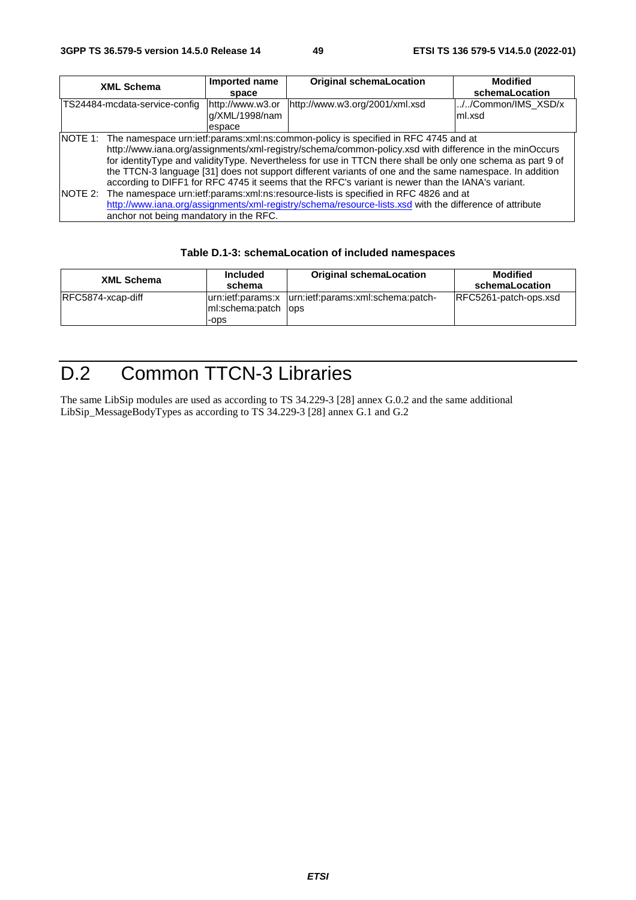| XML Schema | Imported name space | Original schemaLocation | Modified schemaLocation |
|---|---|---|---|
| TS24484-mcdata-service-config | http://www.w3.org/XML/1998/namespace | http://www.w3.org/2001/xml.xsd | ../../Common/IMS_XSD/xml.xsd |
| NOTE 1: The namespace urn:ietf:params:xml:ns:common-policy is specified in RFC 4745 and at http://www.iana.org/assignments/xml-registry/schema/common-policy.xsd with difference in the minOccurs for identityType and validityType. Nevertheless for use in TTCN there shall be only one schema as part 9 of the TTCN-3 language [31] does not support different variants of one and the same namespace. In addition according to DIFF1 for RFC 4745 it seems that the RFC's variant is newer than the IANA's variant.<br>NOTE 2: The namespace urn:ietf:params:xml:ns:resource-lists is specified in RFC 4826 and at http://www.iana.org/assignments/xml-registry/schema/resource-lists.xsd with the difference of attribute anchor not being mandatory in the RFC. | | | |

**Table D.1-3: schemaLocation of included namespaces**

| XML Schema | Included schema | Original schemaLocation | Modified schemaLocation |
|---|---|---|---|
| RFC5874-xcap-diff | urn:ietf:params:xml:schema:patch-ops | urn:ietf:params:xml:schema:patch-ops | RFC5261-patch-ops.xsd |

# D.2 Common TTCN-3 Libraries

The same LibSip modules are used as according to TS 34.229-3 [28] annex G.0.2 and the same additional LibSip_MessageBodyTypes as according to TS 34.229-3 [28] annex G.1 and G.2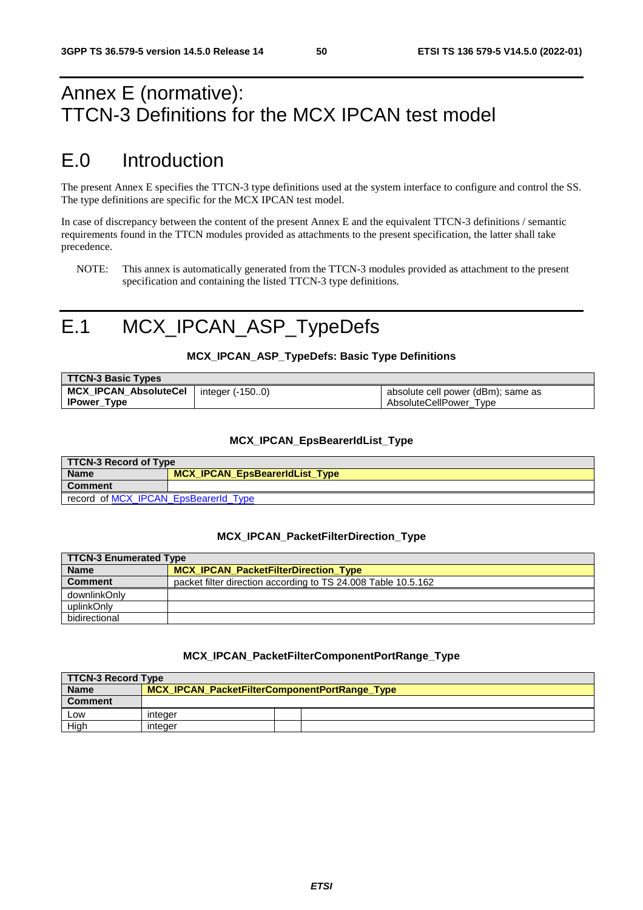# Annex E (normative): TTCN-3 Definitions for the MCX IPCAN test model

# E.0 Introduction

The present Annex E specifies the TTCN-3 type definitions used at the system interface to configure and control the SS. The type definitions are specific for the MCX IPCAN test model.

In case of discrepancy between the content of the present Annex E and the equivalent TTCN-3 definitions / semantic requirements found in the TTCN modules provided as attachments to the present specification, the latter shall take precedence.

NOTE: This annex is automatically generated from the TTCN-3 modules provided as attachment to the present specification and containing the listed TTCN-3 type definitions.

# E.1 MCX_IPCAN_ASP_TypeDefs

**MCX_IPCAN_ASP_TypeDefs: Basic Type Definitions**

| TTCN-3 Basic Types | | |
|---|---|---|
| **MCX_IPCAN_AbsoluteCellPower_Type** | integer (-150..0) | absolute cell power (dBm); same as AbsoluteCellPower_Type |

**MCX_IPCAN_EpsBearerIdList_Type**

| TTCN-3 Record of Type | |
|---|---|
| **Name** | **MCX_IPCAN_EpsBearerIdList_Type** |
| **Comment** | |
| record of MCX_IPCAN_EpsBearerId_Type | |

**MCX_IPCAN_PacketFilterDirection_Type**

| TTCN-3 Enumerated Type | |
|---|---|
| **Name** | **MCX_IPCAN_PacketFilterDirection_Type** |
| **Comment** | packet filter direction according to TS 24.008 Table 10.5.162 |
| downlinkOnly | |
| uplinkOnly | |
| bidirectional | |

**MCX_IPCAN_PacketFilterComponentPortRange_Type**

| TTCN-3 Record Type | | | |
|---|---|---|---|
| **Name** | **MCX_IPCAN_PacketFilterComponentPortRange_Type** | | |
| **Comment** | | | |
| Low | integer | | |
| High | integer | | |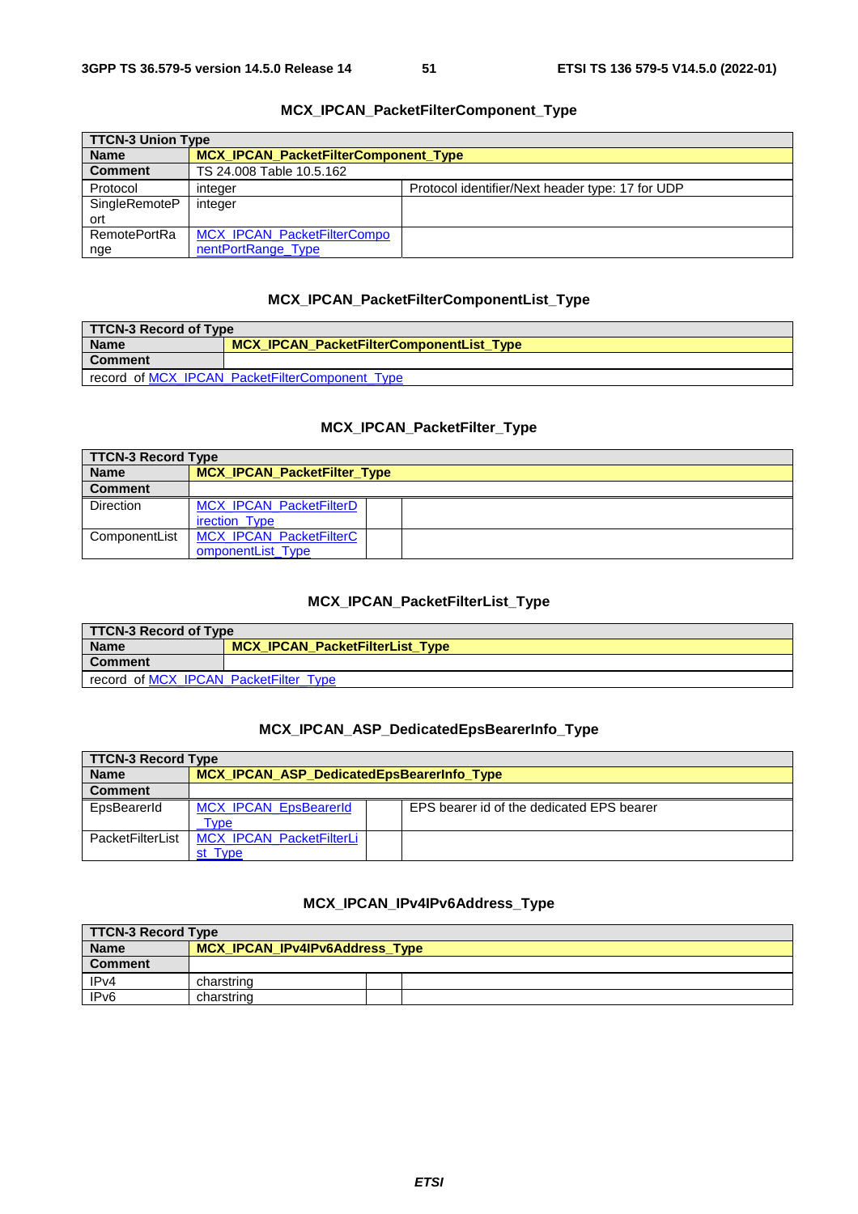### MCX_IPCAN_PacketFilterComponent_Type

| TTCN-3 Union Type | | |
|---|---|---|
| **Name** | **MCX_IPCAN_PacketFilterComponent_Type** | |
| **Comment** | TS 24.008 Table 10.5.162 | |
| Protocol | integer | Protocol identifier/Next header type: 17 for UDP |
| SingleRemotePort | integer | |
| RemotePortRange | MCX_IPCAN_PacketFilterComponentPortRange_Type | |

### MCX_IPCAN_PacketFilterComponentList_Type

| TTCN-3 Record of Type | |
|---|---|
| **Name** | **MCX_IPCAN_PacketFilterComponentList_Type** |
| **Comment** | |
| record of MCX_IPCAN_PacketFilterComponent_Type | |

### MCX_IPCAN_PacketFilter_Type

| TTCN-3 Record Type | | | |
|---|---|---|---|
| **Name** | **MCX_IPCAN_PacketFilter_Type** | | |
| **Comment** | | | |
| Direction | MCX_IPCAN_PacketFilterDirection_Type | | |
| ComponentList | MCX_IPCAN_PacketFilterComponentList_Type | | |

### MCX_IPCAN_PacketFilterList_Type

| TTCN-3 Record of Type | |
|---|---|
| **Name** | **MCX_IPCAN_PacketFilterList_Type** |
| **Comment** | |
| record of MCX_IPCAN_PacketFilter_Type | |

### MCX_IPCAN_ASP_DedicatedEpsBearerInfo_Type

| TTCN-3 Record Type | | | |
|---|---|---|---|
| **Name** | **MCX_IPCAN_ASP_DedicatedEpsBearerInfo_Type** | | |
| **Comment** | | | |
| EpsBearerId | MCX_IPCAN_EpsBearerId_Type | | EPS bearer id of the dedicated EPS bearer |
| PacketFilterList | MCX_IPCAN_PacketFilterList_Type | | |

### MCX_IPCAN_IPv4IPv6Address_Type

| TTCN-3 Record Type | | | |
|---|---|---|---|
| **Name** | **MCX_IPCAN_IPv4IPv6Address_Type** | | |
| **Comment** | | | |
| IPv4 | charstring | | |
| IPv6 | charstring | | |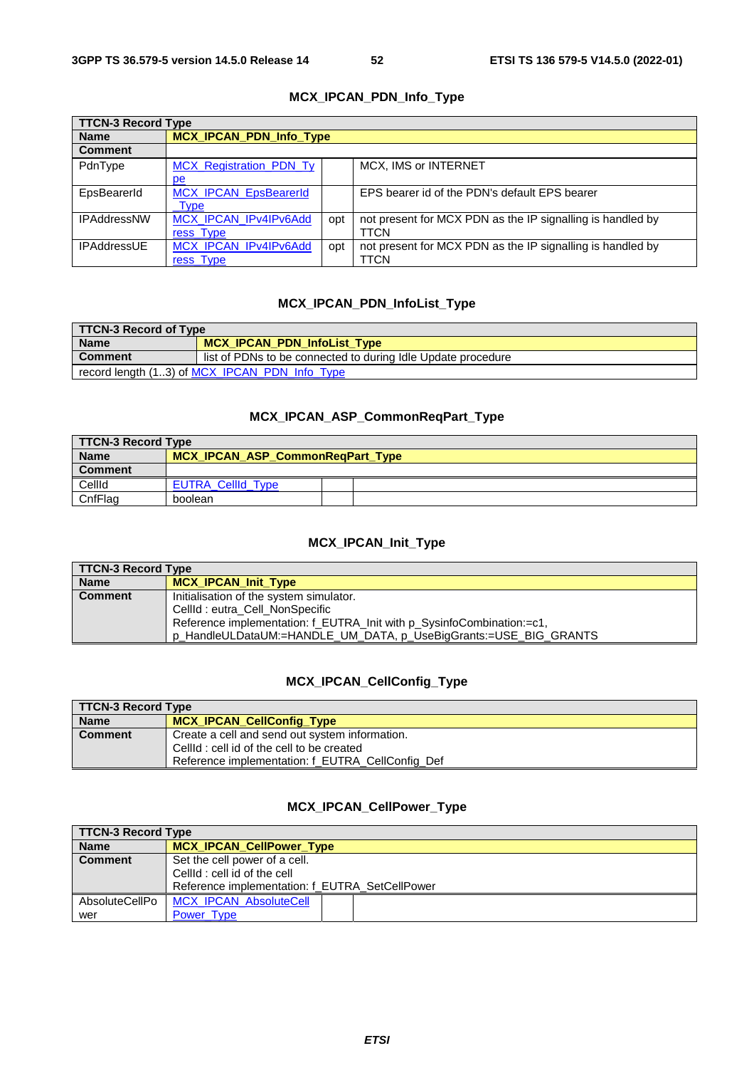### MCX_IPCAN_PDN_Info_Type

| TTCN-3 Record Type | | | |
|---|---|---|---|
| **Name** | **MCX_IPCAN_PDN_Info_Type** | | |
| **Comment** | | | |
| PdnType | MCX_Registration_PDN_Type | | MCX, IMS or INTERNET |
| EpsBearerId | MCX_IPCAN_EpsBearerId_Type | | EPS bearer id of the PDN's default EPS bearer |
| IPAddressNW | MCX_IPCAN_IPv4IPv6Address_Type | opt | not present for MCX PDN as the IP signalling is handled by TTCN |
| IPAddressUE | MCX_IPCAN_IPv4IPv6Address_Type | opt | not present for MCX PDN as the IP signalling is handled by TTCN |

### MCX_IPCAN_PDN_InfoList_Type

| TTCN-3 Record of Type | |
|---|---|
| **Name** | **MCX_IPCAN_PDN_InfoList_Type** |
| **Comment** | list of PDNs to be connected to during Idle Update procedure |
| record length (1..3) of MCX_IPCAN_PDN_Info_Type | |

### MCX_IPCAN_ASP_CommonReqPart_Type

| TTCN-3 Record Type | | | |
|---|---|---|---|
| **Name** | **MCX_IPCAN_ASP_CommonReqPart_Type** | | |
| **Comment** | | | |
| CellId | EUTRA_CellId_Type | | |
| CnfFlag | boolean | | |

### MCX_IPCAN_Init_Type

| TTCN-3 Record Type | |
|---|---|
| **Name** | **MCX_IPCAN_Init_Type** |
| **Comment** | Initialisation of the system simulator.<br>CellId : eutra_Cell_NonSpecific<br>Reference implementation: f_EUTRA_Init with p_SysinfoCombination:=c1, p_HandleULDataUM:=HANDLE_UM_DATA, p_UseBigGrants:=USE_BIG_GRANTS |

### MCX_IPCAN_CellConfig_Type

| TTCN-3 Record Type | |
|---|---|
| **Name** | **MCX_IPCAN_CellConfig_Type** |
| **Comment** | Create a cell and send out system information.<br>CellId : cell id of the cell to be created<br>Reference implementation: f_EUTRA_CellConfig_Def |

### MCX_IPCAN_CellPower_Type

| TTCN-3 Record Type | | | |
|---|---|---|---|
| **Name** | **MCX_IPCAN_CellPower_Type** | | |
| **Comment** | Set the cell power of a cell.<br>CellId : cell id of the cell<br>Reference implementation: f_EUTRA_SetCellPower | | |
| AbsoluteCellPower | MCX_IPCAN_AbsoluteCellPower_Type | | |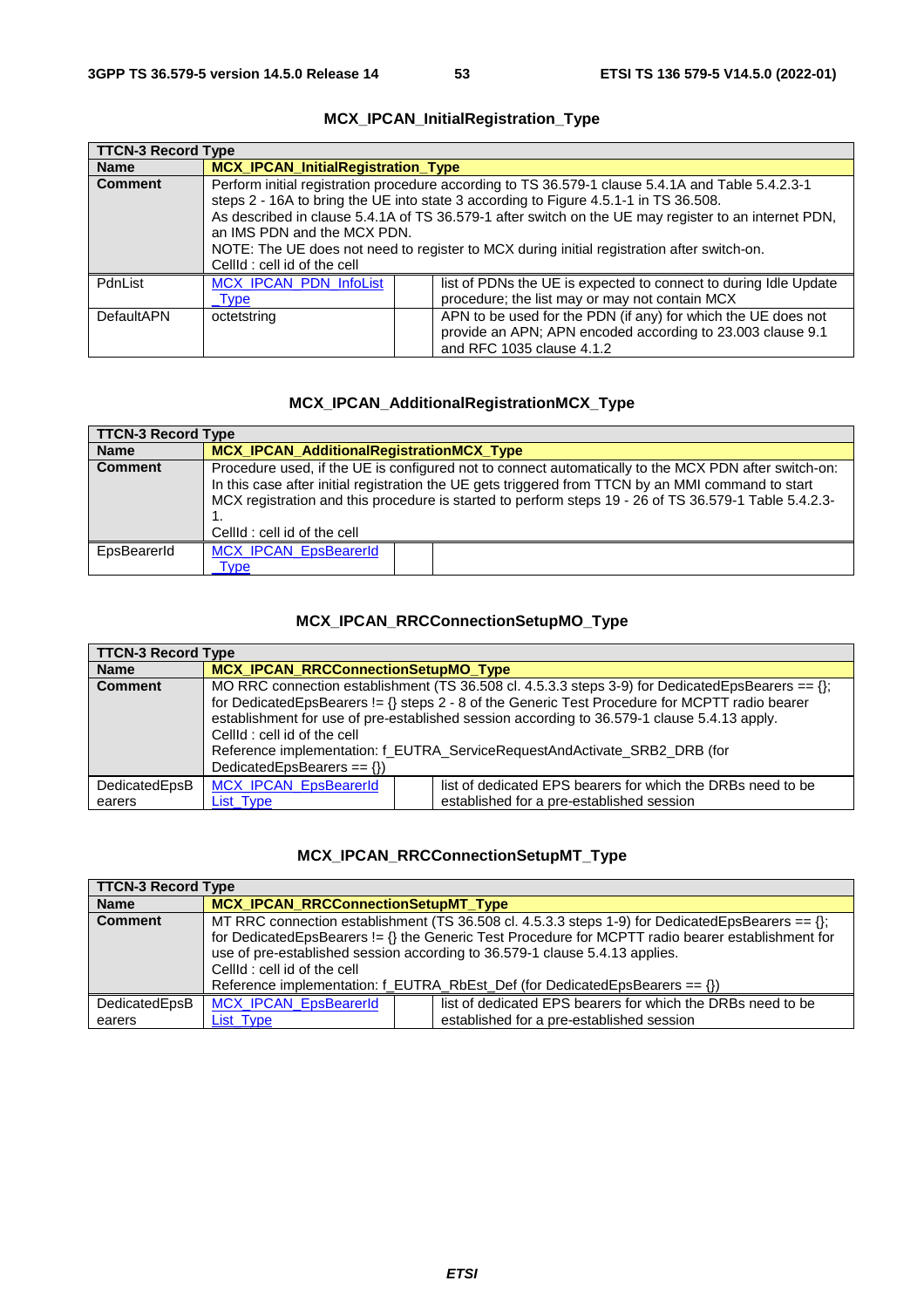### MCX_IPCAN_InitialRegistration_Type

| TTCN-3 Record Type | | | |
|---|---|---|---|
| **Name** | **MCX_IPCAN_InitialRegistration_Type** | | |
| **Comment** | Perform initial registration procedure according to TS 36.579-1 clause 5.4.1A and Table 5.4.2.3-1 steps 2 - 16A to bring the UE into state 3 according to Figure 4.5.1-1 in TS 36.508.<br>As described in clause 5.4.1A of TS 36.579-1 after switch on the UE may register to an internet PDN, an IMS PDN and the MCX PDN.<br>NOTE: The UE does not need to register to MCX during initial registration after switch-on.<br>CellId : cell id of the cell | | |
| PdnList | MCX_IPCAN_PDN_InfoList_Type | | list of PDNs the UE is expected to connect to during Idle Update procedure; the list may or may not contain MCX |
| DefaultAPN | octetstring | | APN to be used for the PDN (if any) for which the UE does not provide an APN; APN encoded according to 23.003 clause 9.1 and RFC 1035 clause 4.1.2 |

### MCX_IPCAN_AdditionalRegistrationMCX_Type

| TTCN-3 Record Type | | | |
|---|---|---|---|
| **Name** | **MCX_IPCAN_AdditionalRegistrationMCX_Type** | | |
| **Comment** | Procedure used, if the UE is configured not to connect automatically to the MCX PDN after switch-on: In this case after initial registration the UE gets triggered from TTCN by an MMI command to start MCX registration and this procedure is started to perform steps 19 - 26 of TS 36.579-1 Table 5.4.2.3-1.<br>CellId : cell id of the cell | | |
| EpsBearerId | MCX_IPCAN_EpsBearerId_Type | | |

### MCX_IPCAN_RRCConnectionSetupMO_Type

| TTCN-3 Record Type | | | |
|---|---|---|---|
| **Name** | **MCX_IPCAN_RRCConnectionSetupMO_Type** | | |
| **Comment** | MO RRC connection establishment (TS 36.508 cl. 4.5.3.3 steps 3-9) for DedicatedEpsBearers == {};<br>for DedicatedEpsBearers != {} steps 2 - 8 of the Generic Test Procedure for MCPTT radio bearer establishment for use of pre-established session according to 36.579-1 clause 5.4.13 apply.<br>CellId : cell id of the cell<br>Reference implementation: f_EUTRA_ServiceRequestAndActivate_SRB2_DRB (for DedicatedEpsBearers == {}) | | |
| DedicatedEpsBearers | MCX_IPCAN_EpsBearerId_List_Type | | list of dedicated EPS bearers for which the DRBs need to be established for a pre-established session |

### MCX_IPCAN_RRCConnectionSetupMT_Type

| TTCN-3 Record Type | | | |
|---|---|---|---|
| **Name** | **MCX_IPCAN_RRCConnectionSetupMT_Type** | | |
| **Comment** | MT RRC connection establishment (TS 36.508 cl. 4.5.3.3 steps 1-9) for DedicatedEpsBearers == {};<br>for DedicatedEpsBearers != {} the Generic Test Procedure for MCPTT radio bearer establishment for use of pre-established session according to 36.579-1 clause 5.4.13 applies.<br>CellId : cell id of the cell<br>Reference implementation: f_EUTRA_RbEst_Def (for DedicatedEpsBearers == {}) | | |
| DedicatedEpsBearers | MCX_IPCAN_EpsBearerId_List_Type | | list of dedicated EPS bearers for which the DRBs need to be established for a pre-established session |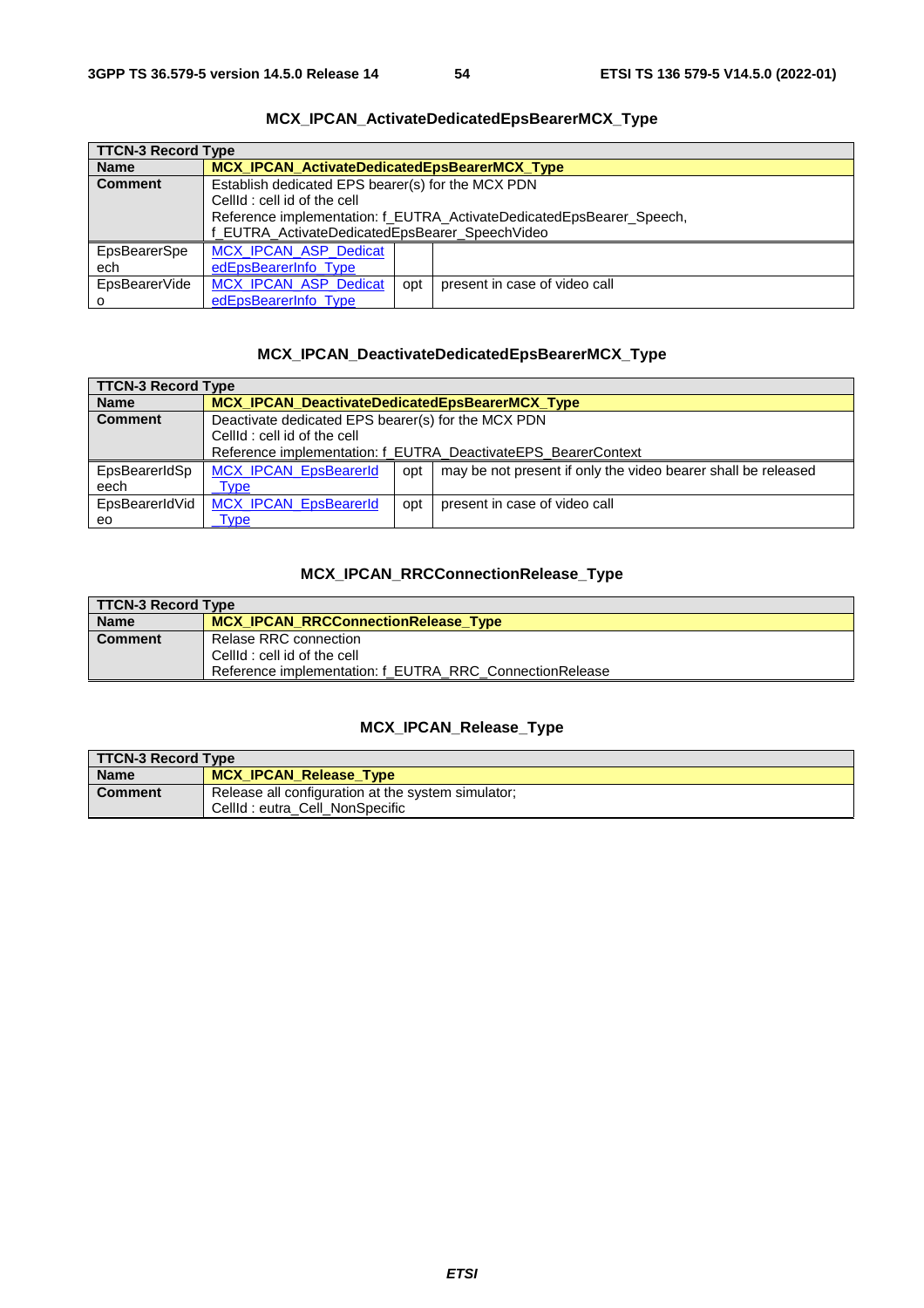### MCX_IPCAN_ActivateDedicatedEpsBearerMCX_Type

| TTCN-3 Record Type | | | |
|---|---|---|---|
| **Name** | **MCX_IPCAN_ActivateDedicatedEpsBearerMCX_Type** | | |
| **Comment** | Establish dedicated EPS bearer(s) for the MCX PDN<br>CellId : cell id of the cell<br>Reference implementation: f_EUTRA_ActivateDedicatedEpsBearer_Speech, f_EUTRA_ActivateDedicatedEpsBearer_SpeechVideo | | |
| EpsBearerSpeech | MCX_IPCAN_ASP_DedicatedEpsBearerInfo_Type | | |
| EpsBearerVideo | MCX_IPCAN_ASP_DedicatedEpsBearerInfo_Type | opt | present in case of video call |

### MCX_IPCAN_DeactivateDedicatedEpsBearerMCX_Type

| TTCN-3 Record Type | | | |
|---|---|---|---|
| **Name** | **MCX_IPCAN_DeactivateDedicatedEpsBearerMCX_Type** | | |
| **Comment** | Deactivate dedicated EPS bearer(s) for the MCX PDN<br>CellId : cell id of the cell<br>Reference implementation: f_EUTRA_DeactivateEPS_BearerContext | | |
| EpsBearerIdSpeech | MCX_IPCAN_EpsBearerId_Type | opt | may be not present if only the video bearer shall be released |
| EpsBearerIdVideo | MCX_IPCAN_EpsBearerId_Type | opt | present in case of video call |

### MCX_IPCAN_RRCConnectionRelease_Type

| TTCN-3 Record Type | |
|---|---|
| **Name** | **MCX_IPCAN_RRCConnectionRelease_Type** |
| **Comment** | Relase RRC connection<br>CellId : cell id of the cell<br>Reference implementation: f_EUTRA_RRC_ConnectionRelease |

### MCX_IPCAN_Release_Type

| TTCN-3 Record Type | |
|---|---|
| **Name** | **MCX_IPCAN_Release_Type** |
| **Comment** | Release all configuration at the system simulator;<br>CellId : eutra_Cell_NonSpecific |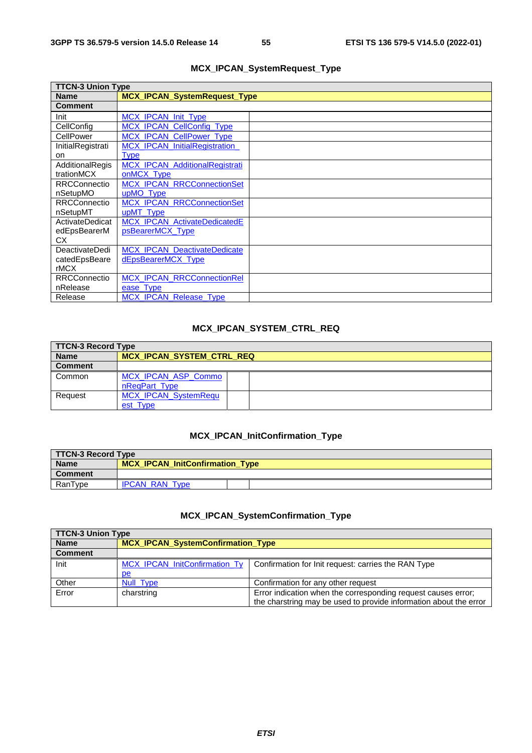### MCX_IPCAN_SystemRequest_Type

| TTCN-3 Union Type | | |
|---|---|---|
| **Name** | **MCX_IPCAN_SystemRequest_Type** | |
| **Comment** | | |
| Init | MCX_IPCAN_Init_Type | |
| CellConfig | MCX_IPCAN_CellConfig_Type | |
| CellPower | MCX_IPCAN_CellPower_Type | |
| InitialRegistration | MCX_IPCAN_InitialRegistration_Type | |
| AdditionalRegistrationMCX | MCX_IPCAN_AdditionalRegistrationMCX_Type | |
| RRCConnectionSetupMO | MCX_IPCAN_RRCConnectionSetupMO_Type | |
| RRCConnectionSetupMT | MCX_IPCAN_RRCConnectionSetupMT_Type | |
| ActivateDedicatedEpsBearerMCX | MCX_IPCAN_ActivateDedicatedEpsBearerMCX_Type | |
| DeactivateDedicatedEpsBearerMCX | MCX_IPCAN_DeactivateDedicatedEpsBearerMCX_Type | |
| RRCConnectionRelease | MCX_IPCAN_RRCConnectionRelease_Type | |
| Release | MCX_IPCAN_Release_Type | |

### MCX_IPCAN_SYSTEM_CTRL_REQ

| TTCN-3 Record Type | | | |
|---|---|---|---|
| **Name** | **MCX_IPCAN_SYSTEM_CTRL_REQ** | | |
| **Comment** | | | |
| Common | MCX_IPCAN_ASP_CommonReqPart_Type | | |
| Request | MCX_IPCAN_SystemRequest_Type | | |

### MCX_IPCAN_InitConfirmation_Type

| TTCN-3 Record Type | | | |
|---|---|---|---|
| **Name** | **MCX_IPCAN_InitConfirmation_Type** | | |
| **Comment** | | | |
| RanType | IPCAN_RAN_Type | | |

### MCX_IPCAN_SystemConfirmation_Type

| TTCN-3 Union Type | | |
|---|---|---|
| **Name** | **MCX_IPCAN_SystemConfirmation_Type** | |
| **Comment** | | |
| Init | MCX_IPCAN_InitConfirmation_Type | Confirmation for Init request: carries the RAN Type |
| Other | Null_Type | Confirmation for any other request |
| Error | charstring | Error indication when the corresponding request causes error; the charstring may be used to provide information about the error |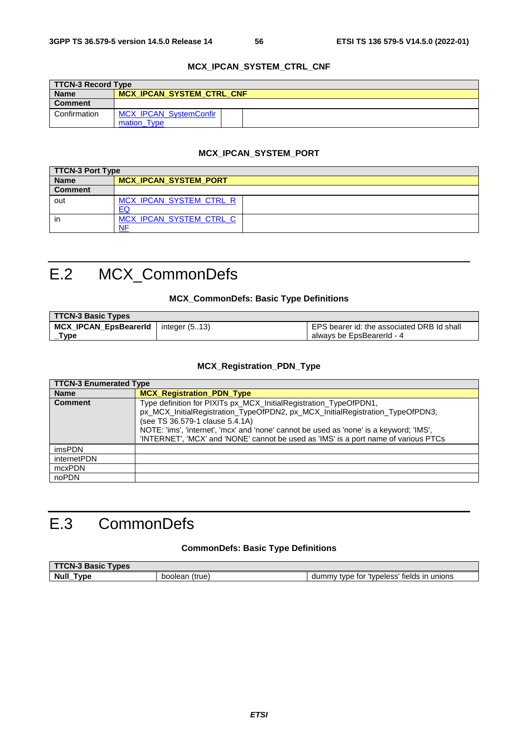**MCX_IPCAN_SYSTEM_CTRL_CNF**

| TTCN-3 Record Type | | | |
|---|---|---|---|
| Name | MCX_IPCAN_SYSTEM_CTRL_CNF | | |
| Comment | | | |
| Confirmation | MCX_IPCAN_SystemConfirmation_Type | | |

**MCX_IPCAN_SYSTEM_PORT**

| TTCN-3 Port Type | | |
|---|---|---|
| Name | MCX_IPCAN_SYSTEM_PORT | |
| Comment | | |
| out | MCX_IPCAN_SYSTEM_CTRL_REQ | |
| in | MCX_IPCAN_SYSTEM_CTRL_CNF | |

# E.2 MCX_CommonDefs

**MCX_CommonDefs: Basic Type Definitions**

| TTCN-3 Basic Types | | |
|---|---|---|
| MCX_IPCAN_EpsBearerId_Type | integer (5..13) | EPS bearer id: the associated DRB Id shall always be EpsBearerId - 4 |

**MCX_Registration_PDN_Type**

| TTCN-3 Enumerated Type | |
|---|---|
| Name | MCX_Registration_PDN_Type |
| Comment | Type definition for PIXITs px_MCX_InitialRegistration_TypeOfPDN1, px_MCX_InitialRegistration_TypeOfPDN2, px_MCX_InitialRegistration_TypeOfPDN3; (see TS 36.579-1 clause 5.4.1A)<br>NOTE: 'ims', 'internet', 'mcx' and 'none' cannot be used as 'none' is a keyword; 'IMS', 'INTERNET', 'MCX' and 'NONE' cannot be used as 'IMS' is a port name of various PTCs |
| imsPDN | |
| internetPDN | |
| mcxPDN | |
| noPDN | |

# E.3 CommonDefs

**CommonDefs: Basic Type Definitions**

| TTCN-3 Basic Types | | |
|---|---|---|
| Null_Type | boolean (true) | dummy type for 'typeless' fields in unions |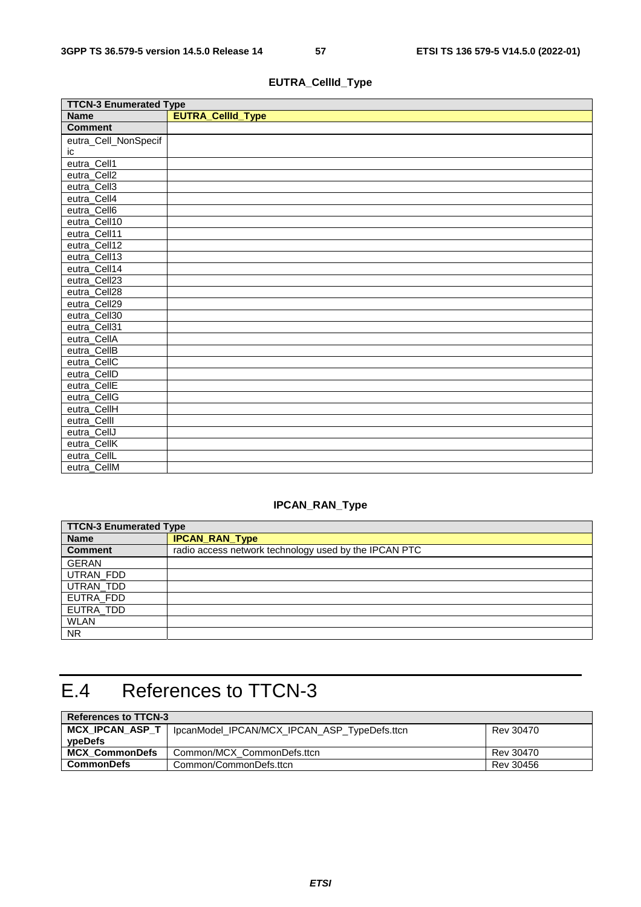**EUTRA_CellId_Type**

| TTCN-3 Enumerated Type | |
|---|---|
| **Name** | **EUTRA_CellId_Type** |
| **Comment** | |
| eutra_Cell_NonSpecific | |
| eutra_Cell1 | |
| eutra_Cell2 | |
| eutra_Cell3 | |
| eutra_Cell4 | |
| eutra_Cell6 | |
| eutra_Cell10 | |
| eutra_Cell11 | |
| eutra_Cell12 | |
| eutra_Cell13 | |
| eutra_Cell14 | |
| eutra_Cell23 | |
| eutra_Cell28 | |
| eutra_Cell29 | |
| eutra_Cell30 | |
| eutra_Cell31 | |
| eutra_CellA | |
| eutra_CellB | |
| eutra_CellC | |
| eutra_CellD | |
| eutra_CellE | |
| eutra_CellG | |
| eutra_CellH | |
| eutra_CellI | |
| eutra_CellJ | |
| eutra_CellK | |
| eutra_CellL | |
| eutra_CellM | |

**IPCAN_RAN_Type**

| TTCN-3 Enumerated Type | |
|---|---|
| **Name** | **IPCAN_RAN_Type** |
| **Comment** | radio access network technology used by the IPCAN PTC |
| GERAN | |
| UTRAN_FDD | |
| UTRAN_TDD | |
| EUTRA_FDD | |
| EUTRA_TDD | |
| WLAN | |
| NR | |

# E.4 References to TTCN-3

| References to TTCN-3 | | |
|---|---|---|
| **MCX_IPCAN_ASP_TypeDefs** | IpcanModel_IPCAN/MCX_IPCAN_ASP_TypeDefs.ttcn | Rev 30470 |
| **MCX_CommonDefs** | Common/MCX_CommonDefs.ttcn | Rev 30470 |
| **CommonDefs** | Common/CommonDefs.ttcn | Rev 30456 |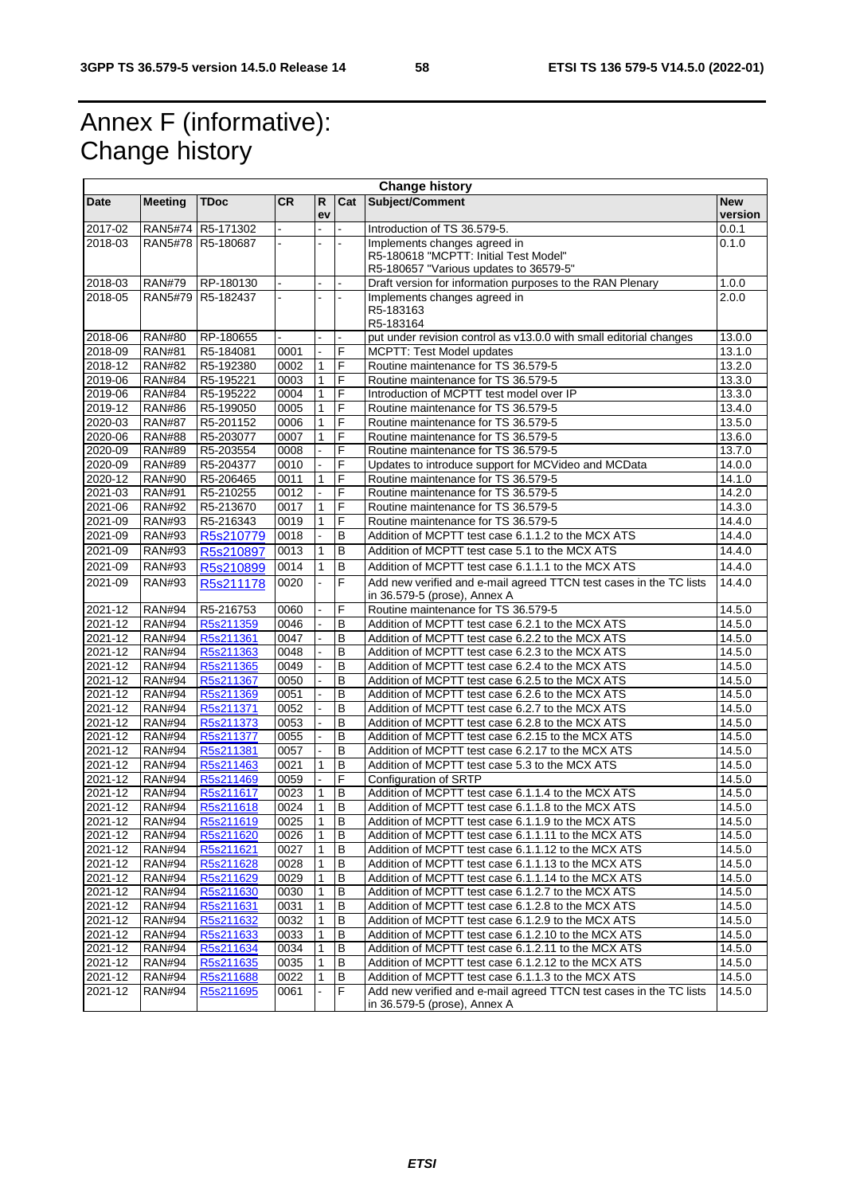# Annex F (informative): Change history

| Change history | | | | | | | |
|---|---|---|---|---|---|---|---|
| **Date** | **Meeting** | **TDoc** | **CR** | **Rev** | **Cat** | **Subject/Comment** | **New version** |
| 2017-02 | RAN5#74 | R5-171302 | - | - | - | Introduction of TS 36.579-5. | 0.0.1 |
| 2018-03 | RAN5#78 | R5-180687 | - | - | - | Implements changes agreed in R5-180618 "MCPTT: Initial Test Model" R5-180657 "Various updates to 36579-5" | 0.1.0 |
| 2018-03 | RAN#79 | RP-180130 | - | - | - | Draft version for information purposes to the RAN Plenary | 1.0.0 |
| 2018-05 | RAN5#79 | R5-182437 | - | - | - | Implements changes agreed in R5-183163 R5-183164 | 2.0.0 |
| 2018-06 | RAN#80 | RP-180655 | - | - | - | put under revision control as v13.0.0 with small editorial changes | 13.0.0 |
| 2018-09 | RAN#81 | R5-184081 | 0001 | - | F | MCPTT: Test Model updates | 13.1.0 |
| 2018-12 | RAN#82 | R5-192380 | 0002 | 1 | F | Routine maintenance for TS 36.579-5 | 13.2.0 |
| 2019-06 | RAN#84 | R5-195221 | 0003 | 1 | F | Routine maintenance for TS 36.579-5 | 13.3.0 |
| 2019-06 | RAN#84 | R5-195222 | 0004 | 1 | F | Introduction of MCPTT test model over IP | 13.3.0 |
| 2019-12 | RAN#86 | R5-199050 | 0005 | 1 | F | Routine maintenance for TS 36.579-5 | 13.4.0 |
| 2020-03 | RAN#87 | R5-201152 | 0006 | 1 | F | Routine maintenance for TS 36.579-5 | 13.5.0 |
| 2020-06 | RAN#88 | R5-203077 | 0007 | 1 | F | Routine maintenance for TS 36.579-5 | 13.6.0 |
| 2020-09 | RAN#89 | R5-203554 | 0008 | - | F | Routine maintenance for TS 36.579-5 | 13.7.0 |
| 2020-09 | RAN#89 | R5-204377 | 0010 | - | F | Updates to introduce support for MCVideo and MCData | 14.0.0 |
| 2020-12 | RAN#90 | R5-206465 | 0011 | 1 | F | Routine maintenance for TS 36.579-5 | 14.1.0 |
| 2021-03 | RAN#91 | R5-210255 | 0012 | - | F | Routine maintenance for TS 36.579-5 | 14.2.0 |
| 2021-06 | RAN#92 | R5-213670 | 0017 | 1 | F | Routine maintenance for TS 36.579-5 | 14.3.0 |
| 2021-09 | RAN#93 | R5-216343 | 0019 | 1 | F | Routine maintenance for TS 36.579-5 | 14.4.0 |
| 2021-09 | RAN#93 | R5s210779 | 0018 | - | B | Addition of MCPTT test case 6.1.1.2 to the MCX ATS | 14.4.0 |
| 2021-09 | RAN#93 | R5s210897 | 0013 | 1 | B | Addition of MCPTT test case 5.1 to the MCX ATS | 14.4.0 |
| 2021-09 | RAN#93 | R5s210899 | 0014 | 1 | B | Addition of MCPTT test case 6.1.1.1 to the MCX ATS | 14.4.0 |
| 2021-09 | RAN#93 | R5s211178 | 0020 | - | F | Add new verified and e-mail agreed TTCN test cases in the TC lists in 36.579-5 (prose), Annex A | 14.4.0 |
| 2021-12 | RAN#94 | R5-216753 | 0060 | - | F | Routine maintenance for TS 36.579-5 | 14.5.0 |
| 2021-12 | RAN#94 | R5s211359 | 0046 | - | B | Addition of MCPTT test case 6.2.1 to the MCX ATS | 14.5.0 |
| 2021-12 | RAN#94 | R5s211361 | 0047 | - | B | Addition of MCPTT test case 6.2.2 to the MCX ATS | 14.5.0 |
| 2021-12 | RAN#94 | R5s211363 | 0048 | - | B | Addition of MCPTT test case 6.2.3 to the MCX ATS | 14.5.0 |
| 2021-12 | RAN#94 | R5s211365 | 0049 | - | B | Addition of MCPTT test case 6.2.4 to the MCX ATS | 14.5.0 |
| 2021-12 | RAN#94 | R5s211367 | 0050 | - | B | Addition of MCPTT test case 6.2.5 to the MCX ATS | 14.5.0 |
| 2021-12 | RAN#94 | R5s211369 | 0051 | - | B | Addition of MCPTT test case 6.2.6 to the MCX ATS | 14.5.0 |
| 2021-12 | RAN#94 | R5s211371 | 0052 | - | B | Addition of MCPTT test case 6.2.7 to the MCX ATS | 14.5.0 |
| 2021-12 | RAN#94 | R5s211373 | 0053 | - | B | Addition of MCPTT test case 6.2.8 to the MCX ATS | 14.5.0 |
| 2021-12 | RAN#94 | R5s211377 | 0055 | - | B | Addition of MCPTT test case 6.2.15 to the MCX ATS | 14.5.0 |
| 2021-12 | RAN#94 | R5s211381 | 0057 | - | B | Addition of MCPTT test case 6.2.17 to the MCX ATS | 14.5.0 |
| 2021-12 | RAN#94 | R5s211463 | 0021 | 1 | B | Addition of MCPTT test case 5.3 to the MCX ATS | 14.5.0 |
| 2021-12 | RAN#94 | R5s211469 | 0059 | - | F | Configuration of SRTP | 14.5.0 |
| 2021-12 | RAN#94 | R5s211617 | 0023 | 1 | B | Addition of MCPTT test case 6.1.1.4 to the MCX ATS | 14.5.0 |
| 2021-12 | RAN#94 | R5s211618 | 0024 | 1 | B | Addition of MCPTT test case 6.1.1.8 to the MCX ATS | 14.5.0 |
| 2021-12 | RAN#94 | R5s211619 | 0025 | 1 | B | Addition of MCPTT test case 6.1.1.9 to the MCX ATS | 14.5.0 |
| 2021-12 | RAN#94 | R5s211620 | 0026 | 1 | B | Addition of MCPTT test case 6.1.1.11 to the MCX ATS | 14.5.0 |
| 2021-12 | RAN#94 | R5s211621 | 0027 | 1 | B | Addition of MCPTT test case 6.1.1.12 to the MCX ATS | 14.5.0 |
| 2021-12 | RAN#94 | R5s211628 | 0028 | 1 | B | Addition of MCPTT test case 6.1.1.13 to the MCX ATS | 14.5.0 |
| 2021-12 | RAN#94 | R5s211629 | 0029 | 1 | B | Addition of MCPTT test case 6.1.1.14 to the MCX ATS | 14.5.0 |
| 2021-12 | RAN#94 | R5s211630 | 0030 | 1 | B | Addition of MCPTT test case 6.1.2.7 to the MCX ATS | 14.5.0 |
| 2021-12 | RAN#94 | R5s211631 | 0031 | 1 | B | Addition of MCPTT test case 6.1.2.8 to the MCX ATS | 14.5.0 |
| 2021-12 | RAN#94 | R5s211632 | 0032 | 1 | B | Addition of MCPTT test case 6.1.2.9 to the MCX ATS | 14.5.0 |
| 2021-12 | RAN#94 | R5s211633 | 0033 | 1 | B | Addition of MCPTT test case 6.1.2.10 to the MCX ATS | 14.5.0 |
| 2021-12 | RAN#94 | R5s211634 | 0034 | 1 | B | Addition of MCPTT test case 6.1.2.11 to the MCX ATS | 14.5.0 |
| 2021-12 | RAN#94 | R5s211635 | 0035 | 1 | B | Addition of MCPTT test case 6.1.2.12 to the MCX ATS | 14.5.0 |
| 2021-12 | RAN#94 | R5s211688 | 0022 | 1 | B | Addition of MCPTT test case 6.1.1.3 to the MCX ATS | 14.5.0 |
| 2021-12 | RAN#94 | R5s211695 | 0061 | - | F | Add new verified and e-mail agreed TTCN test cases in the TC lists in 36.579-5 (prose), Annex A | 14.5.0 |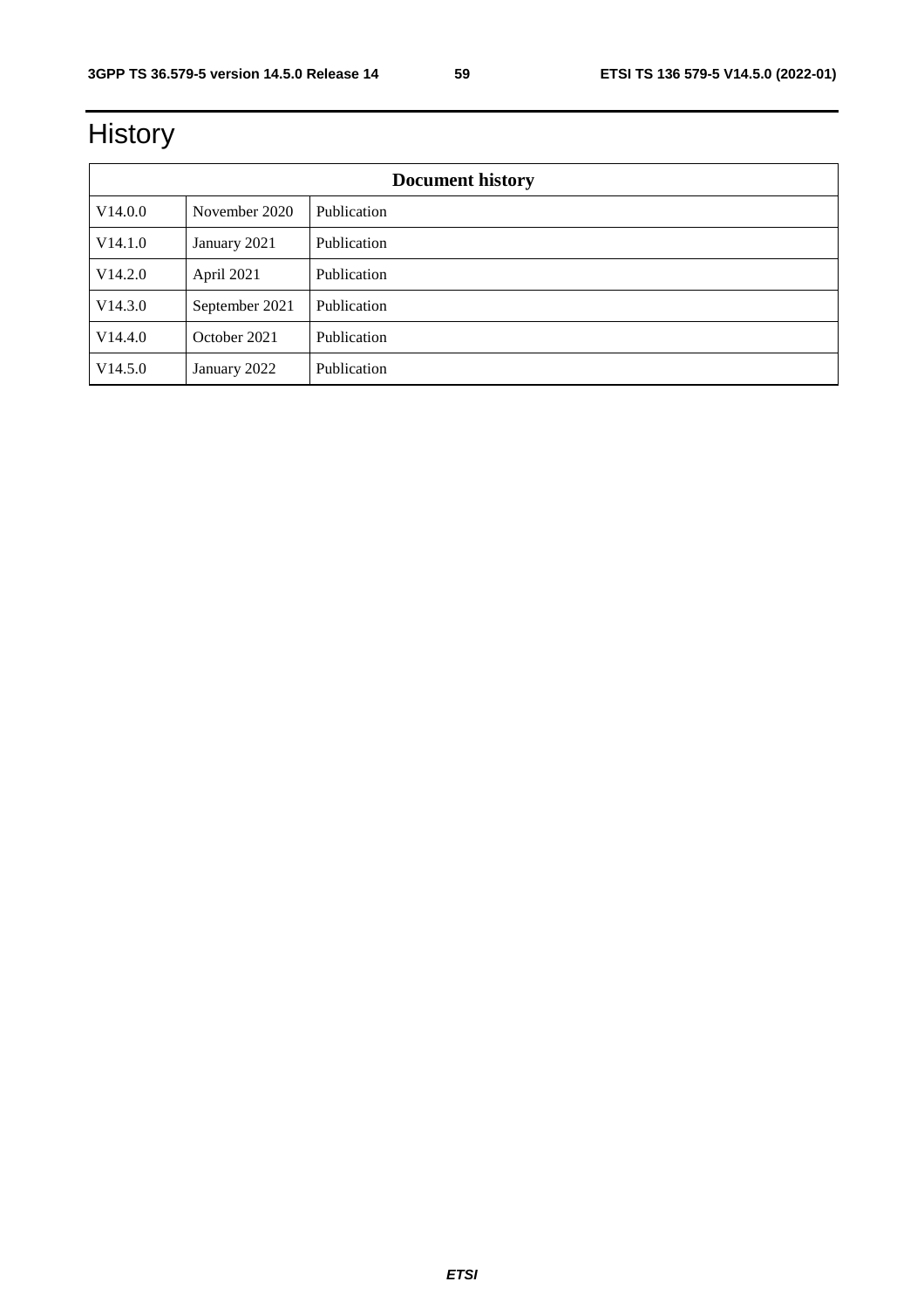# History

| Document history | | |
|---|---|---|
| V14.0.0 | November 2020 | Publication |
| V14.1.0 | January 2021 | Publication |
| V14.2.0 | April 2021 | Publication |
| V14.3.0 | September 2021 | Publication |
| V14.4.0 | October 2021 | Publication |
| V14.5.0 | January 2022 | Publication |